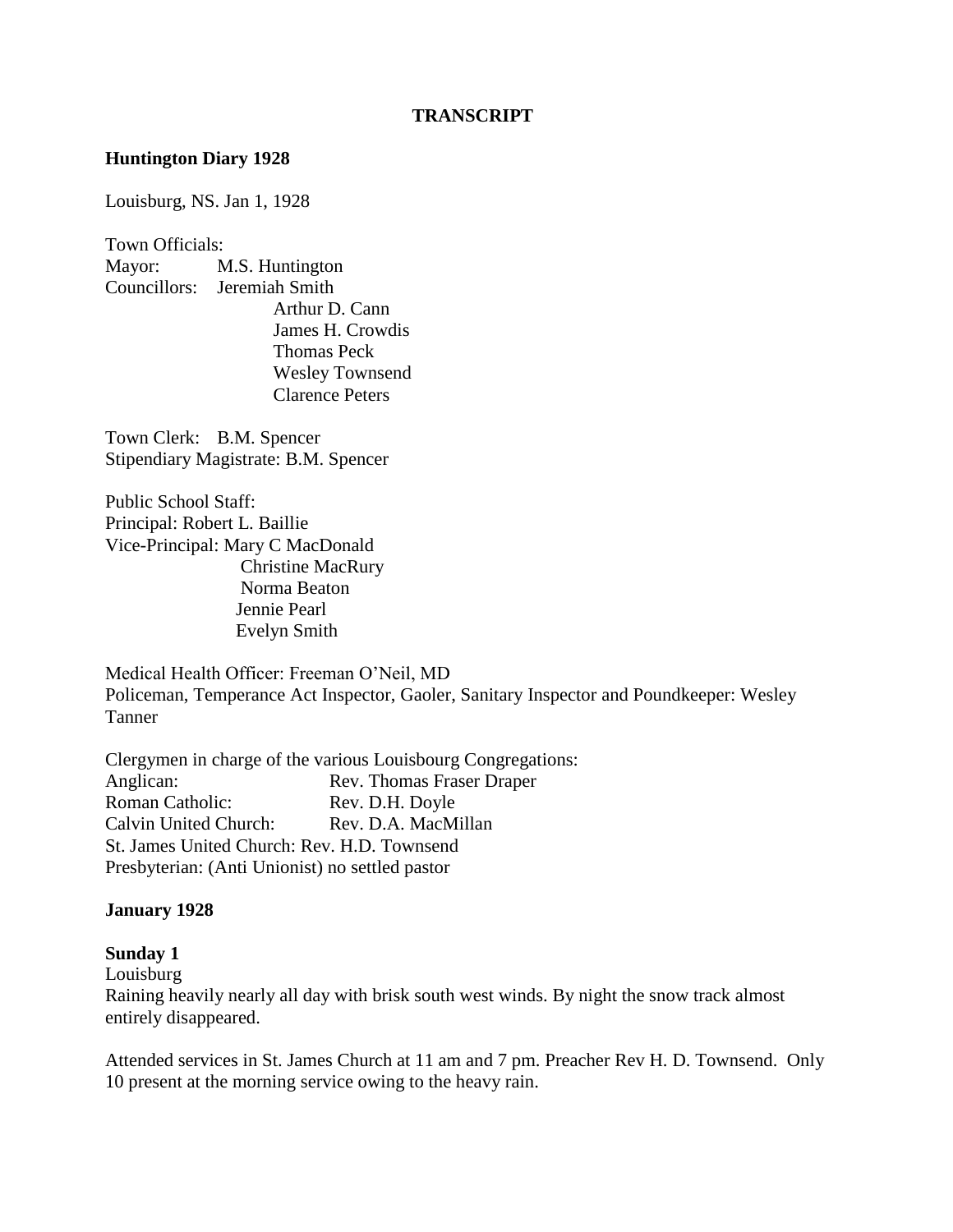**TRANSCRIPT**

**Huntington Diary 1928**

Louisburg, NS. Jan 1, 1928

Town Officials:
Mayor: M.S. Huntington
Councillors: Jeremiah Smith
Arthur D. Cann
James H. Crowdis
Thomas Peck
Wesley Townsend
Clarence Peters

Town Clerk: B.M. Spencer
Stipendiary Magistrate: B.M. Spencer

Public School Staff:
Principal: Robert L. Baillie
Vice-Principal: Mary C MacDonald
Christine MacRury
Norma Beaton
Jennie Pearl
Evelyn Smith

Medical Health Officer: Freeman O'Neil, MD
Policeman, Temperance Act Inspector, Gaoler, Sanitary Inspector and Poundkeeper: Wesley Tanner

Clergymen in charge of the various Louisbourg Congregations:
Anglican: Rev. Thomas Fraser Draper
Roman Catholic: Rev. D.H. Doyle
Calvin United Church: Rev. D.A. MacMillan
St. James United Church: Rev. H.D. Townsend
Presbyterian: (Anti Unionist) no settled pastor

**January 1928**

**Sunday 1**
Louisburg
Raining heavily nearly all day with brisk south west winds. By night the snow track almost entirely disappeared.

Attended services in St. James Church at 11 am and 7 pm. Preacher Rev H. D. Townsend. Only 10 present at the morning service owing to the heavy rain.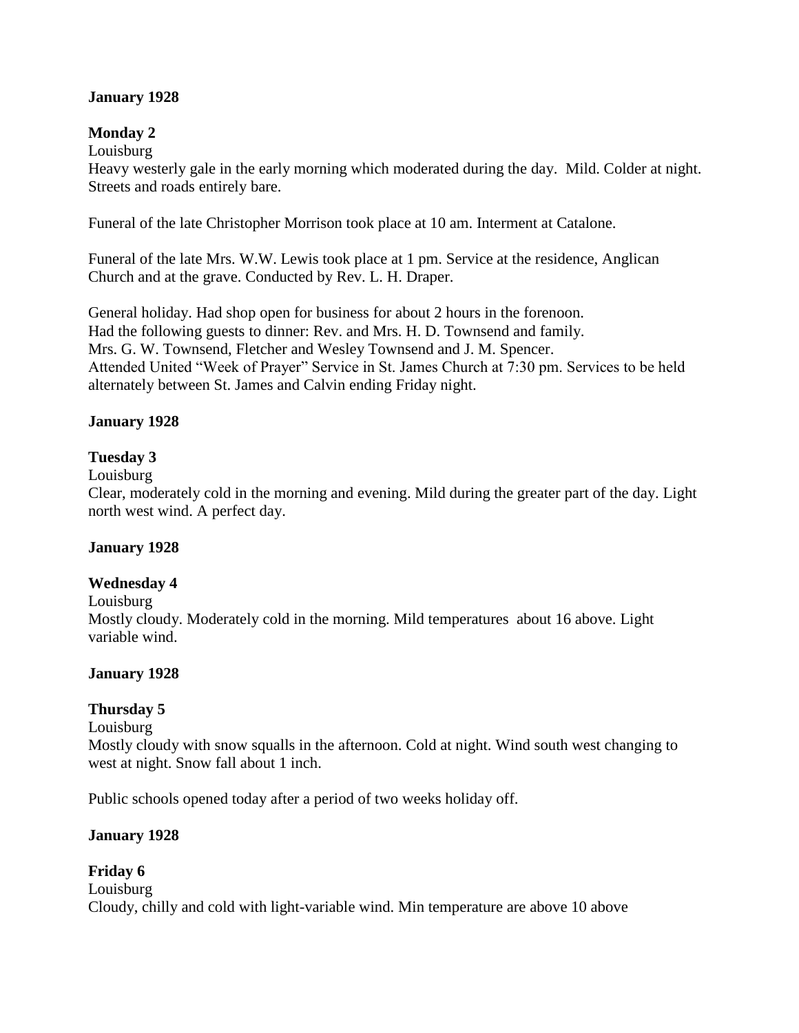**January 1928**

**Monday 2**

Louisburg

Heavy westerly gale in the early morning which moderated during the day. Mild. Colder at night. Streets and roads entirely bare.

Funeral of the late Christopher Morrison took place at 10 am. Interment at Catalone.

Funeral of the late Mrs. W.W. Lewis took place at 1 pm. Service at the residence, Anglican Church and at the grave. Conducted by Rev. L. H. Draper.

General holiday. Had shop open for business for about 2 hours in the forenoon.
Had the following guests to dinner: Rev. and Mrs. H. D. Townsend and family.
Mrs. G. W. Townsend, Fletcher and Wesley Townsend and J. M. Spencer.
Attended United "Week of Prayer" Service in St. James Church at 7:30 pm. Services to be held alternately between St. James and Calvin ending Friday night.

**January 1928**

**Tuesday 3**

Louisburg

Clear, moderately cold in the morning and evening. Mild during the greater part of the day. Light north west wind. A perfect day.

**January 1928**

**Wednesday 4**

Louisburg

Mostly cloudy. Moderately cold in the morning. Mild temperatures about 16 above. Light variable wind.

**January 1928**

**Thursday 5**

Louisburg

Mostly cloudy with snow squalls in the afternoon. Cold at night. Wind south west changing to west at night. Snow fall about 1 inch.

Public schools opened today after a period of two weeks holiday off.

**January 1928**

**Friday 6**

Louisburg

Cloudy, chilly and cold with light-variable wind. Min temperature are above 10 above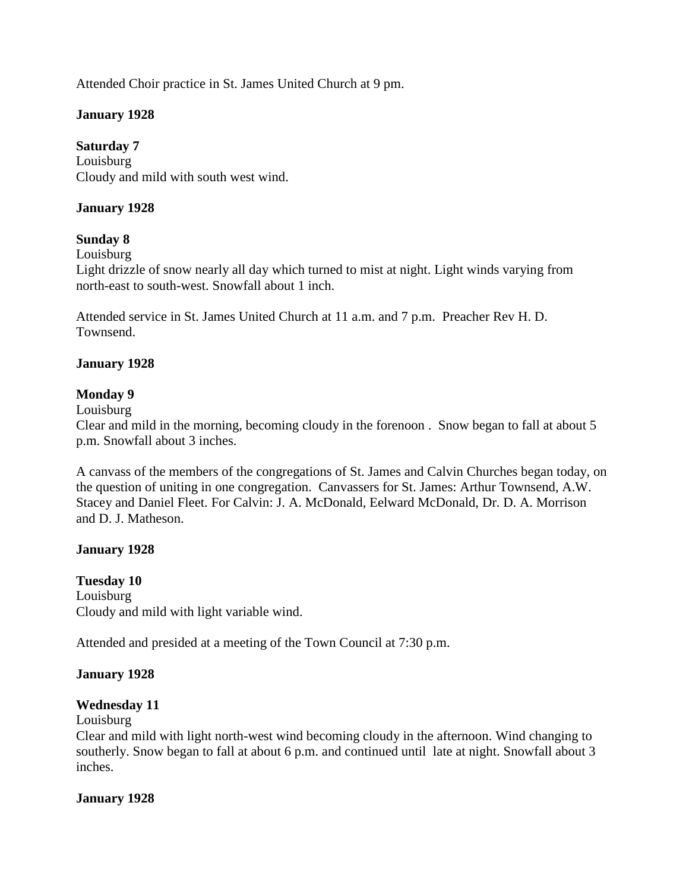Attended Choir practice in St. James United Church at 9 pm.

**January 1928**

**Saturday 7**
Louisburg
Cloudy and mild with south west wind.

**January 1928**

**Sunday 8**
Louisburg
Light drizzle of snow nearly all day which turned to mist at night. Light winds varying from north-east to south-west. Snowfall about 1 inch.

Attended service in St. James United Church at 11 a.m. and 7 p.m. Preacher Rev H. D. Townsend.

**January 1928**

**Monday 9**
Louisburg
Clear and mild in the morning, becoming cloudy in the forenoon . Snow began to fall at about 5 p.m. Snowfall about 3 inches.

A canvass of the members of the congregations of St. James and Calvin Churches began today, on the question of uniting in one congregation. Canvassers for St. James: Arthur Townsend, A.W. Stacey and Daniel Fleet. For Calvin: J. A. McDonald, Eelward McDonald, Dr. D. A. Morrison and D. J. Matheson.

**January 1928**

**Tuesday 10**
Louisburg
Cloudy and mild with light variable wind.

Attended and presided at a meeting of the Town Council at 7:30 p.m.

**January 1928**

**Wednesday 11**
Louisburg
Clear and mild with light north-west wind becoming cloudy in the afternoon. Wind changing to southerly. Snow began to fall at about 6 p.m. and continued until late at night. Snowfall about 3 inches.

**January 1928**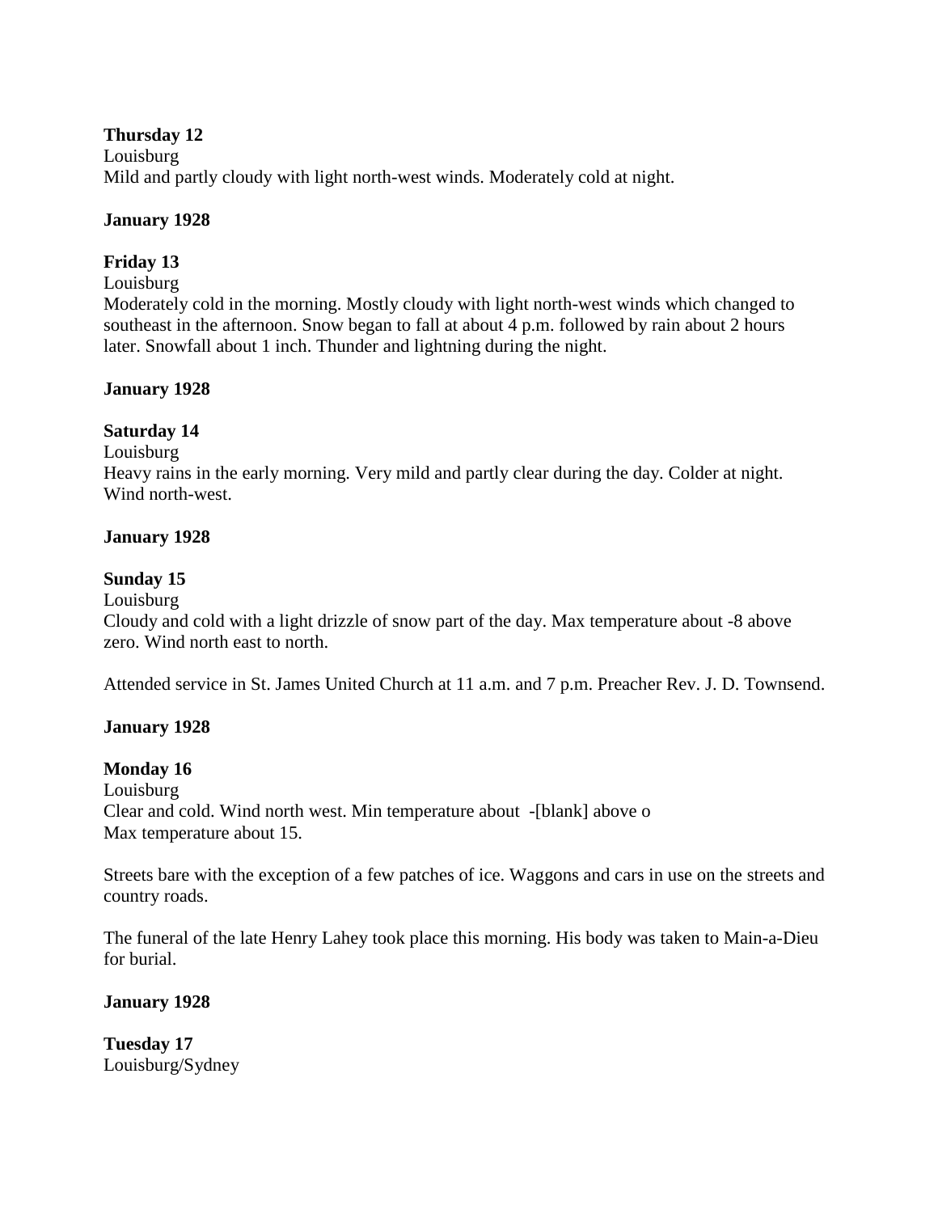**Thursday 12**
Louisburg
Mild and partly cloudy with light north-west winds. Moderately cold at night.

**January 1928**

**Friday 13**
Louisburg
Moderately cold in the morning. Mostly cloudy with light north-west winds which changed to southeast in the afternoon. Snow began to fall at about 4 p.m. followed by rain about 2 hours later. Snowfall about 1 inch. Thunder and lightning during the night.

**January 1928**

**Saturday 14**
Louisburg
Heavy rains in the early morning. Very mild and partly clear during the day. Colder at night. Wind north-west.

**January 1928**

**Sunday 15**
Louisburg
Cloudy and cold with a light drizzle of snow part of the day. Max temperature about -8 above zero. Wind north east to north.

Attended service in St. James United Church at 11 a.m. and 7 p.m. Preacher Rev. J. D. Townsend.

**January 1928**

**Monday 16**
Louisburg
Clear and cold. Wind north west. Min temperature about -[blank] above o
Max temperature about 15.

Streets bare with the exception of a few patches of ice. Waggons and cars in use on the streets and country roads.

The funeral of the late Henry Lahey took place this morning. His body was taken to Main-a-Dieu for burial.

**January 1928**

**Tuesday 17**
Louisburg/Sydney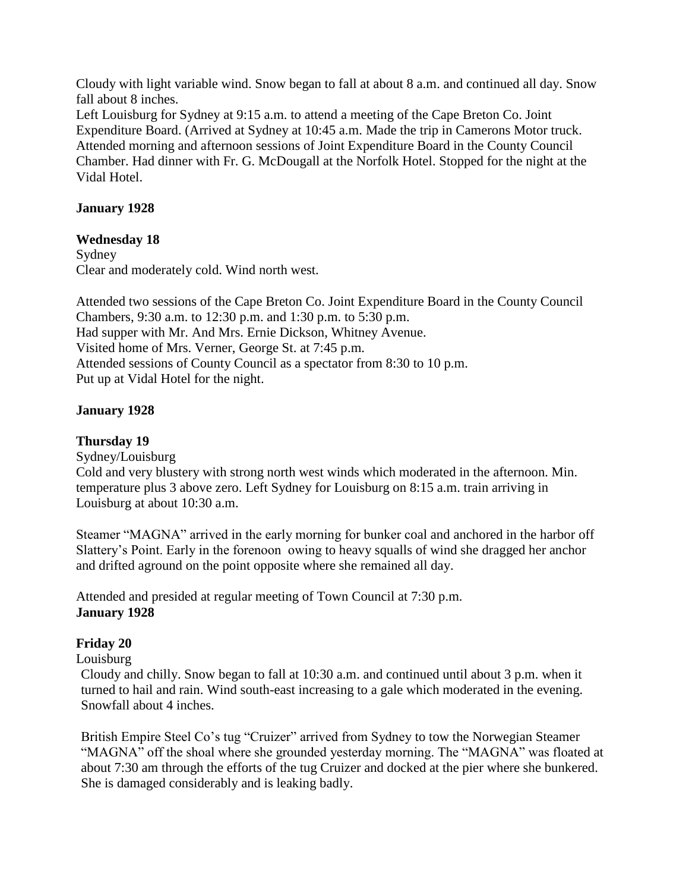Cloudy with light variable wind. Snow began to fall at about 8 a.m. and continued all day. Snow fall about 8 inches.

Left Louisburg for Sydney at 9:15 a.m. to attend a meeting of the Cape Breton Co. Joint Expenditure Board. (Arrived at Sydney at 10:45 a.m. Made the trip in Camerons Motor truck. Attended morning and afternoon sessions of Joint Expenditure Board in the County Council Chamber. Had dinner with Fr. G. McDougall at the Norfolk Hotel. Stopped for the night at the Vidal Hotel.

**January 1928**

**Wednesday 18**

Sydney

Clear and moderately cold. Wind north west.

Attended two sessions of the Cape Breton Co. Joint Expenditure Board in the County Council Chambers, 9:30 a.m. to 12:30 p.m. and 1:30 p.m. to 5:30 p.m.

Had supper with Mr. And Mrs. Ernie Dickson, Whitney Avenue.

Visited home of Mrs. Verner, George St. at 7:45 p.m.

Attended sessions of County Council as a spectator from 8:30 to 10 p.m.

Put up at Vidal Hotel for the night.

**January 1928**

**Thursday 19**

Sydney/Louisburg

Cold and very blustery with strong north west winds which moderated in the afternoon. Min. temperature plus 3 above zero. Left Sydney for Louisburg on 8:15 a.m. train arriving in Louisburg at about 10:30 a.m.

Steamer "MAGNA" arrived in the early morning for bunker coal and anchored in the harbor off Slattery's Point. Early in the forenoon owing to heavy squalls of wind she dragged her anchor and drifted aground on the point opposite where she remained all day.

Attended and presided at regular meeting of Town Council at 7:30 p.m.

**January 1928**

**Friday 20**

Louisburg

Cloudy and chilly. Snow began to fall at 10:30 a.m. and continued until about 3 p.m. when it turned to hail and rain. Wind south-east increasing to a gale which moderated in the evening. Snowfall about 4 inches.

British Empire Steel Co's tug "Cruizer" arrived from Sydney to tow the Norwegian Steamer "MAGNA" off the shoal where she grounded yesterday morning. The "MAGNA" was floated at about 7:30 am through the efforts of the tug Cruizer and docked at the pier where she bunkered. She is damaged considerably and is leaking badly.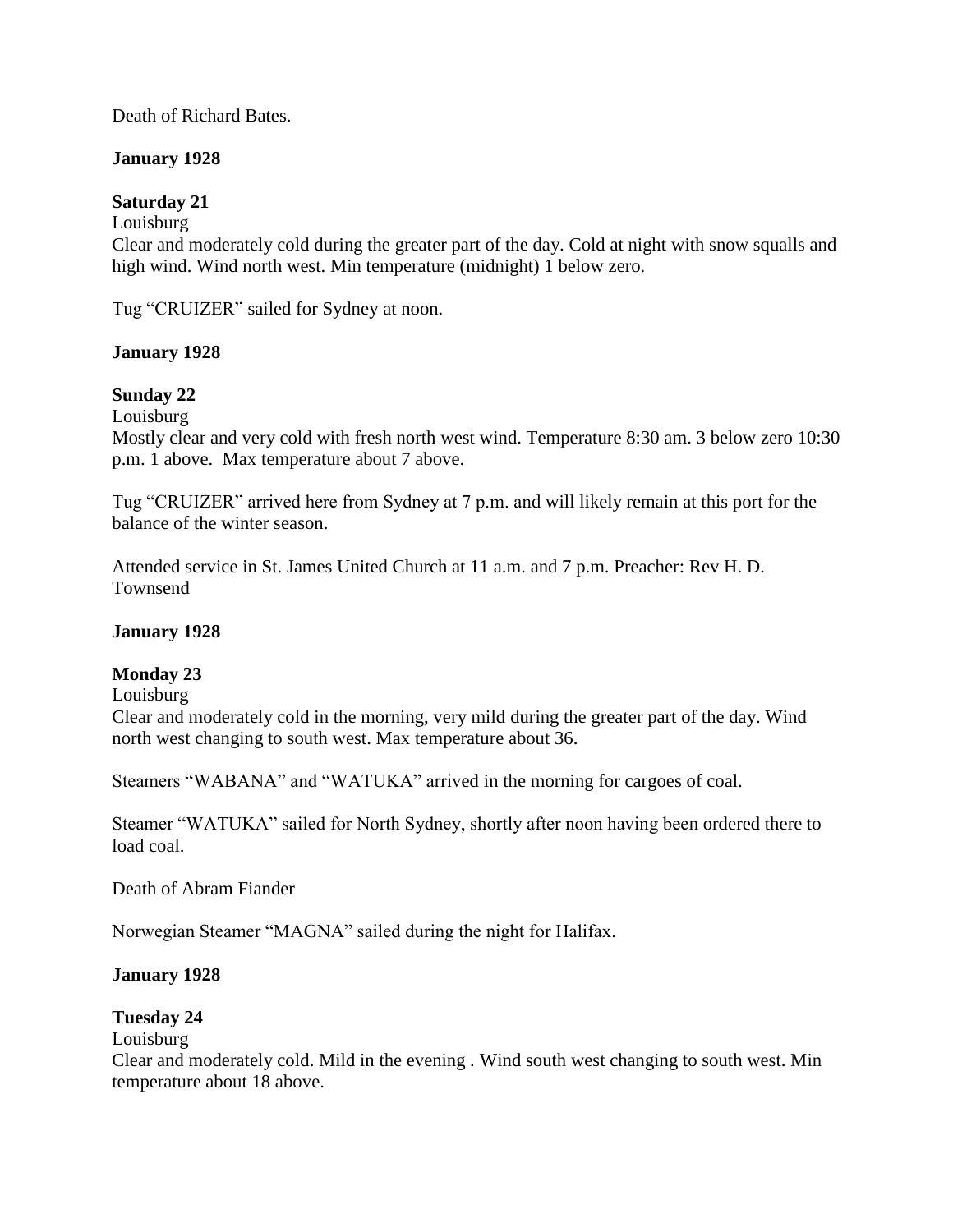Death of Richard Bates.

**January 1928**

**Saturday 21**

Louisburg

Clear and moderately cold during the greater part of the day. Cold at night with snow squalls and high wind. Wind north west. Min temperature (midnight) 1 below zero.

Tug "CRUIZER" sailed for Sydney at noon.

**January 1928**

**Sunday 22**

Louisburg

Mostly clear and very cold with fresh north west wind. Temperature 8:30 am. 3 below zero 10:30 p.m. 1 above. Max temperature about 7 above.

Tug "CRUIZER" arrived here from Sydney at 7 p.m. and will likely remain at this port for the balance of the winter season.

Attended service in St. James United Church at 11 a.m. and 7 p.m. Preacher: Rev H. D. Townsend

**January 1928**

**Monday 23**

Louisburg

Clear and moderately cold in the morning, very mild during the greater part of the day. Wind north west changing to south west. Max temperature about 36.

Steamers "WABANA" and "WATUKA" arrived in the morning for cargoes of coal.

Steamer "WATUKA" sailed for North Sydney, shortly after noon having been ordered there to load coal.

Death of Abram Fiander

Norwegian Steamer "MAGNA" sailed during the night for Halifax.

**January 1928**

**Tuesday 24**

Louisburg

Clear and moderately cold. Mild in the evening . Wind south west changing to south west. Min temperature about 18 above.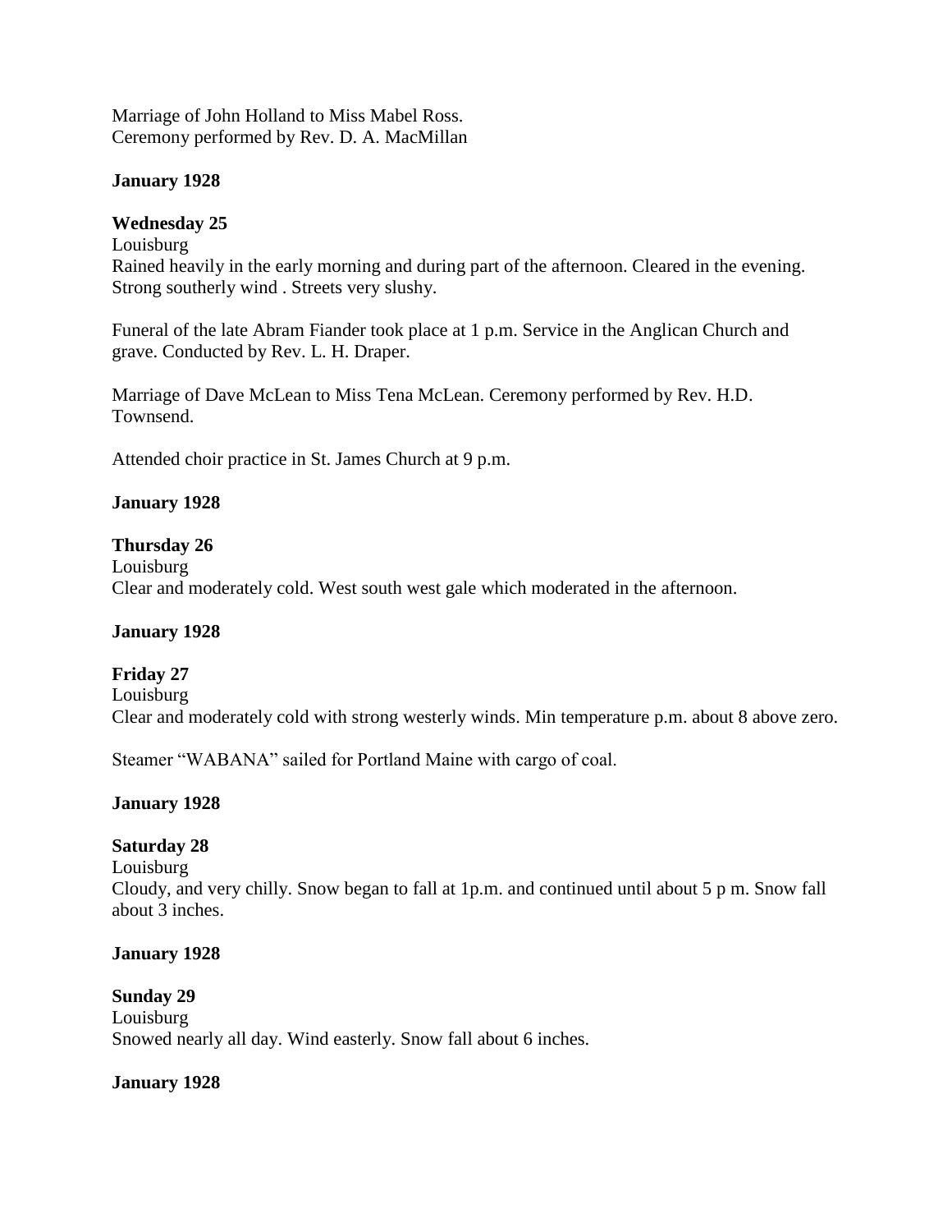Marriage of John Holland to Miss Mabel Ross.
Ceremony performed by Rev. D. A. MacMillan

**January 1928**

**Wednesday 25**
Louisburg
Rained heavily in the early morning and during part of the afternoon. Cleared in the evening. Strong southerly wind . Streets very slushy.

Funeral of the late Abram Fiander took place at 1 p.m. Service in the Anglican Church and grave. Conducted by Rev. L. H. Draper.

Marriage of Dave McLean to Miss Tena McLean. Ceremony performed by Rev. H.D. Townsend.

Attended choir practice in St. James Church at 9 p.m.

**January 1928**

**Thursday 26**
Louisburg
Clear and moderately cold. West south west gale which moderated in the afternoon.

**January 1928**

**Friday 27**
Louisburg
Clear and moderately cold with strong westerly winds. Min temperature p.m. about 8 above zero.

Steamer "WABANA" sailed for Portland Maine with cargo of coal.

**January 1928**

**Saturday 28**
Louisburg
Cloudy, and very chilly. Snow began to fall at 1p.m. and continued until about 5 p m. Snow fall about 3 inches.

**January 1928**

**Sunday 29**
Louisburg
Snowed nearly all day. Wind easterly. Snow fall about 6 inches.

**January 1928**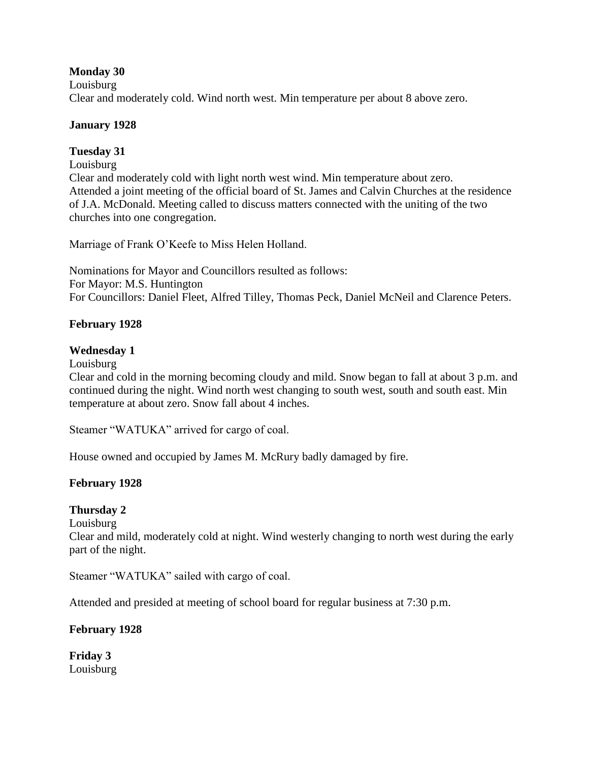**Monday 30**
Louisburg
Clear and moderately cold. Wind north west. Min temperature per about 8 above zero.

**January 1928**

**Tuesday 31**
Louisburg
Clear and moderately cold with light north west wind. Min temperature about zero.
Attended a joint meeting of the official board of St. James and Calvin Churches at the residence of J.A. McDonald. Meeting called to discuss matters connected with the uniting of the two churches into one congregation.

Marriage of Frank O'Keefe to Miss Helen Holland.

Nominations for Mayor and Councillors resulted as follows:
For Mayor: M.S. Huntington
For Councillors: Daniel Fleet, Alfred Tilley, Thomas Peck, Daniel McNeil and Clarence Peters.

**February 1928**

**Wednesday 1**
Louisburg
Clear and cold in the morning becoming cloudy and mild. Snow began to fall at about 3 p.m. and continued during the night. Wind north west changing to south west, south and south east. Min temperature at about zero. Snow fall about 4 inches.

Steamer "WATUKA" arrived for cargo of coal.

House owned and occupied by James M. McRury badly damaged by fire.

**February 1928**

**Thursday 2**
Louisburg
Clear and mild, moderately cold at night. Wind westerly changing to north west during the early part of the night.

Steamer "WATUKA" sailed with cargo of coal.

Attended and presided at meeting of school board for regular business at 7:30 p.m.

**February 1928**

**Friday 3**
Louisburg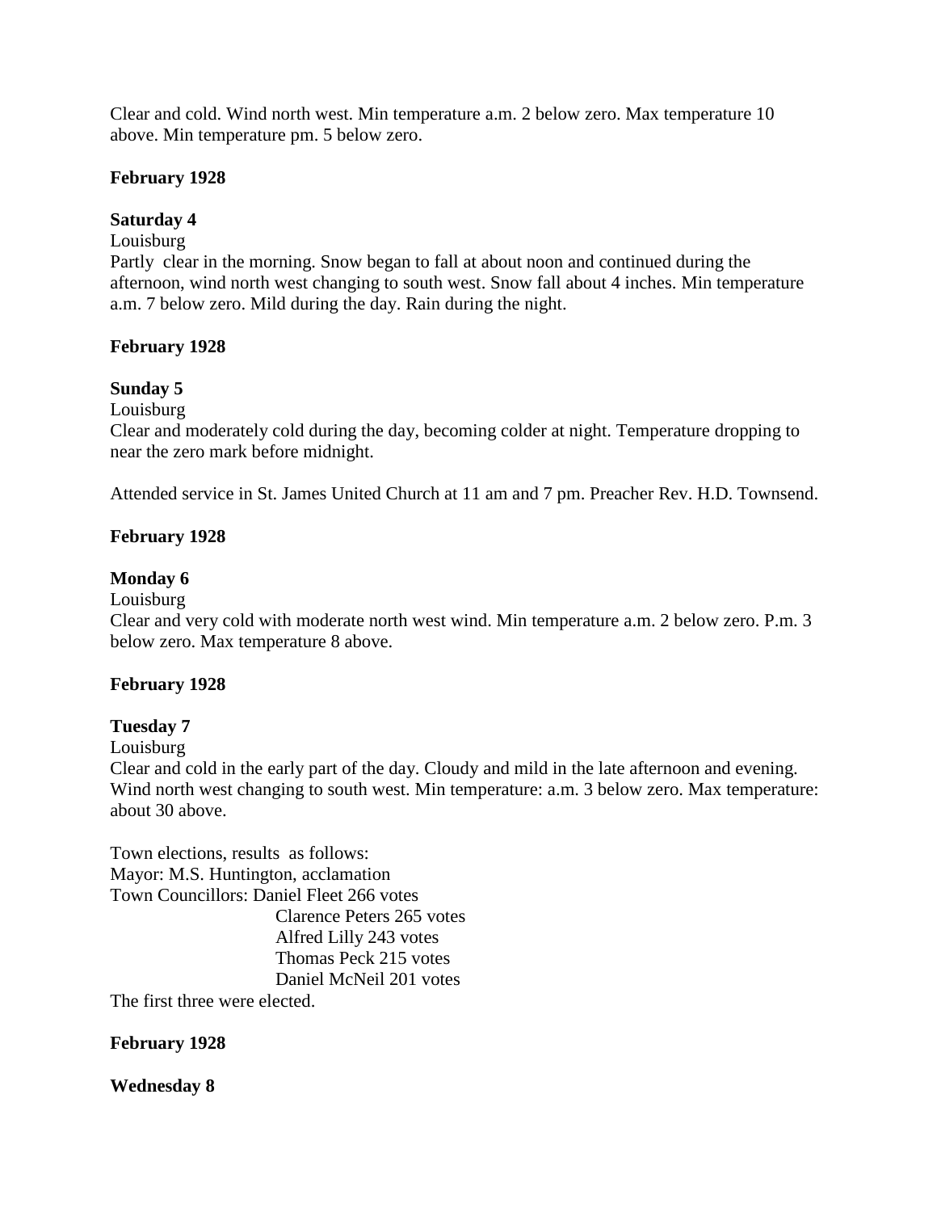Clear and cold. Wind north west. Min temperature a.m. 2 below zero. Max temperature 10 above. Min temperature pm. 5 below zero.

**February 1928**

**Saturday 4**

Louisburg

Partly clear in the morning. Snow began to fall at about noon and continued during the afternoon, wind north west changing to south west. Snow fall about 4 inches. Min temperature a.m. 7 below zero. Mild during the day. Rain during the night.

**February 1928**

**Sunday 5**

Louisburg

Clear and moderately cold during the day, becoming colder at night. Temperature dropping to near the zero mark before midnight.

Attended service in St. James United Church at 11 am and 7 pm. Preacher Rev. H.D. Townsend.

**February 1928**

**Monday 6**

Louisburg

Clear and very cold with moderate north west wind. Min temperature a.m. 2 below zero. P.m. 3 below zero. Max temperature 8 above.

**February 1928**

**Tuesday 7**

Louisburg

Clear and cold in the early part of the day. Cloudy and mild in the late afternoon and evening. Wind north west changing to south west. Min temperature: a.m. 3 below zero. Max temperature: about 30 above.

Town elections, results as follows:

Mayor: M.S. Huntington, acclamation

Town Councillors: Daniel Fleet 266 votes

Clarence Peters 265 votes

Alfred Lilly 243 votes

Thomas Peck 215 votes

Daniel McNeil 201 votes

The first three were elected.

**February 1928**

**Wednesday 8**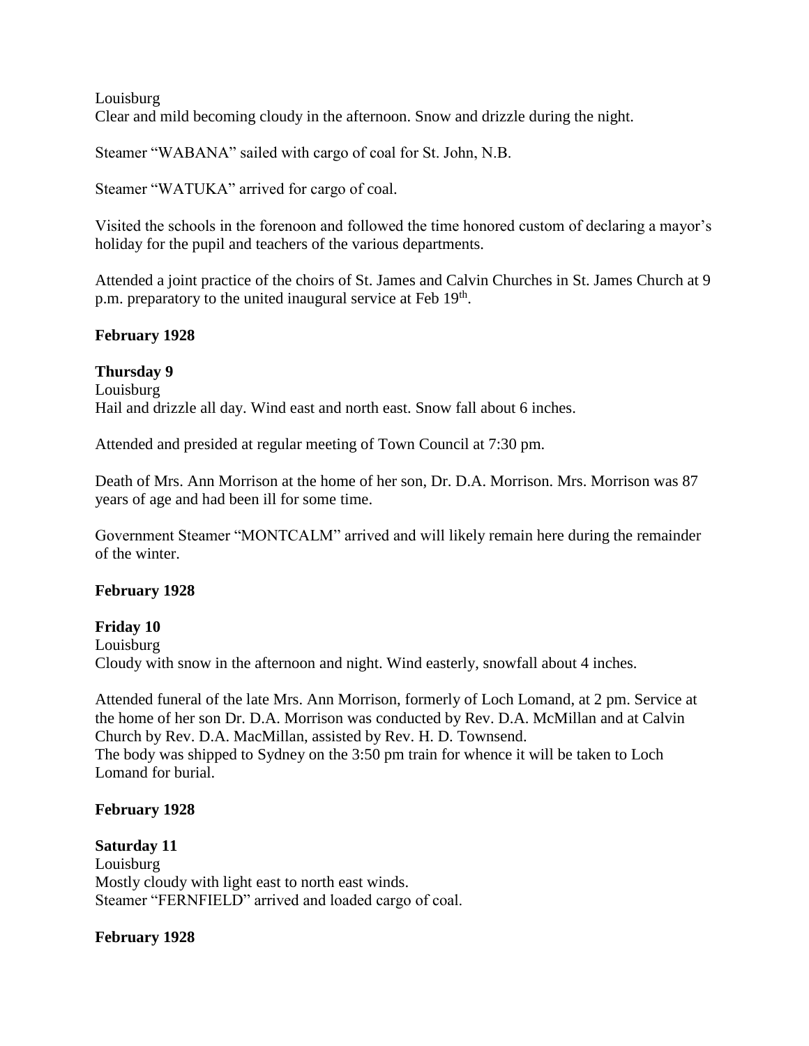Louisburg
Clear and mild becoming cloudy in the afternoon. Snow and drizzle during the night.

Steamer "WABANA" sailed with cargo of coal for St. John, N.B.

Steamer "WATUKA" arrived for cargo of coal.

Visited the schools in the forenoon and followed the time honored custom of declaring a mayor's holiday for the pupil and teachers of the various departments.

Attended a joint practice of the choirs of St. James and Calvin Churches in St. James Church at 9 p.m. preparatory to the united inaugural service at Feb 19th.

**February 1928**

**Thursday 9**
Louisburg
Hail and drizzle all day. Wind east and north east. Snow fall about 6 inches.

Attended and presided at regular meeting of Town Council at 7:30 pm.

Death of Mrs. Ann Morrison at the home of her son, Dr. D.A. Morrison. Mrs. Morrison was 87 years of age and had been ill for some time.

Government Steamer "MONTCALM" arrived and will likely remain here during the remainder of the winter.

**February 1928**

**Friday 10**
Louisburg
Cloudy with snow in the afternoon and night. Wind easterly, snowfall about 4 inches.

Attended funeral of the late Mrs. Ann Morrison, formerly of Loch Lomand, at 2 pm. Service at the home of her son Dr. D.A. Morrison was conducted by Rev. D.A. McMillan and at Calvin Church by Rev. D.A. MacMillan, assisted by Rev. H. D. Townsend.
The body was shipped to Sydney on the 3:50 pm train for whence it will be taken to Loch Lomand for burial.

**February 1928**

**Saturday 11**
Louisburg
Mostly cloudy with light east to north east winds.
Steamer "FERNFIELD" arrived and loaded cargo of coal.

**February 1928**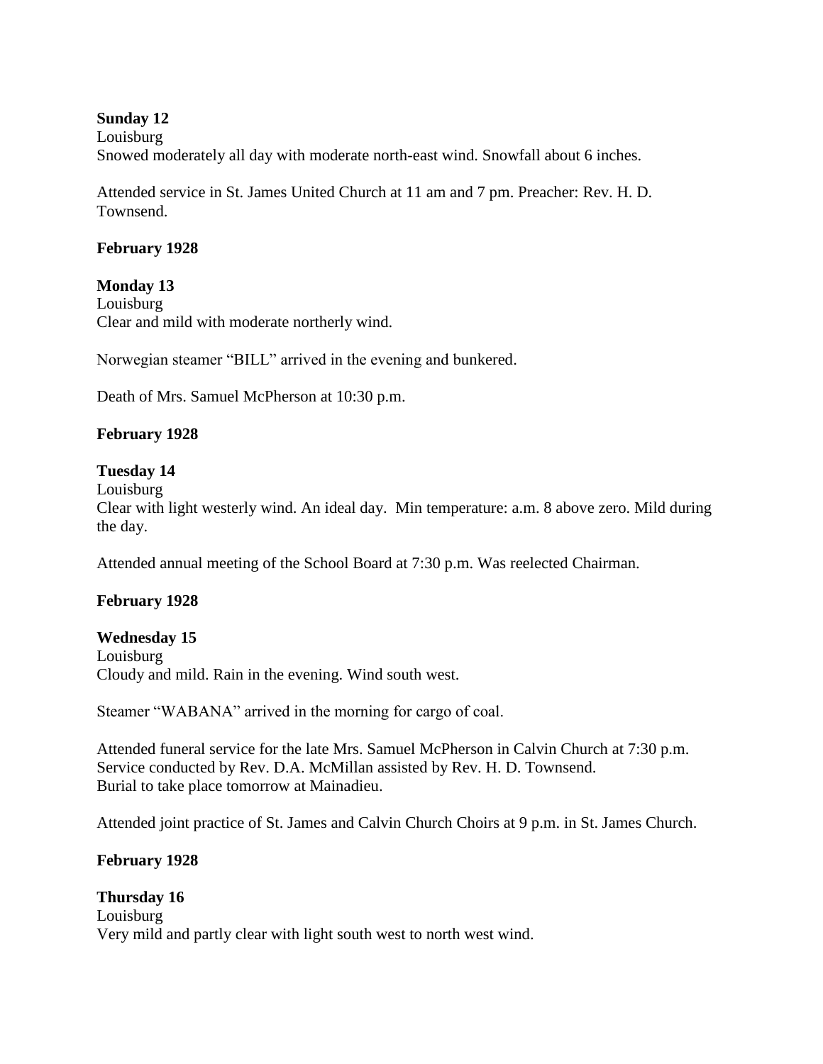**Sunday 12**

Louisburg

Snowed moderately all day with moderate north-east wind. Snowfall about 6 inches.

Attended service in St. James United Church at 11 am and 7 pm. Preacher: Rev. H. D. Townsend.

**February 1928**

**Monday 13**

Louisburg

Clear and mild with moderate northerly wind.

Norwegian steamer "BILL" arrived in the evening and bunkered.

Death of Mrs. Samuel McPherson at 10:30 p.m.

**February 1928**

**Tuesday 14**

Louisburg

Clear with light westerly wind. An ideal day. Min temperature: a.m. 8 above zero. Mild during the day.

Attended annual meeting of the School Board at 7:30 p.m. Was reelected Chairman.

**February 1928**

**Wednesday 15**

Louisburg

Cloudy and mild. Rain in the evening. Wind south west.

Steamer "WABANA" arrived in the morning for cargo of coal.

Attended funeral service for the late Mrs. Samuel McPherson in Calvin Church at 7:30 p.m. Service conducted by Rev. D.A. McMillan assisted by Rev. H. D. Townsend. Burial to take place tomorrow at Mainadieu.

Attended joint practice of St. James and Calvin Church Choirs at 9 p.m. in St. James Church.

**February 1928**

**Thursday 16**

Louisburg

Very mild and partly clear with light south west to north west wind.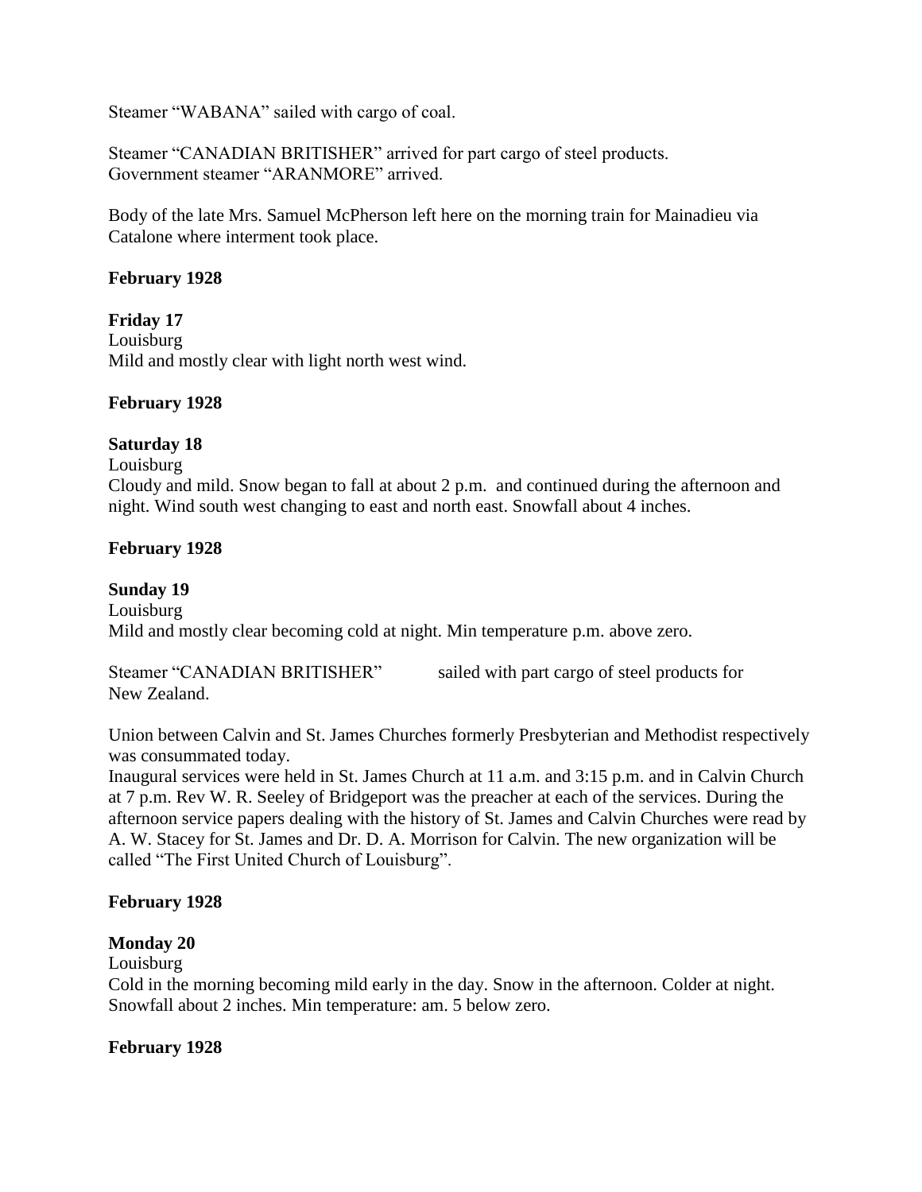Steamer "WABANA" sailed with cargo of coal.

Steamer "CANADIAN BRITISHER" arrived for part cargo of steel products.
Government steamer "ARANMORE" arrived.

Body of the late Mrs. Samuel McPherson left here on the morning train for Mainadieu via Catalone where interment took place.

**February 1928**

**Friday 17**
Louisburg
Mild and mostly clear with light north west wind.

**February 1928**

**Saturday 18**
Louisburg
Cloudy and mild. Snow began to fall at about 2 p.m. and continued during the afternoon and night. Wind south west changing to east and north east. Snowfall about 4 inches.

**February 1928**

**Sunday 19**
Louisburg
Mild and mostly clear becoming cold at night. Min temperature p.m. above zero.

Steamer "CANADIAN BRITISHER" sailed with part cargo of steel products for New Zealand.

Union between Calvin and St. James Churches formerly Presbyterian and Methodist respectively was consummated today.
Inaugural services were held in St. James Church at 11 a.m. and 3:15 p.m. and in Calvin Church at 7 p.m. Rev W. R. Seeley of Bridgeport was the preacher at each of the services. During the afternoon service papers dealing with the history of St. James and Calvin Churches were read by A. W. Stacey for St. James and Dr. D. A. Morrison for Calvin. The new organization will be called "The First United Church of Louisburg".

**February 1928**

**Monday 20**
Louisburg
Cold in the morning becoming mild early in the day. Snow in the afternoon. Colder at night. Snowfall about 2 inches. Min temperature: am. 5 below zero.

**February 1928**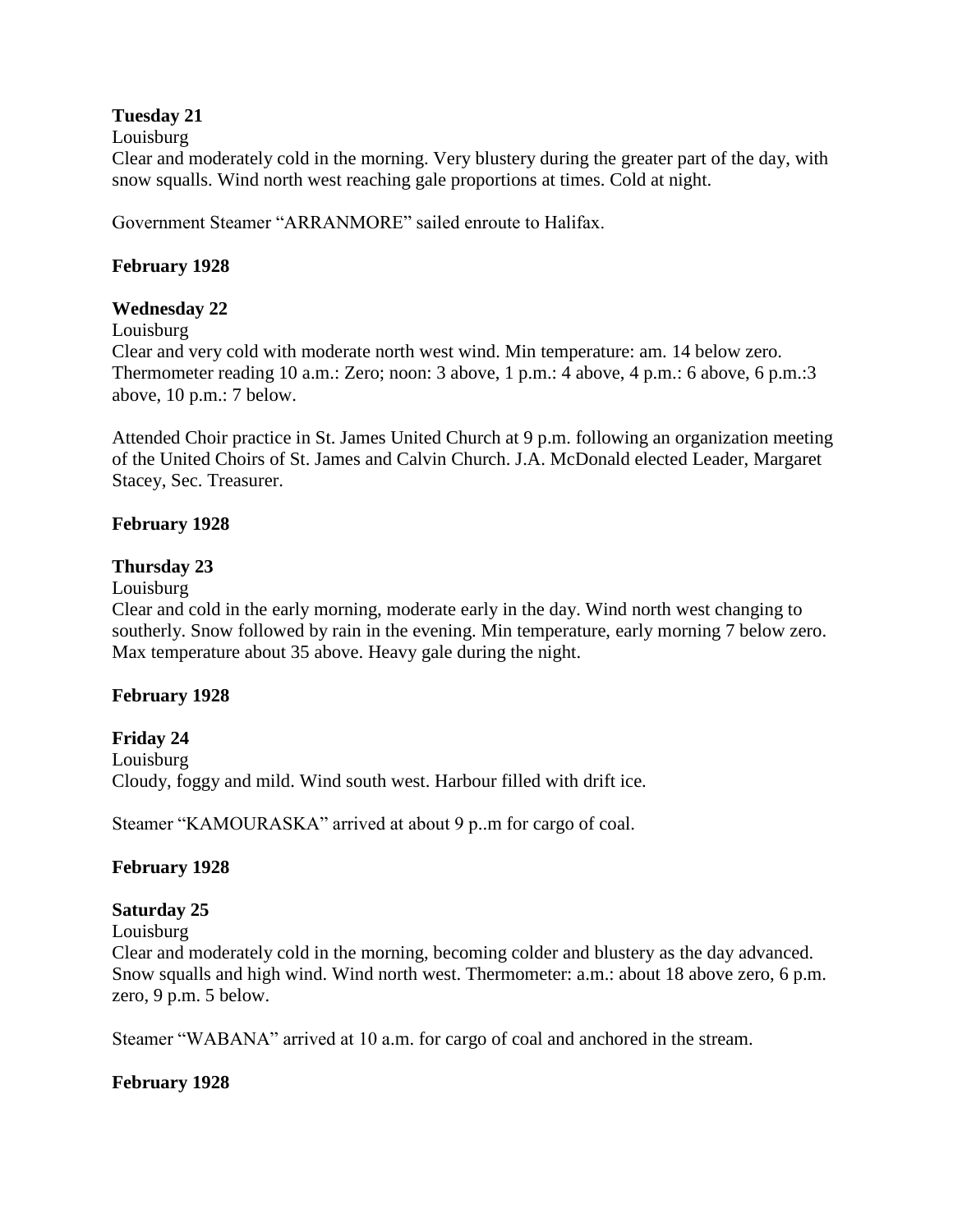**Tuesday 21**

Louisburg

Clear and moderately cold in the morning. Very blustery during the greater part of the day, with snow squalls. Wind north west reaching gale proportions at times. Cold at night.

Government Steamer "ARRANMORE" sailed enroute to Halifax.

**February 1928**

**Wednesday 22**

Louisburg

Clear and very cold with moderate north west wind. Min temperature: am. 14 below zero. Thermometer reading 10 a.m.: Zero; noon: 3 above, 1 p.m.: 4 above, 4 p.m.: 6 above, 6 p.m.:3 above, 10 p.m.: 7 below.

Attended Choir practice in St. James United Church at 9 p.m. following an organization meeting of the United Choirs of St. James and Calvin Church. J.A. McDonald elected Leader, Margaret Stacey, Sec. Treasurer.

**February 1928**

**Thursday 23**

Louisburg

Clear and cold in the early morning, moderate early in the day. Wind north west changing to southerly. Snow followed by rain in the evening. Min temperature, early morning 7 below zero. Max temperature about 35 above. Heavy gale during the night.

**February 1928**

**Friday 24**

Louisburg

Cloudy, foggy and mild. Wind south west. Harbour filled with drift ice.

Steamer "KAMOURASKA" arrived at about 9 p..m for cargo of coal.

**February 1928**

**Saturday 25**

Louisburg

Clear and moderately cold in the morning, becoming colder and blustery as the day advanced. Snow squalls and high wind. Wind north west. Thermometer: a.m.: about 18 above zero, 6 p.m. zero, 9 p.m. 5 below.

Steamer "WABANA" arrived at 10 a.m. for cargo of coal and anchored in the stream.

**February 1928**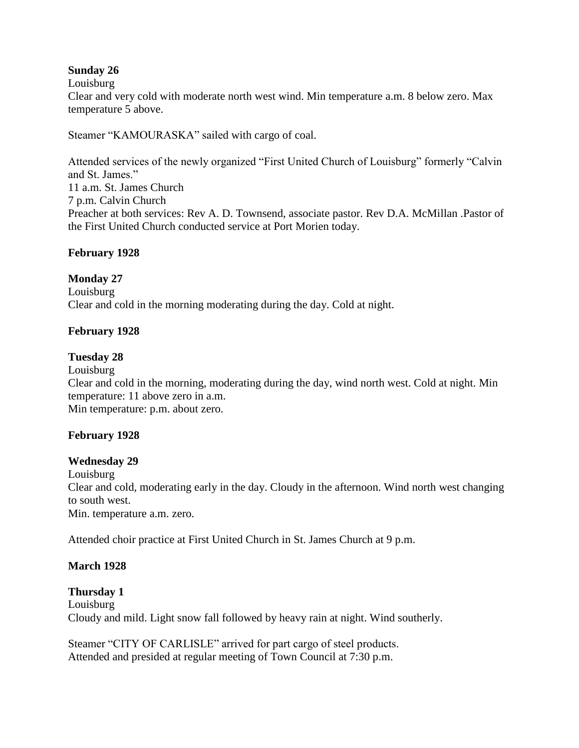**Sunday 26**

Louisburg

Clear and very cold with moderate north west wind. Min temperature a.m. 8 below zero. Max temperature 5 above.

Steamer "KAMOURASKA" sailed with cargo of coal.

Attended services of the newly organized "First United Church of Louisburg" formerly "Calvin and St. James."

11 a.m. St. James Church

7 p.m. Calvin Church

Preacher at both services: Rev A. D. Townsend, associate pastor. Rev D.A. McMillan .Pastor of the First United Church conducted service at Port Morien today.

**February 1928**

**Monday 27**

Louisburg

Clear and cold in the morning moderating during the day. Cold at night.

**February 1928**

**Tuesday 28**

Louisburg

Clear and cold in the morning, moderating during the day, wind north west. Cold at night. Min temperature: 11 above zero in a.m.

Min temperature: p.m. about zero.

**February 1928**

**Wednesday 29**

Louisburg

Clear and cold, moderating early in the day. Cloudy in the afternoon. Wind north west changing to south west.

Min. temperature a.m. zero.

Attended choir practice at First United Church in St. James Church at 9 p.m.

**March 1928**

**Thursday 1**

Louisburg

Cloudy and mild. Light snow fall followed by heavy rain at night. Wind southerly.

Steamer "CITY OF CARLISLE" arrived for part cargo of steel products.

Attended and presided at regular meeting of Town Council at 7:30 p.m.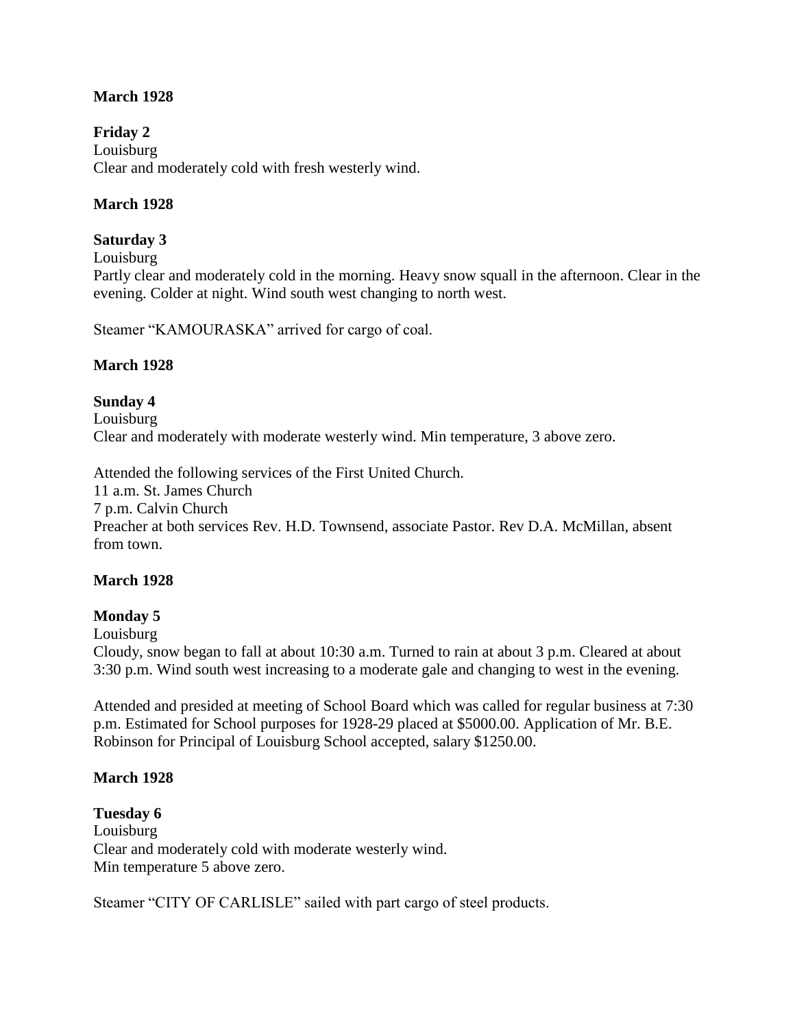**March 1928**

**Friday 2**
Louisburg
Clear and moderately cold with fresh westerly wind.

**March 1928**

**Saturday 3**
Louisburg
Partly clear and moderately cold in the morning. Heavy snow squall in the afternoon. Clear in the evening. Colder at night. Wind south west changing to north west.

Steamer "KAMOURASKA" arrived for cargo of coal.

**March 1928**

**Sunday 4**
Louisburg
Clear and moderately with moderate westerly wind. Min temperature, 3 above zero.

Attended the following services of the First United Church.
11 a.m. St. James Church
7 p.m. Calvin Church
Preacher at both services Rev. H.D. Townsend, associate Pastor. Rev D.A. McMillan, absent from town.

**March 1928**

**Monday 5**
Louisburg
Cloudy, snow began to fall at about 10:30 a.m. Turned to rain at about 3 p.m. Cleared at about 3:30 p.m. Wind south west increasing to a moderate gale and changing to west in the evening.

Attended and presided at meeting of School Board which was called for regular business at 7:30 p.m. Estimated for School purposes for 1928-29 placed at $5000.00. Application of Mr. B.E. Robinson for Principal of Louisburg School accepted, salary $1250.00.

**March 1928**

**Tuesday 6**
Louisburg
Clear and moderately cold with moderate westerly wind.
Min temperature 5 above zero.

Steamer "CITY OF CARLISLE" sailed with part cargo of steel products.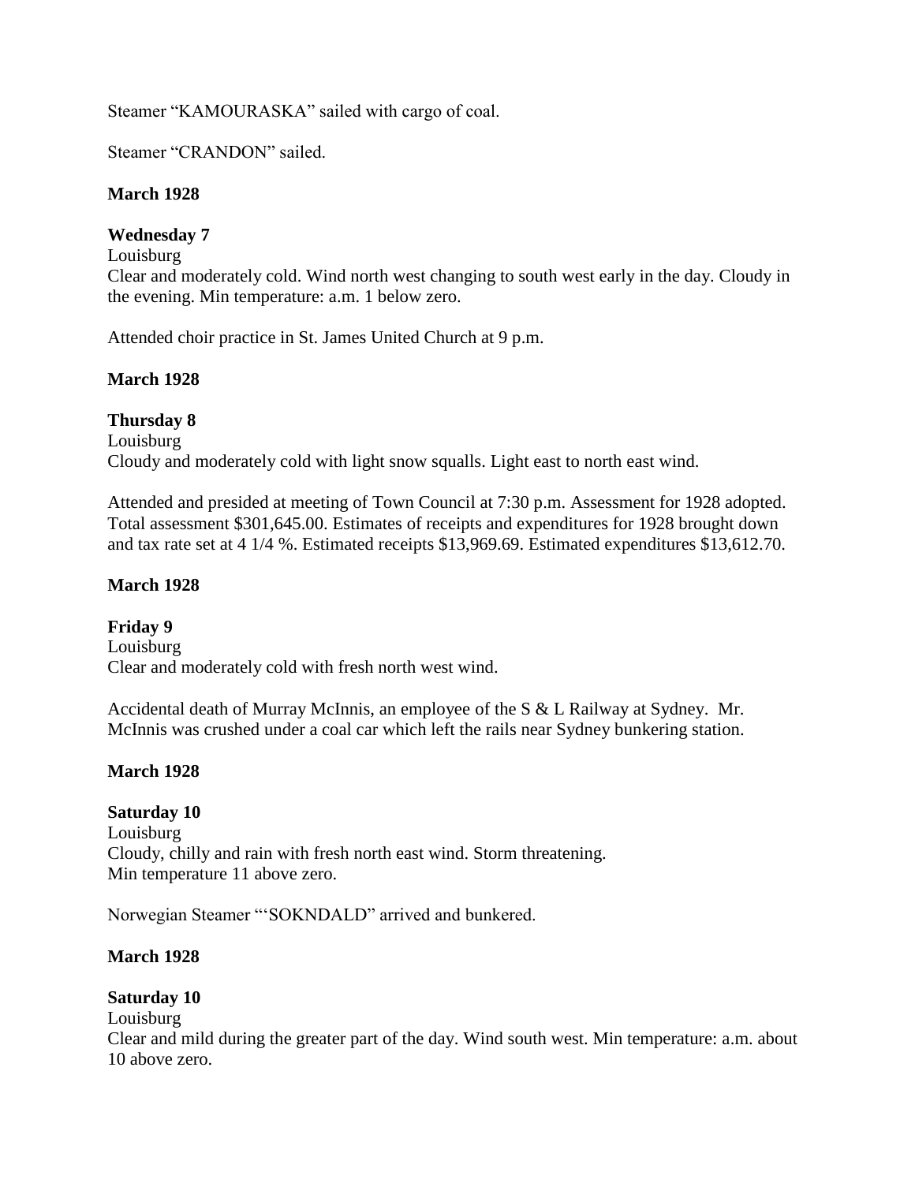Steamer “KAMOURASKA” sailed with cargo of coal.

Steamer “CRANDON” sailed.

**March 1928**

**Wednesday 7**
Louisburg
Clear and moderately cold. Wind north west changing to south west early in the day. Cloudy in the evening. Min temperature: a.m. 1 below zero.

Attended choir practice in St. James United Church at 9 p.m.

**March 1928**

**Thursday 8**
Louisburg
Cloudy and moderately cold with light snow squalls. Light east to north east wind.

Attended and presided at meeting of Town Council at 7:30 p.m. Assessment for 1928 adopted. Total assessment $301,645.00. Estimates of receipts and expenditures for 1928 brought down and tax rate set at 4 1/4 %. Estimated receipts $13,969.69. Estimated expenditures $13,612.70.

**March 1928**

**Friday 9**
Louisburg
Clear and moderately cold with fresh north west wind.

Accidental death of Murray McInnis, an employee of the S & L Railway at Sydney. Mr. McInnis was crushed under a coal car which left the rails near Sydney bunkering station.

**March 1928**

**Saturday 10**
Louisburg
Cloudy, chilly and rain with fresh north east wind. Storm threatening.
Min temperature 11 above zero.

Norwegian Steamer "‘SOKNDALD” arrived and bunkered.

**March 1928**

**Saturday 10**
Louisburg
Clear and mild during the greater part of the day. Wind south west. Min temperature: a.m. about 10 above zero.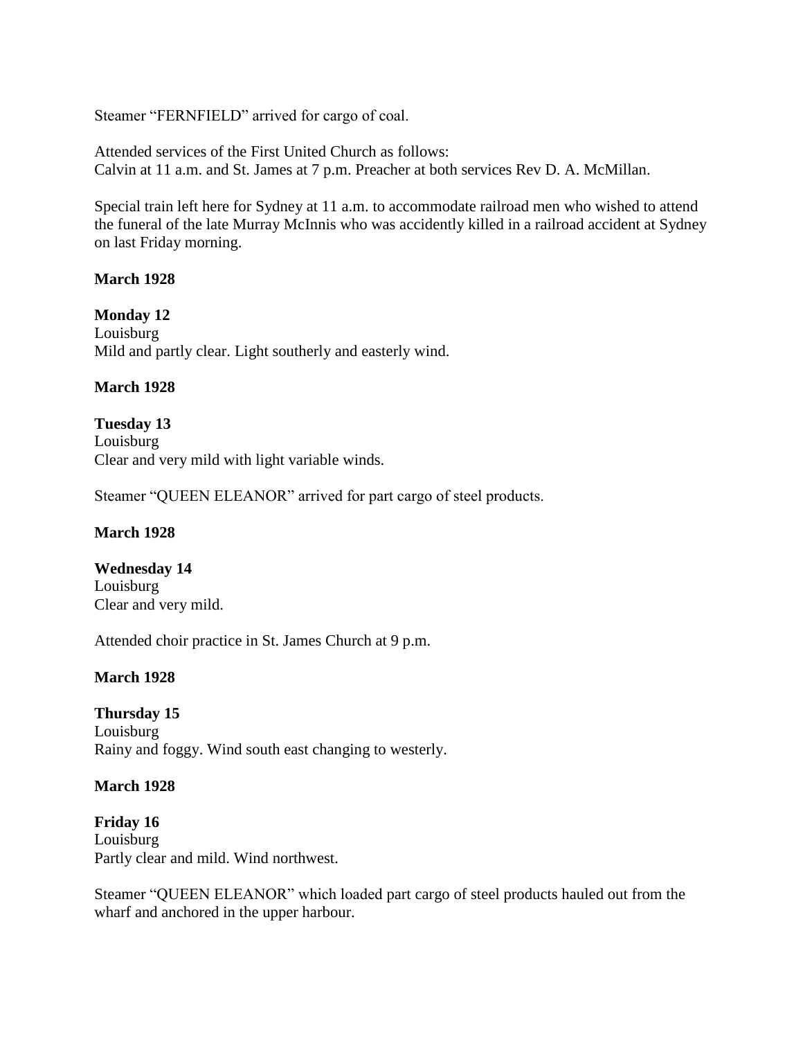Steamer "FERNFIELD" arrived for cargo of coal.

Attended services of the First United Church as follows:
Calvin at 11 a.m. and St. James at 7 p.m. Preacher at both services Rev D. A. McMillan.

Special train left here for Sydney at 11 a.m. to accommodate railroad men who wished to attend the funeral of the late Murray McInnis who was accidently killed in a railroad accident at Sydney on last Friday morning.

**March 1928**

**Monday 12**
Louisburg
Mild and partly clear. Light southerly and easterly wind.

**March 1928**

**Tuesday 13**
Louisburg
Clear and very mild with light variable winds.

Steamer "QUEEN ELEANOR" arrived for part cargo of steel products.

**March 1928**

**Wednesday 14**
Louisburg
Clear and very mild.

Attended choir practice in St. James Church at 9 p.m.

**March 1928**

**Thursday 15**
Louisburg
Rainy and foggy. Wind south east changing to westerly.

**March 1928**

**Friday 16**
Louisburg
Partly clear and mild. Wind northwest.

Steamer "QUEEN ELEANOR" which loaded part cargo of steel products hauled out from the wharf and anchored in the upper harbour.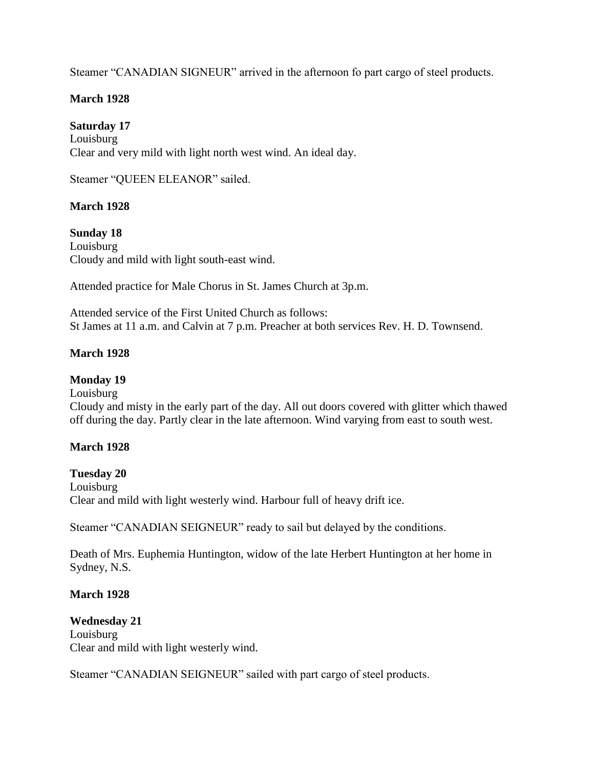Steamer “CANADIAN SIGNEUR” arrived in the afternoon fo part cargo of steel products.

**March 1928**

**Saturday 17**
Louisburg
Clear and very mild with light north west wind. An ideal day.

Steamer “QUEEN ELEANOR” sailed.

**March 1928**

**Sunday 18**
Louisburg
Cloudy and mild with light south-east wind.

Attended practice for Male Chorus in St. James Church at 3p.m.

Attended service of the First United Church as follows:
St James at 11 a.m. and Calvin at 7 p.m. Preacher at both services Rev. H. D. Townsend.

**March 1928**

**Monday 19**
Louisburg
Cloudy and misty in the early part of the day. All out doors covered with glitter which thawed off during the day. Partly clear in the late afternoon. Wind varying from east to south west.

**March 1928**

**Tuesday 20**
Louisburg
Clear and mild with light westerly wind. Harbour full of heavy drift ice.

Steamer “CANADIAN SEIGNEUR” ready to sail but delayed by the conditions.

Death of Mrs. Euphemia Huntington, widow of the late Herbert Huntington at her home in Sydney, N.S.

**March 1928**

**Wednesday 21**
Louisburg
Clear and mild with light westerly wind.

Steamer “CANADIAN SEIGNEUR” sailed with part cargo of steel products.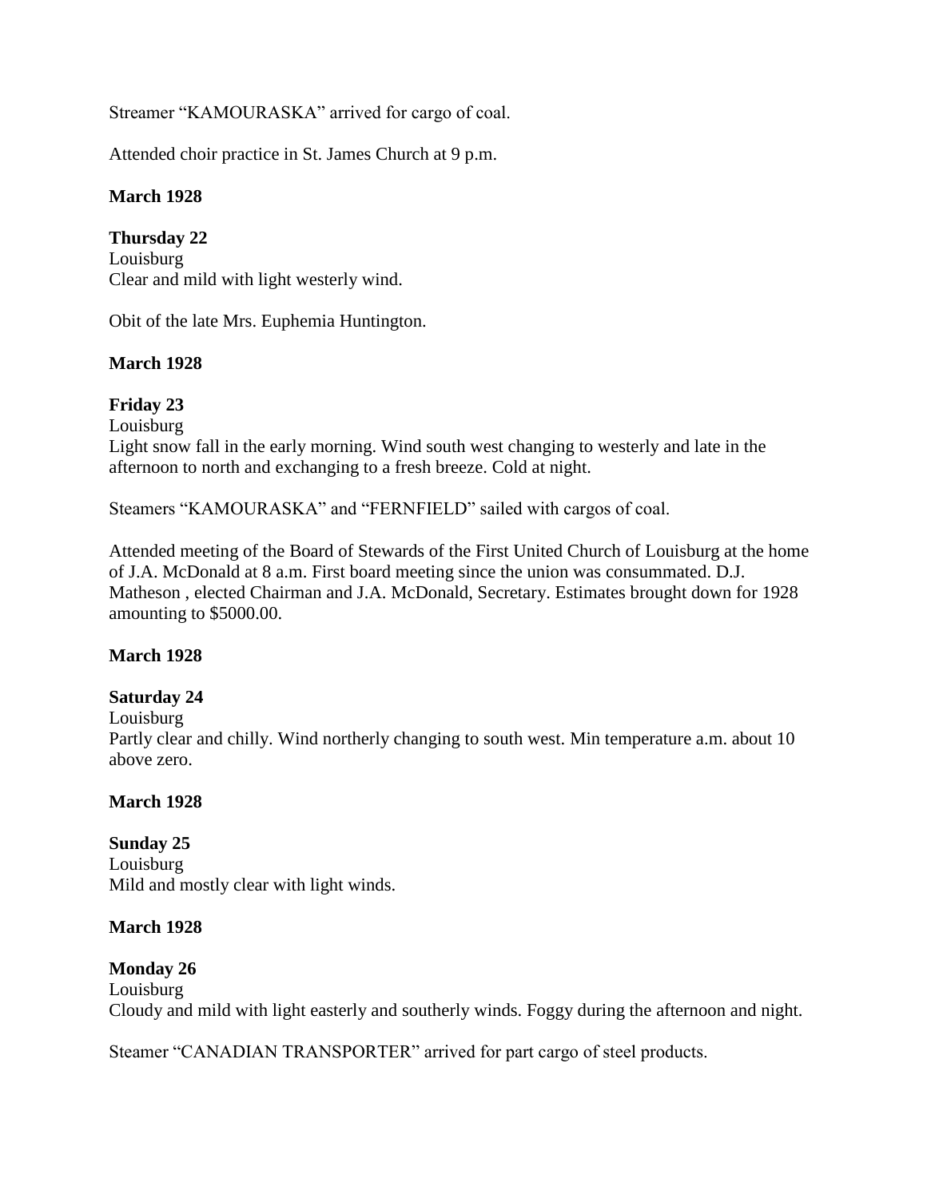Streamer "KAMOURASKA" arrived for cargo of coal.

Attended choir practice in St. James Church at 9 p.m.

**March 1928**

**Thursday 22**
Louisburg
Clear and mild with light westerly wind.

Obit of the late Mrs. Euphemia Huntington.

**March 1928**

**Friday 23**
Louisburg
Light snow fall in the early morning. Wind south west changing to westerly and late in the afternoon to north and exchanging to a fresh breeze. Cold at night.

Steamers "KAMOURASKA" and "FERNFIELD" sailed with cargos of coal.

Attended meeting of the Board of Stewards of the First United Church of Louisburg at the home of J.A. McDonald at 8 a.m. First board meeting since the union was consummated. D.J. Matheson , elected Chairman and J.A. McDonald, Secretary. Estimates brought down for 1928 amounting to $5000.00.

**March 1928**

**Saturday 24**
Louisburg
Partly clear and chilly. Wind northerly changing to south west. Min temperature a.m. about 10 above zero.

**March 1928**

**Sunday 25**
Louisburg
Mild and mostly clear with light winds.

**March 1928**

**Monday 26**
Louisburg
Cloudy and mild with light easterly and southerly winds. Foggy during the afternoon and night.

Steamer "CANADIAN TRANSPORTER" arrived for part cargo of steel products.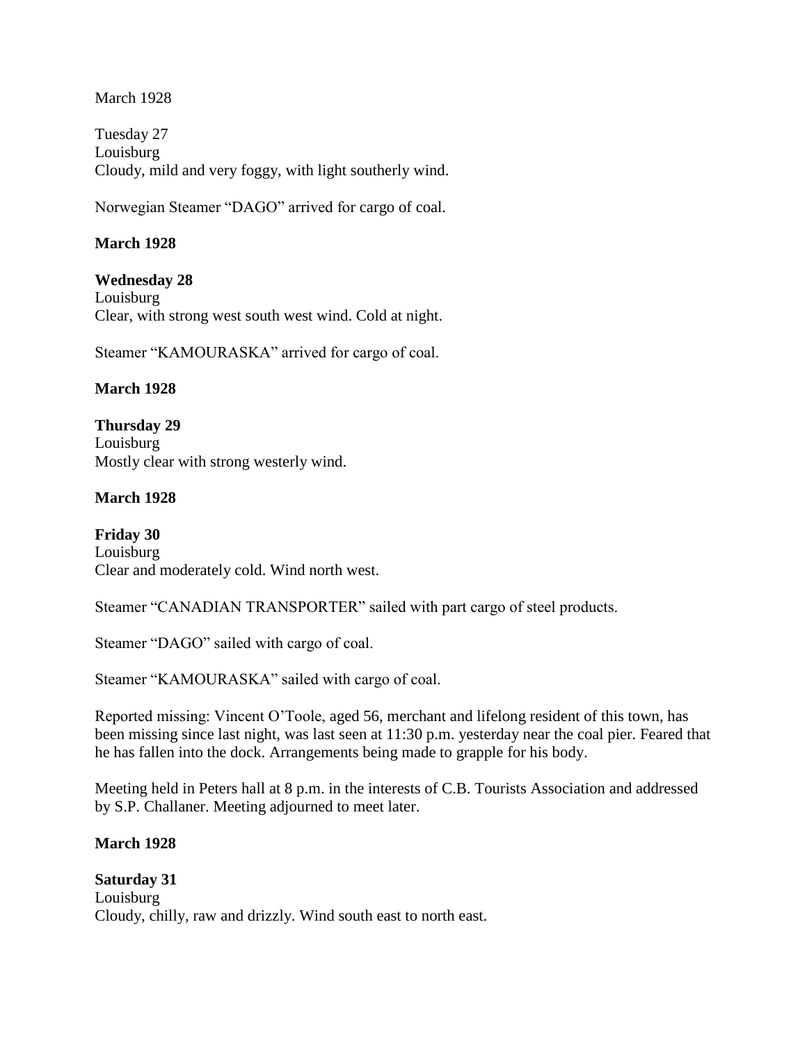March 1928

Tuesday 27
Louisburg
Cloudy, mild and very foggy, with light southerly wind.

Norwegian Steamer "DAGO" arrived for cargo of coal.

**March 1928**

**Wednesday 28**
Louisburg
Clear, with strong west south west wind. Cold at night.

Steamer "KAMOURASKA" arrived for cargo of coal.

**March 1928**

**Thursday 29**
Louisburg
Mostly clear with strong westerly wind.

**March 1928**

**Friday 30**
Louisburg
Clear and moderately cold. Wind north west.

Steamer "CANADIAN TRANSPORTER" sailed with part cargo of steel products.

Steamer "DAGO" sailed with cargo of coal.

Steamer "KAMOURASKA" sailed with cargo of coal.

Reported missing: Vincent O'Toole, aged 56, merchant and lifelong resident of this town, has been missing since last night, was last seen at 11:30 p.m. yesterday near the coal pier. Feared that he has fallen into the dock. Arrangements being made to grapple for his body.

Meeting held in Peters hall at 8 p.m. in the interests of C.B. Tourists Association and addressed by S.P. Challaner. Meeting adjourned to meet later.

**March 1928**

**Saturday 31**
Louisburg
Cloudy, chilly, raw and drizzly. Wind south east to north east.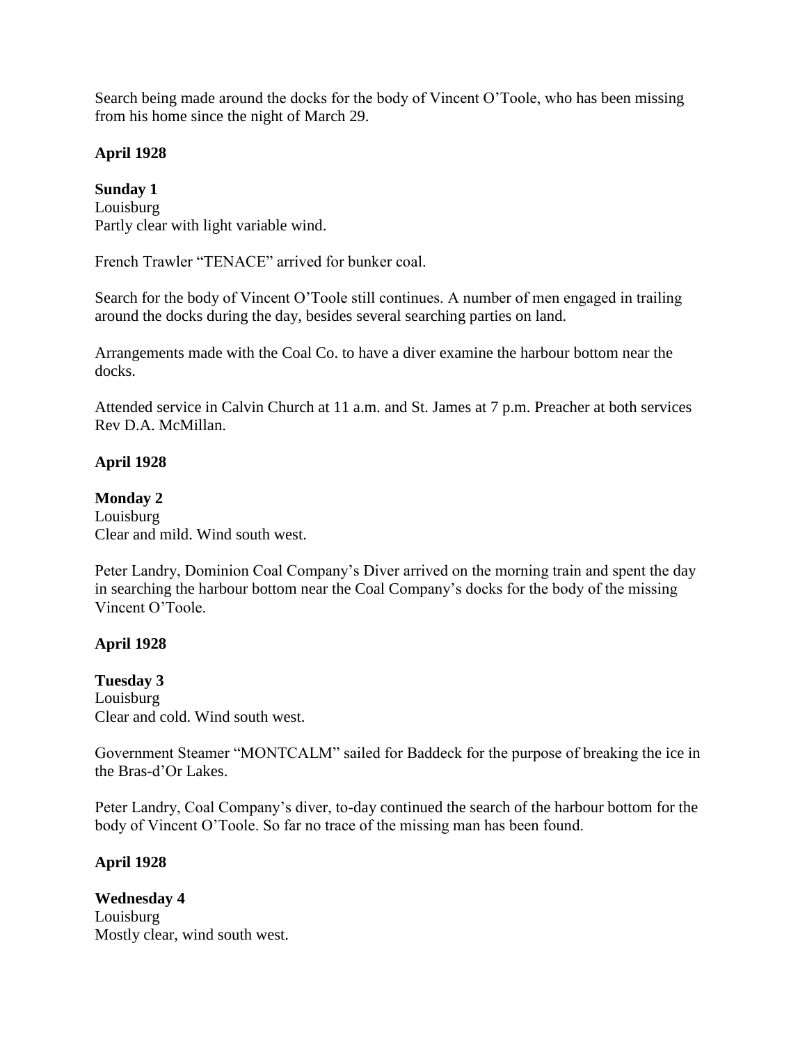Search being made around the docks for the body of Vincent O'Toole, who has been missing from his home since the night of March 29.

**April 1928**

**Sunday 1**
Louisburg
Partly clear with light variable wind.

French Trawler "TENACE" arrived for bunker coal.

Search for the body of Vincent O'Toole still continues. A number of men engaged in trailing around the docks during the day, besides several searching parties on land.

Arrangements made with the Coal Co. to have a diver examine the harbour bottom near the docks.

Attended service in Calvin Church at 11 a.m. and St. James at 7 p.m. Preacher at both services Rev D.A. McMillan.

**April 1928**

**Monday 2**
Louisburg
Clear and mild. Wind south west.

Peter Landry, Dominion Coal Company's Diver arrived on the morning train and spent the day in searching the harbour bottom near the Coal Company's docks for the body of the missing Vincent O'Toole.

**April 1928**

**Tuesday 3**
Louisburg
Clear and cold. Wind south west.

Government Steamer "MONTCALM" sailed for Baddeck for the purpose of breaking the ice in the Bras-d'Or Lakes.

Peter Landry, Coal Company's diver, to-day continued the search of the harbour bottom for the body of Vincent O'Toole. So far no trace of the missing man has been found.

**April 1928**

**Wednesday 4**
Louisburg
Mostly clear, wind south west.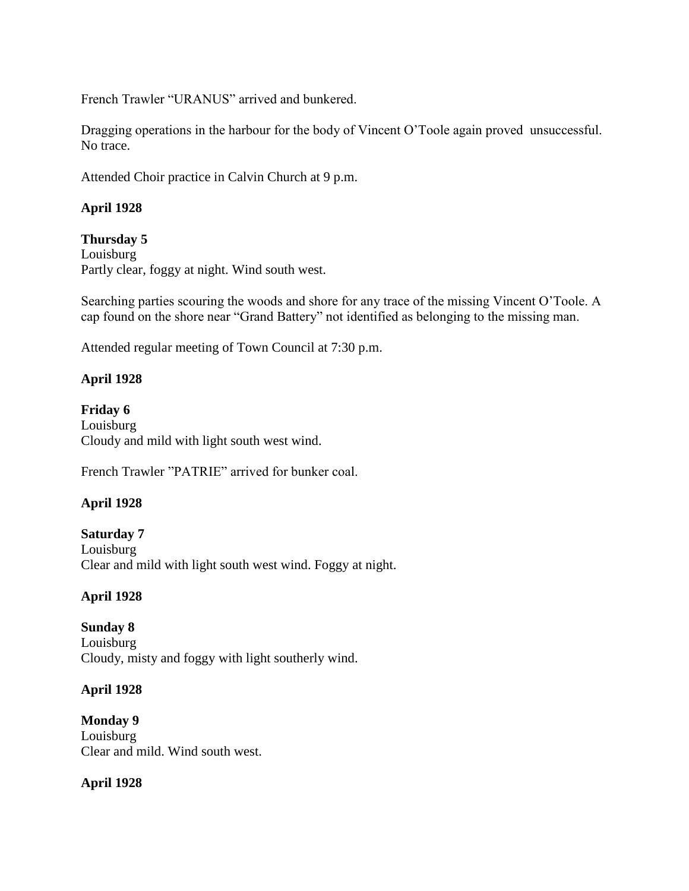French Trawler “URANUS” arrived and bunkered.

Dragging operations in the harbour for the body of Vincent O’Toole again proved unsuccessful. No trace.

Attended Choir practice in Calvin Church at 9 p.m.

**April 1928**

**Thursday 5**
Louisburg
Partly clear, foggy at night. Wind south west.

Searching parties scouring the woods and shore for any trace of the missing Vincent O’Toole. A cap found on the shore near “Grand Battery” not identified as belonging to the missing man.

Attended regular meeting of Town Council at 7:30 p.m.

**April 1928**

**Friday 6**
Louisburg
Cloudy and mild with light south west wind.

French Trawler ”PATRIE” arrived for bunker coal.

**April 1928**

**Saturday 7**
Louisburg
Clear and mild with light south west wind. Foggy at night.

**April 1928**

**Sunday 8**
Louisburg
Cloudy, misty and foggy with light southerly wind.

**April 1928**

**Monday 9**
Louisburg
Clear and mild. Wind south west.

**April 1928**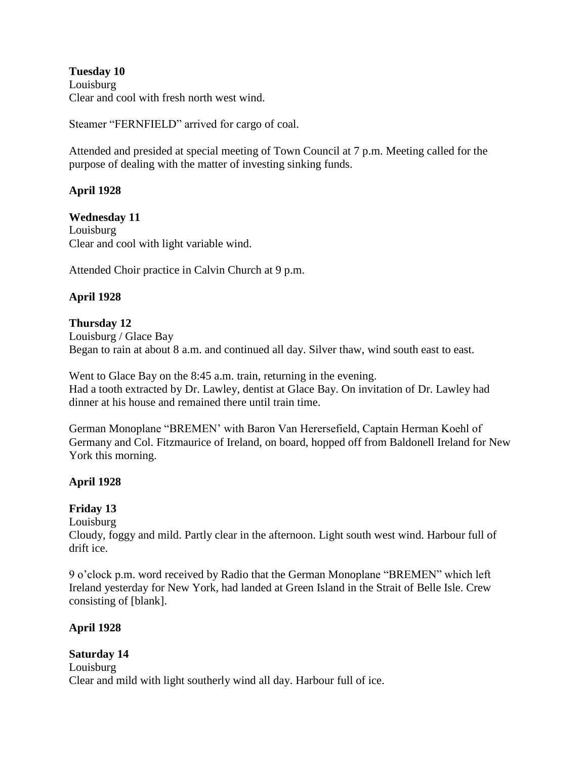**Tuesday 10**
Louisburg
Clear and cool with fresh north west wind.

Steamer "FERNFIELD" arrived for cargo of coal.

Attended and presided at special meeting of Town Council at 7 p.m. Meeting called for the purpose of dealing with the matter of investing sinking funds.

**April 1928**

**Wednesday 11**
Louisburg
Clear and cool with light variable wind.

Attended Choir practice in Calvin Church at 9 p.m.

**April 1928**

**Thursday 12**
Louisburg / Glace Bay
Began to rain at about 8 a.m. and continued all day. Silver thaw, wind south east to east.

Went to Glace Bay on the 8:45 a.m. train, returning in the evening.
Had a tooth extracted by Dr. Lawley, dentist at Glace Bay. On invitation of Dr. Lawley had dinner at his house and remained there until train time.

German Monoplane "BREMEN' with Baron Van Herersefield, Captain Herman Koehl of Germany and Col. Fitzmaurice of Ireland, on board, hopped off from Baldonell Ireland for New York this morning.

**April 1928**

**Friday 13**
Louisburg
Cloudy, foggy and mild. Partly clear in the afternoon. Light south west wind. Harbour full of drift ice.

9 o'clock p.m. word received by Radio that the German Monoplane "BREMEN" which left Ireland yesterday for New York, had landed at Green Island in the Strait of Belle Isle. Crew consisting of [blank].

**April 1928**

**Saturday 14**
Louisburg
Clear and mild with light southerly wind all day. Harbour full of ice.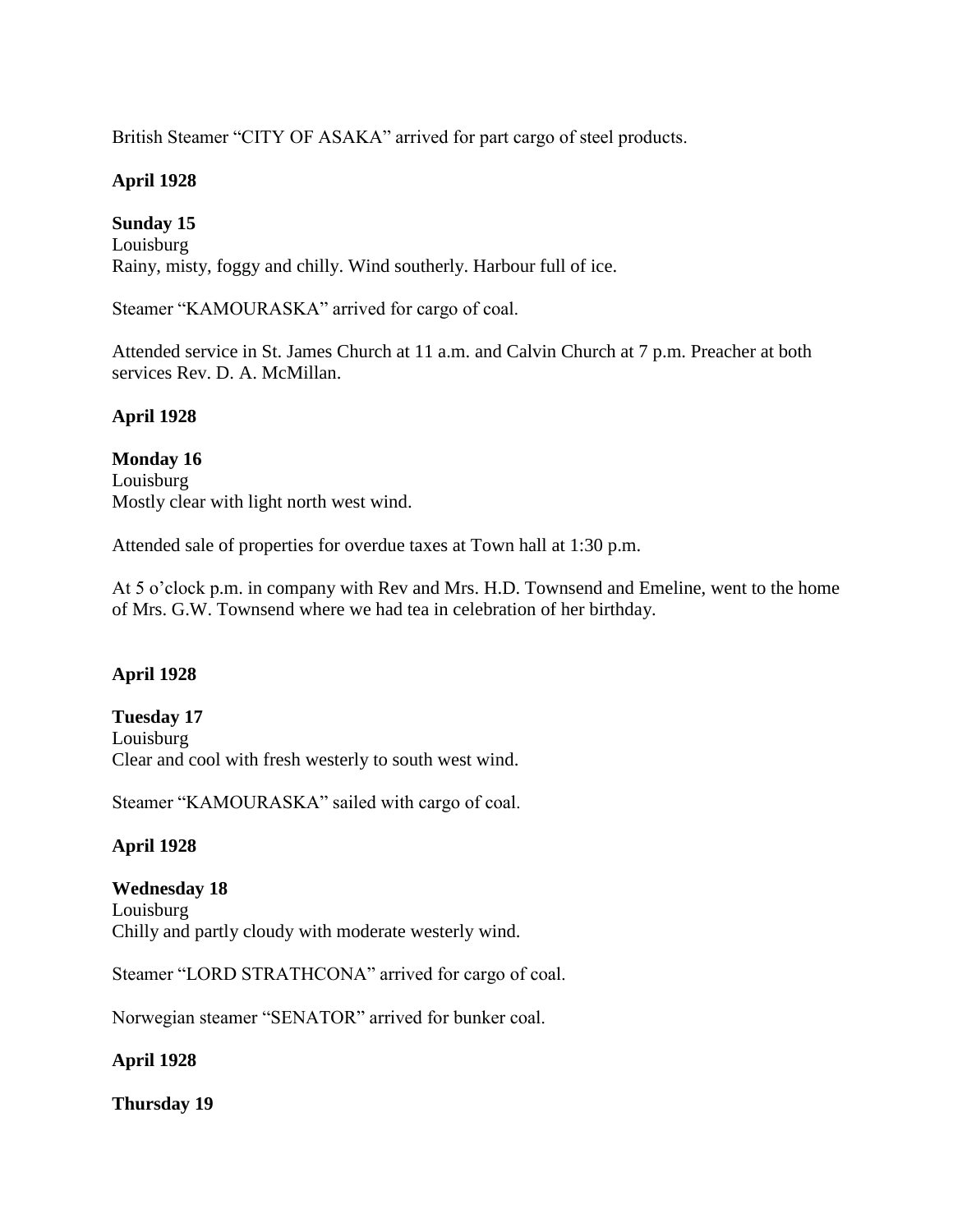British Steamer “CITY OF ASAKA” arrived for part cargo of steel products.

**April 1928**

**Sunday 15**
Louisburg
Rainy, misty, foggy and chilly. Wind southerly. Harbour full of ice.

Steamer “KAMOURASKA” arrived for cargo of coal.

Attended service in St. James Church at 11 a.m. and Calvin Church at 7 p.m. Preacher at both services Rev. D. A. McMillan.

**April 1928**

**Monday 16**
Louisburg
Mostly clear with light north west wind.

Attended sale of properties for overdue taxes at Town hall at 1:30 p.m.

At 5 o’clock p.m. in company with Rev and Mrs. H.D. Townsend and Emeline, went to the home of Mrs. G.W. Townsend where we had tea in celebration of her birthday.

**April 1928**

**Tuesday 17**
Louisburg
Clear and cool with fresh westerly to south west wind.

Steamer “KAMOURASKA” sailed with cargo of coal.

**April 1928**

**Wednesday 18**
Louisburg
Chilly and partly cloudy with moderate westerly wind.

Steamer “LORD STRATHCONA” arrived for cargo of coal.

Norwegian steamer “SENATOR” arrived for bunker coal.

**April 1928**

**Thursday 19**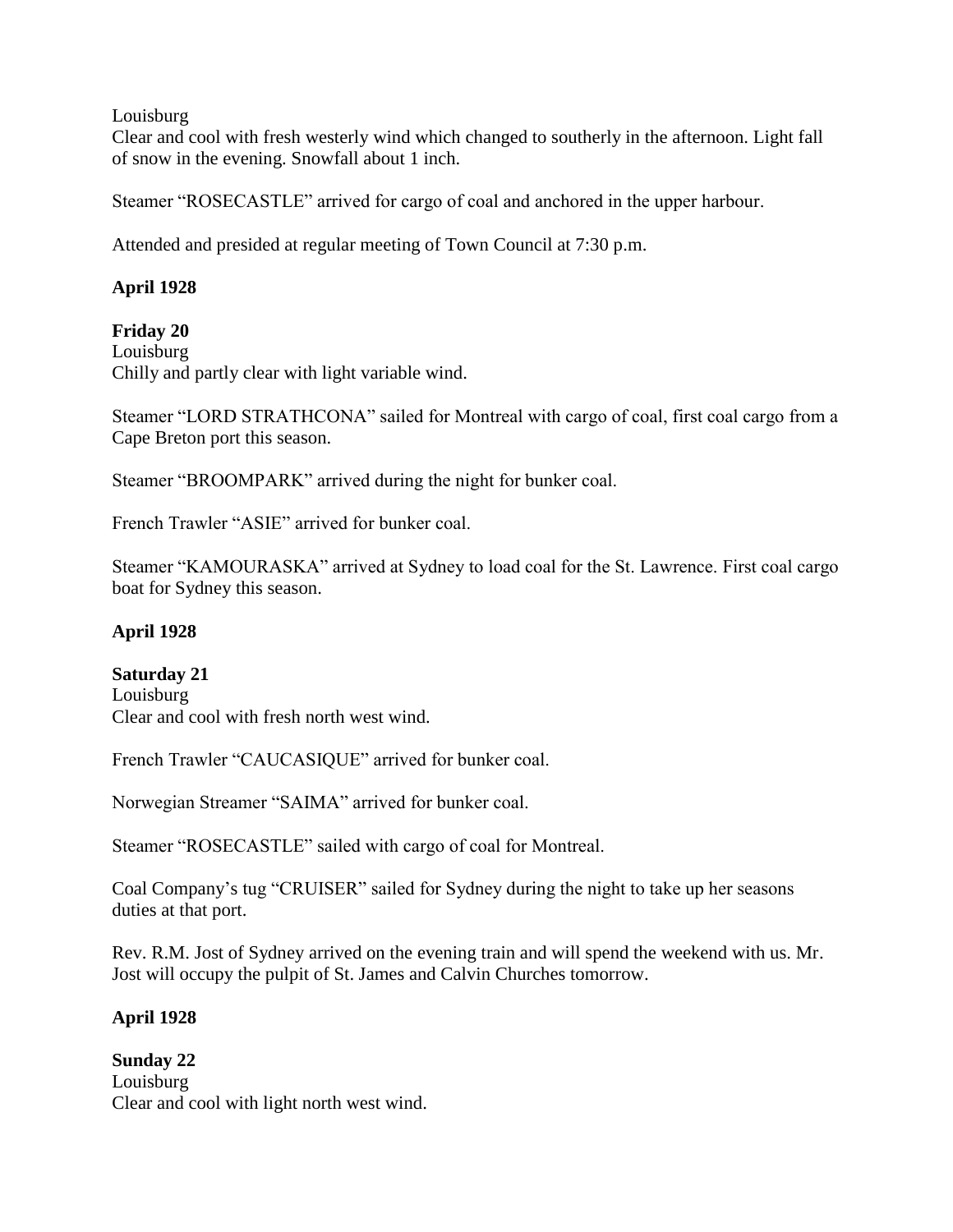Louisburg
Clear and cool with fresh westerly wind which changed to southerly in the afternoon. Light fall of snow in the evening. Snowfall about 1 inch.

Steamer "ROSECASTLE" arrived for cargo of coal and anchored in the upper harbour.

Attended and presided at regular meeting of Town Council at 7:30 p.m.

**April 1928**

**Friday 20**
Louisburg
Chilly and partly clear with light variable wind.

Steamer "LORD STRATHCONA" sailed for Montreal with cargo of coal, first coal cargo from a Cape Breton port this season.

Steamer "BROOMPARK" arrived during the night for bunker coal.

French Trawler "ASIE" arrived for bunker coal.

Steamer "KAMOURASKA" arrived at Sydney to load coal for the St. Lawrence. First coal cargo boat for Sydney this season.

**April 1928**

**Saturday 21**
Louisburg
Clear and cool with fresh north west wind.

French Trawler "CAUCASIQUE" arrived for bunker coal.

Norwegian Streamer "SAIMA" arrived for bunker coal.

Steamer "ROSECASTLE" sailed with cargo of coal for Montreal.

Coal Company's tug "CRUISER" sailed for Sydney during the night to take up her seasons duties at that port.

Rev. R.M. Jost of Sydney arrived on the evening train and will spend the weekend with us. Mr. Jost will occupy the pulpit of St. James and Calvin Churches tomorrow.

**April 1928**

**Sunday 22**
Louisburg
Clear and cool with light north west wind.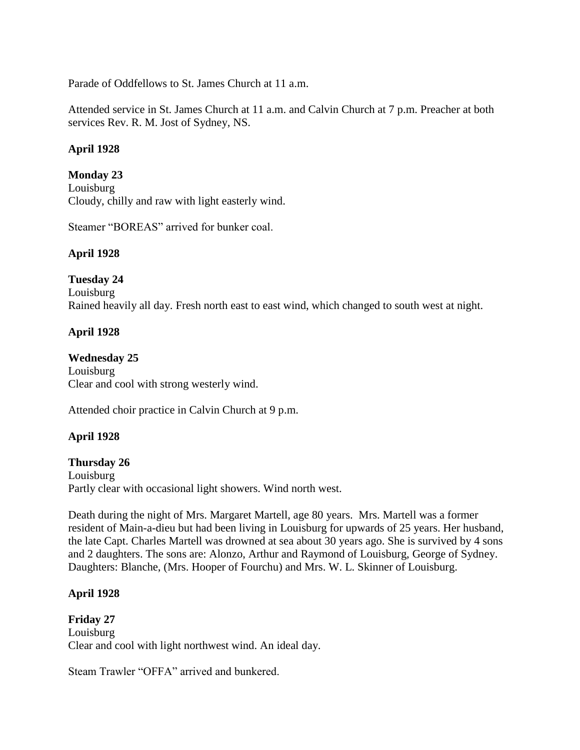Parade of Oddfellows to St. James Church at 11 a.m.

Attended service in St. James Church at 11 a.m. and Calvin Church at 7 p.m. Preacher at both services Rev. R. M. Jost of Sydney, NS.

**April 1928**

**Monday 23**
Louisburg
Cloudy, chilly and raw with light easterly wind.

Steamer "BOREAS" arrived for bunker coal.

**April 1928**

**Tuesday 24**
Louisburg
Rained heavily all day. Fresh north east to east wind, which changed to south west at night.

**April 1928**

**Wednesday 25**
Louisburg
Clear and cool with strong westerly wind.

Attended choir practice in Calvin Church at 9 p.m.

**April 1928**

**Thursday 26**
Louisburg
Partly clear with occasional light showers. Wind north west.

Death during the night of Mrs. Margaret Martell, age 80 years. Mrs. Martell was a former resident of Main-a-dieu but had been living in Louisburg for upwards of 25 years. Her husband, the late Capt. Charles Martell was drowned at sea about 30 years ago. She is survived by 4 sons and 2 daughters. The sons are: Alonzo, Arthur and Raymond of Louisburg, George of Sydney. Daughters: Blanche, (Mrs. Hooper of Fourchu) and Mrs. W. L. Skinner of Louisburg.

**April 1928**

**Friday 27**
Louisburg
Clear and cool with light northwest wind. An ideal day.

Steam Trawler "OFFA" arrived and bunkered.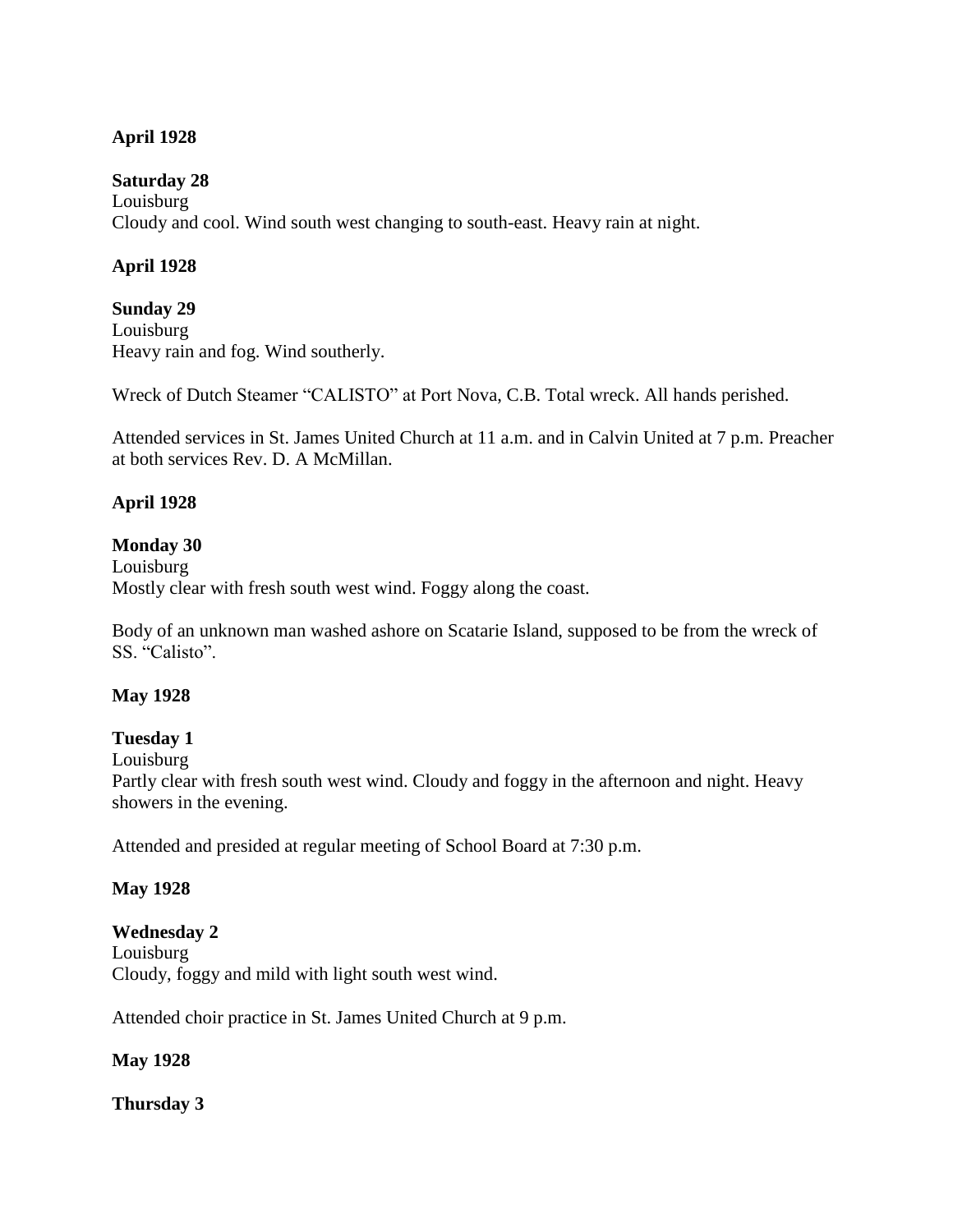**April 1928**

**Saturday 28**
Louisburg
Cloudy and cool. Wind south west changing to south-east. Heavy rain at night.

**April 1928**

**Sunday 29**
Louisburg
Heavy rain and fog. Wind southerly.

Wreck of Dutch Steamer "CALISTO" at Port Nova, C.B. Total wreck. All hands perished.

Attended services in St. James United Church at 11 a.m. and in Calvin United at 7 p.m. Preacher at both services Rev. D. A McMillan.

**April 1928**

**Monday 30**
Louisburg
Mostly clear with fresh south west wind. Foggy along the coast.

Body of an unknown man washed ashore on Scatarie Island, supposed to be from the wreck of SS. "Calisto".

**May 1928**

**Tuesday 1**
Louisburg
Partly clear with fresh south west wind. Cloudy and foggy in the afternoon and night. Heavy showers in the evening.

Attended and presided at regular meeting of School Board at 7:30 p.m.

**May 1928**

**Wednesday 2**
Louisburg
Cloudy, foggy and mild with light south west wind.

Attended choir practice in St. James United Church at 9 p.m.

**May 1928**

**Thursday 3**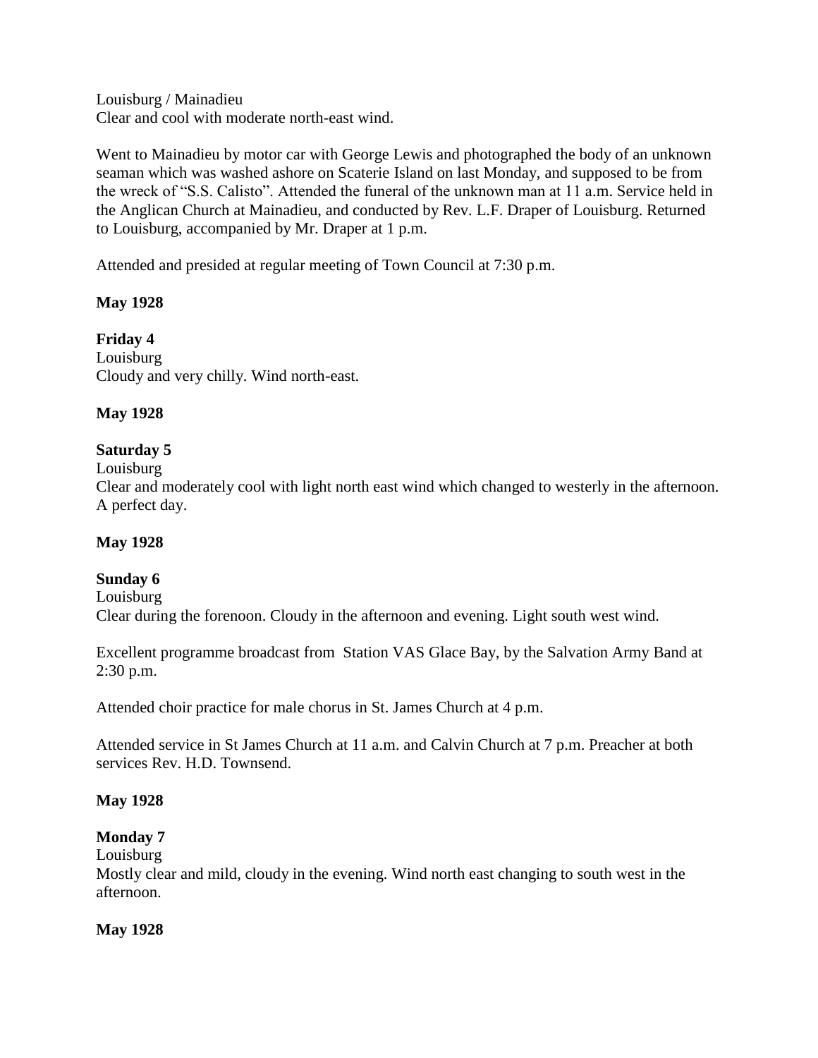Louisburg / Mainadieu
Clear and cool with moderate north-east wind.

Went to Mainadieu by motor car with George Lewis and photographed the body of an unknown seaman which was washed ashore on Scaterie Island on last Monday, and supposed to be from the wreck of "S.S. Calisto". Attended the funeral of the unknown man at 11 a.m. Service held in the Anglican Church at Mainadieu, and conducted by Rev. L.F. Draper of Louisburg. Returned to Louisburg, accompanied by Mr. Draper at 1 p.m.

Attended and presided at regular meeting of Town Council at 7:30 p.m.

**May 1928**

**Friday 4**
Louisburg
Cloudy and very chilly. Wind north-east.

**May 1928**

**Saturday 5**
Louisburg
Clear and moderately cool with light north east wind which changed to westerly in the afternoon. A perfect day.

**May 1928**

**Sunday 6**
Louisburg
Clear during the forenoon. Cloudy in the afternoon and evening. Light south west wind.

Excellent programme broadcast from Station VAS Glace Bay, by the Salvation Army Band at 2:30 p.m.

Attended choir practice for male chorus in St. James Church at 4 p.m.

Attended service in St James Church at 11 a.m. and Calvin Church at 7 p.m. Preacher at both services Rev. H.D. Townsend.

**May 1928**

**Monday 7**
Louisburg
Mostly clear and mild, cloudy in the evening. Wind north east changing to south west in the afternoon.

**May 1928**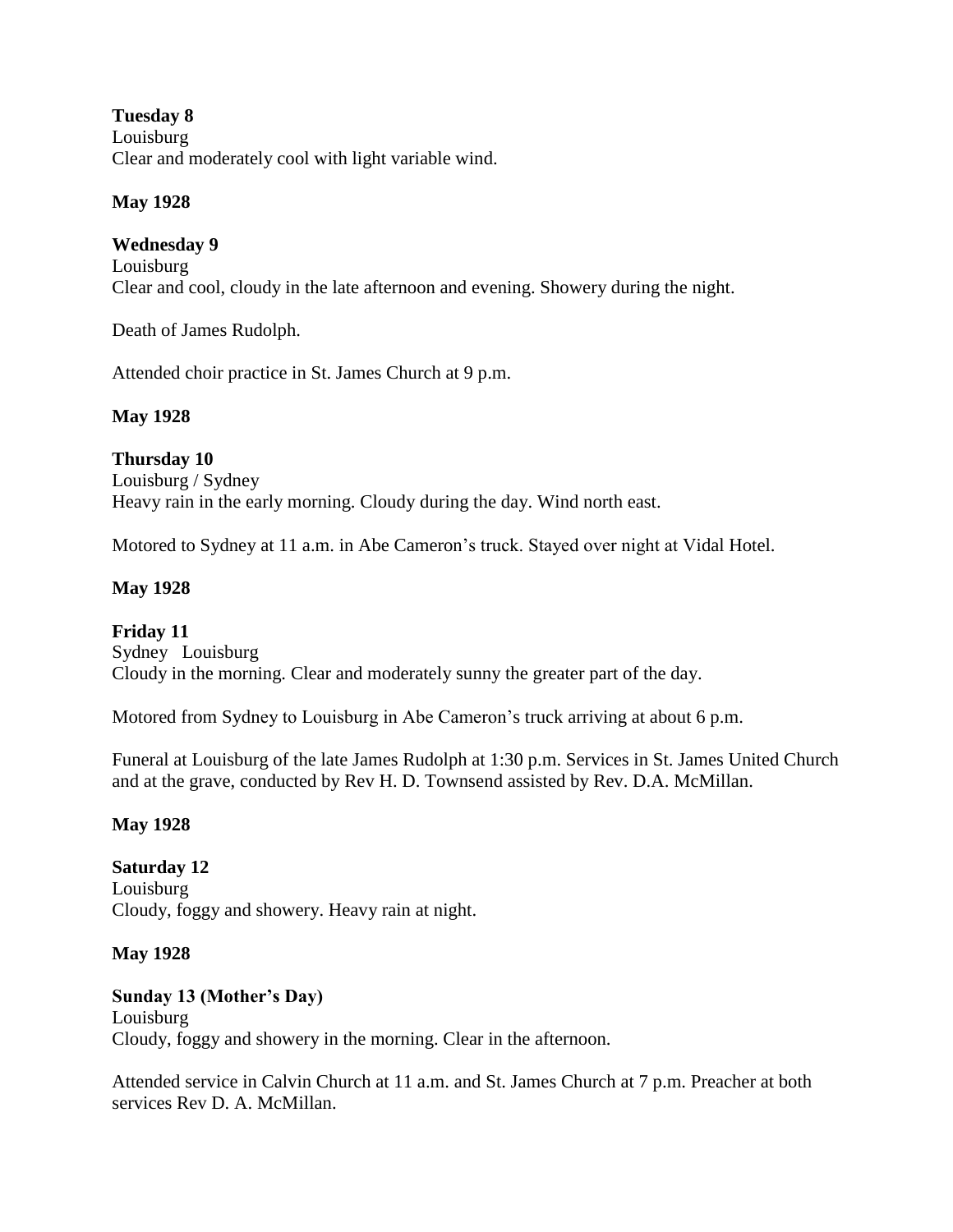**Tuesday 8**
Louisburg
Clear and moderately cool with light variable wind.

**May 1928**

**Wednesday 9**
Louisburg
Clear and cool, cloudy in the late afternoon and evening. Showery during the night.

Death of James Rudolph.

Attended choir practice in St. James Church at 9 p.m.

**May 1928**

**Thursday 10**
Louisburg / Sydney
Heavy rain in the early morning. Cloudy during the day. Wind north east.

Motored to Sydney at 11 a.m. in Abe Cameron's truck. Stayed over night at Vidal Hotel.

**May 1928**

**Friday 11**
Sydney Louisburg
Cloudy in the morning. Clear and moderately sunny the greater part of the day.

Motored from Sydney to Louisburg in Abe Cameron's truck arriving at about 6 p.m.

Funeral at Louisburg of the late James Rudolph at 1:30 p.m. Services in St. James United Church and at the grave, conducted by Rev H. D. Townsend assisted by Rev. D.A. McMillan.

**May 1928**

**Saturday 12**
Louisburg
Cloudy, foggy and showery. Heavy rain at night.

**May 1928**

**Sunday 13 (Mother's Day)**
Louisburg
Cloudy, foggy and showery in the morning. Clear in the afternoon.

Attended service in Calvin Church at 11 a.m. and St. James Church at 7 p.m. Preacher at both services Rev D. A. McMillan.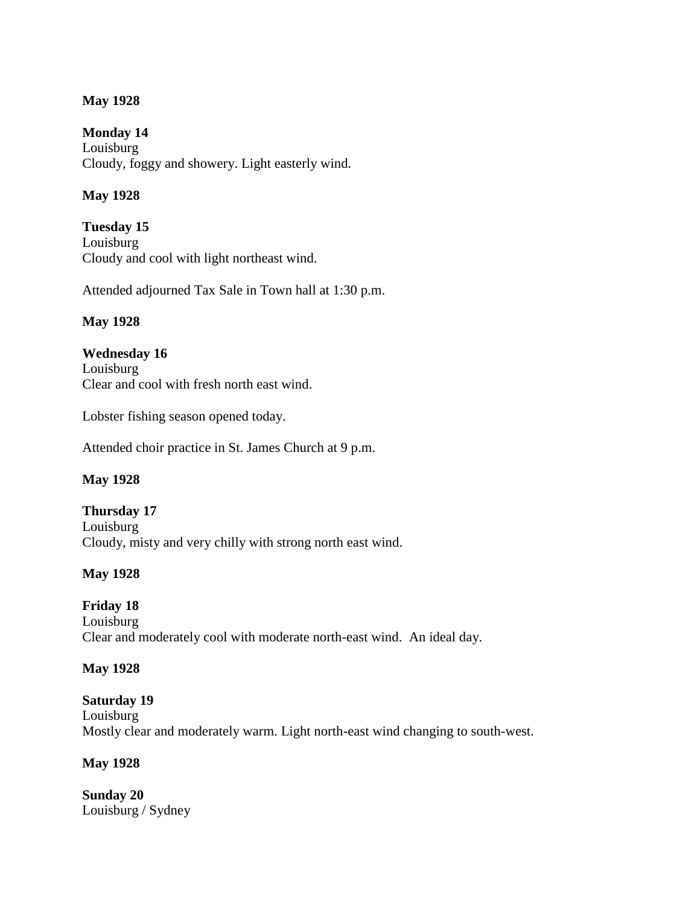**May 1928**

**Monday 14**
Louisburg
Cloudy, foggy and showery. Light easterly wind.

**May 1928**

**Tuesday 15**
Louisburg
Cloudy and cool with light northeast wind.

Attended adjourned Tax Sale in Town hall at 1:30 p.m.

**May 1928**

**Wednesday 16**
Louisburg
Clear and cool with fresh north east wind.

Lobster fishing season opened today.

Attended choir practice in St. James Church at 9 p.m.

**May 1928**

**Thursday 17**
Louisburg
Cloudy, misty and very chilly with strong north east wind.

**May 1928**

**Friday 18**
Louisburg
Clear and moderately cool with moderate north-east wind. An ideal day.

**May 1928**

**Saturday 19**
Louisburg
Mostly clear and moderately warm. Light north-east wind changing to south-west.

**May 1928**

**Sunday 20**
Louisburg / Sydney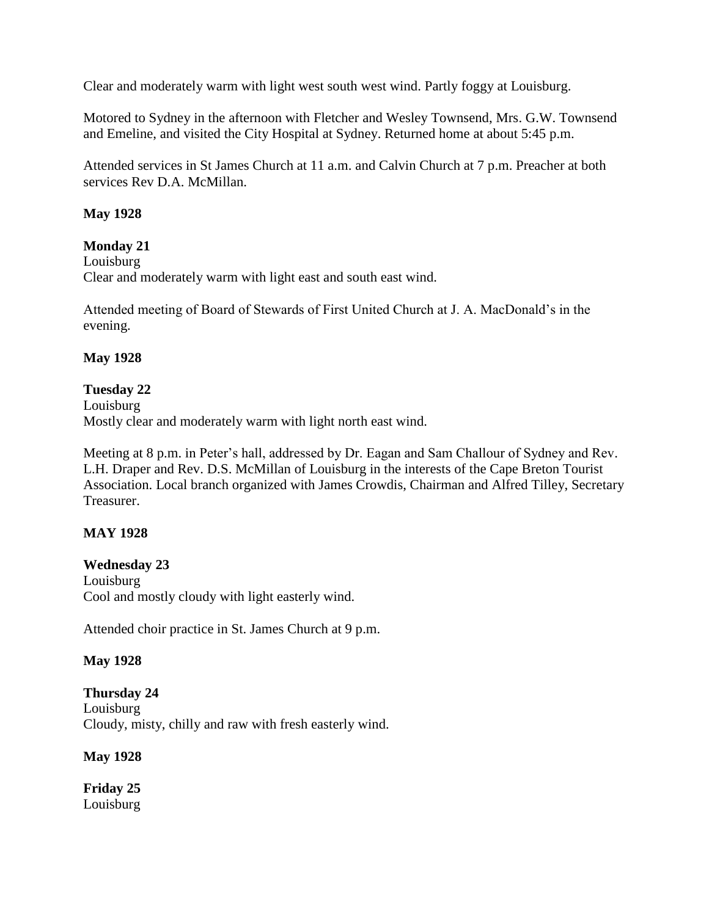Clear and moderately warm with light west south west wind. Partly foggy at Louisburg.

Motored to Sydney in the afternoon with Fletcher and Wesley Townsend, Mrs. G.W. Townsend and Emeline, and visited the City Hospital at Sydney. Returned home at about 5:45 p.m.

Attended services in St James Church at 11 a.m. and Calvin Church at 7 p.m. Preacher at both services Rev D.A. McMillan.

**May 1928**

**Monday 21**
Louisburg
Clear and moderately warm with light east and south east wind.

Attended meeting of Board of Stewards of First United Church at J. A. MacDonald's in the evening.

**May 1928**

**Tuesday 22**
Louisburg
Mostly clear and moderately warm with light north east wind.

Meeting at 8 p.m. in Peter's hall, addressed by Dr. Eagan and Sam Challour of Sydney and Rev. L.H. Draper and Rev. D.S. McMillan of Louisburg in the interests of the Cape Breton Tourist Association. Local branch organized with James Crowdis, Chairman and Alfred Tilley, Secretary Treasurer.

**MAY 1928**

**Wednesday 23**
Louisburg
Cool and mostly cloudy with light easterly wind.

Attended choir practice in St. James Church at 9 p.m.

**May 1928**

**Thursday 24**
Louisburg
Cloudy, misty, chilly and raw with fresh easterly wind.

**May 1928**

**Friday 25**
Louisburg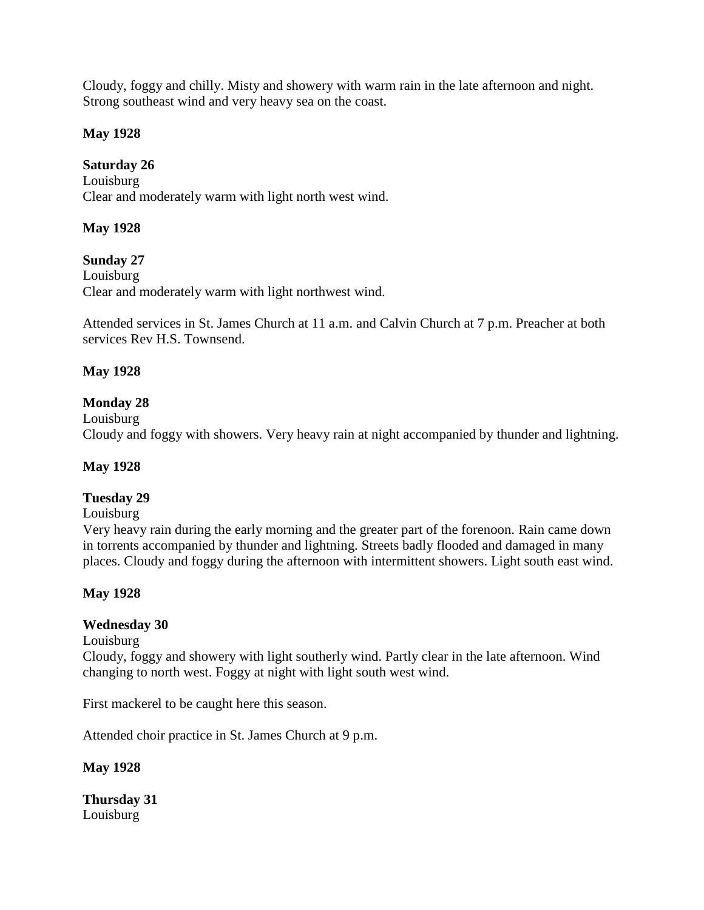Cloudy, foggy and chilly. Misty and showery with warm rain in the late afternoon and night. Strong southeast wind and very heavy sea on the coast.

**May 1928**

**Saturday 26**
Louisburg
Clear and moderately warm with light north west wind.

**May 1928**

**Sunday 27**
Louisburg
Clear and moderately warm with light northwest wind.

Attended services in St. James Church at 11 a.m. and Calvin Church at 7 p.m. Preacher at both services Rev H.S. Townsend.

**May 1928**

**Monday 28**
Louisburg
Cloudy and foggy with showers. Very heavy rain at night accompanied by thunder and lightning.

**May 1928**

**Tuesday 29**
Louisburg
Very heavy rain during the early morning and the greater part of the forenoon. Rain came down in torrents accompanied by thunder and lightning. Streets badly flooded and damaged in many places. Cloudy and foggy during the afternoon with intermittent showers. Light south east wind.

**May 1928**

**Wednesday 30**
Louisburg
Cloudy, foggy and showery with light southerly wind. Partly clear in the late afternoon. Wind changing to north west. Foggy at night with light south west wind.

First mackerel to be caught here this season.

Attended choir practice in St. James Church at 9 p.m.

**May 1928**

**Thursday 31**
Louisburg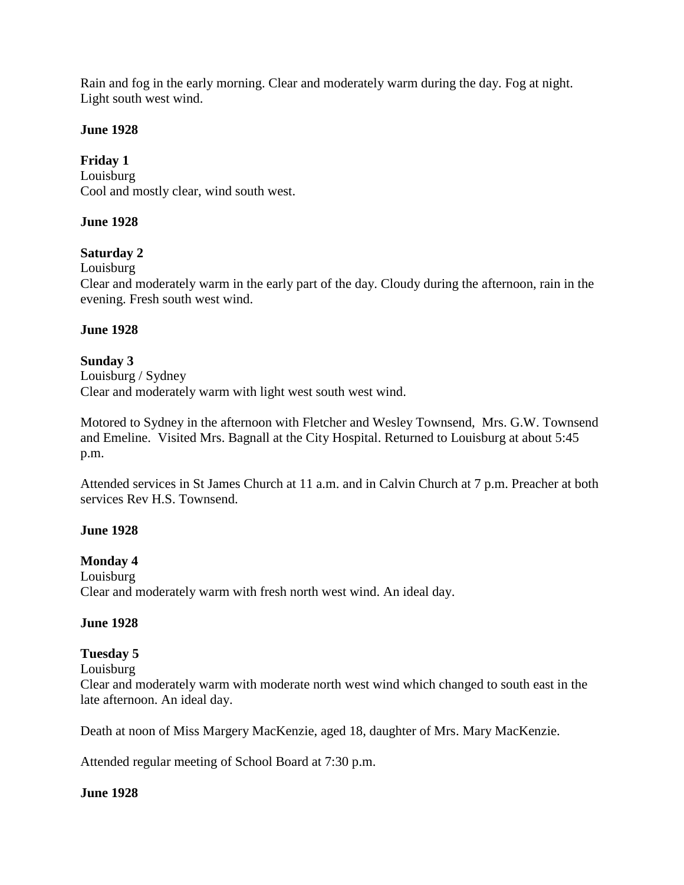Rain and fog in the early morning. Clear and moderately warm during the day. Fog at night. Light south west wind.

**June 1928**

**Friday 1**
Louisburg
Cool and mostly clear, wind south west.

**June 1928**

**Saturday 2**
Louisburg
Clear and moderately warm in the early part of the day. Cloudy during the afternoon, rain in the evening. Fresh south west wind.

**June 1928**

**Sunday 3**
Louisburg / Sydney
Clear and moderately warm with light west south west wind.

Motored to Sydney in the afternoon with Fletcher and Wesley Townsend, Mrs. G.W. Townsend and Emeline. Visited Mrs. Bagnall at the City Hospital. Returned to Louisburg at about 5:45 p.m.

Attended services in St James Church at 11 a.m. and in Calvin Church at 7 p.m. Preacher at both services Rev H.S. Townsend.

**June 1928**

**Monday 4**
Louisburg
Clear and moderately warm with fresh north west wind. An ideal day.

**June 1928**

**Tuesday 5**
Louisburg
Clear and moderately warm with moderate north west wind which changed to south east in the late afternoon. An ideal day.

Death at noon of Miss Margery MacKenzie, aged 18, daughter of Mrs. Mary MacKenzie.

Attended regular meeting of School Board at 7:30 p.m.

**June 1928**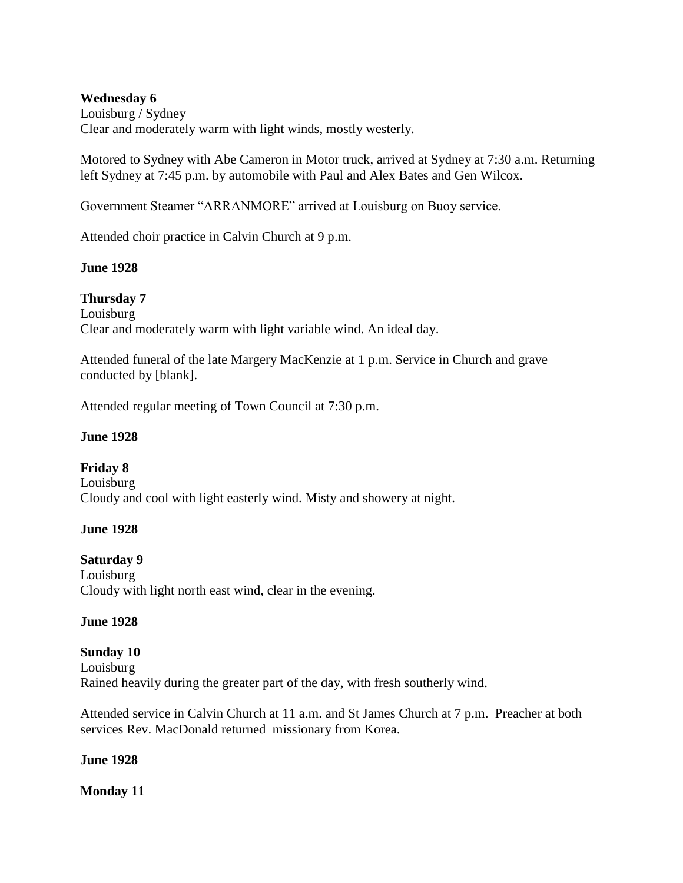**Wednesday 6**
Louisburg / Sydney
Clear and moderately warm with light winds, mostly westerly.

Motored to Sydney with Abe Cameron in Motor truck, arrived at Sydney at 7:30 a.m. Returning left Sydney at 7:45 p.m. by automobile with Paul and Alex Bates and Gen Wilcox.

Government Steamer "ARRANMORE" arrived at Louisburg on Buoy service.

Attended choir practice in Calvin Church at 9 p.m.

**June 1928**

**Thursday 7**
Louisburg
Clear and moderately warm with light variable wind. An ideal day.

Attended funeral of the late Margery MacKenzie at 1 p.m. Service in Church and grave conducted by [blank].

Attended regular meeting of Town Council at 7:30 p.m.

**June 1928**

**Friday 8**
Louisburg
Cloudy and cool with light easterly wind. Misty and showery at night.

**June 1928**

**Saturday 9**
Louisburg
Cloudy with light north east wind, clear in the evening.

**June 1928**

**Sunday 10**
Louisburg
Rained heavily during the greater part of the day, with fresh southerly wind.

Attended service in Calvin Church at 11 a.m. and St James Church at 7 p.m. Preacher at both services Rev. MacDonald returned missionary from Korea.

**June 1928**

**Monday 11**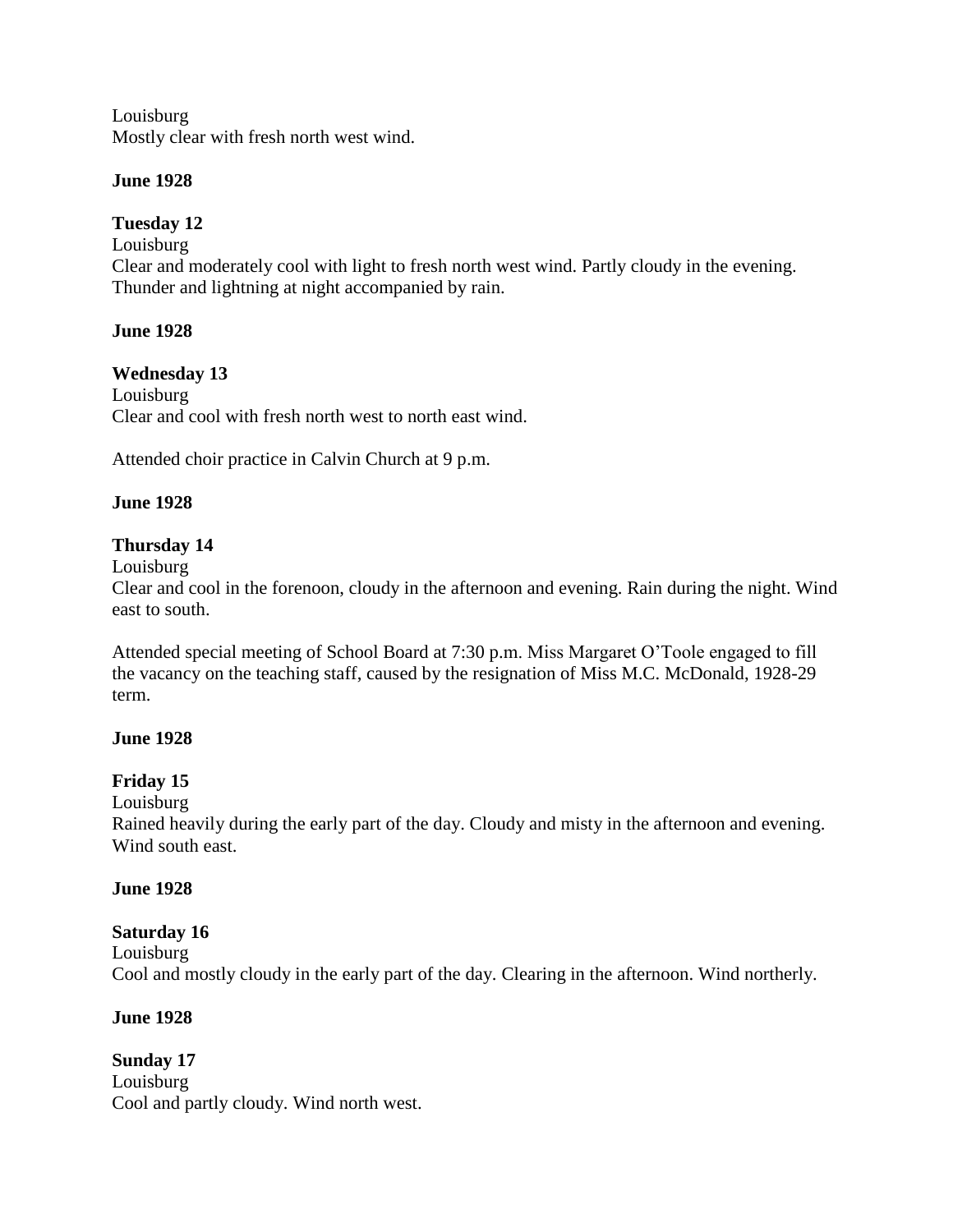Louisburg
Mostly clear with fresh north west wind.

**June 1928**

**Tuesday 12**
Louisburg
Clear and moderately cool with light to fresh north west wind. Partly cloudy in the evening. Thunder and lightning at night accompanied by rain.

**June 1928**

**Wednesday 13**
Louisburg
Clear and cool with fresh north west to north east wind.

Attended choir practice in Calvin Church at 9 p.m.

**June 1928**

**Thursday 14**
Louisburg
Clear and cool in the forenoon, cloudy in the afternoon and evening. Rain during the night. Wind east to south.

Attended special meeting of School Board at 7:30 p.m. Miss Margaret O'Toole engaged to fill the vacancy on the teaching staff, caused by the resignation of Miss M.C. McDonald, 1928-29 term.

**June 1928**

**Friday 15**
Louisburg
Rained heavily during the early part of the day. Cloudy and misty in the afternoon and evening. Wind south east.

**June 1928**

**Saturday 16**
Louisburg
Cool and mostly cloudy in the early part of the day. Clearing in the afternoon. Wind northerly.

**June 1928**

**Sunday 17**
Louisburg
Cool and partly cloudy. Wind north west.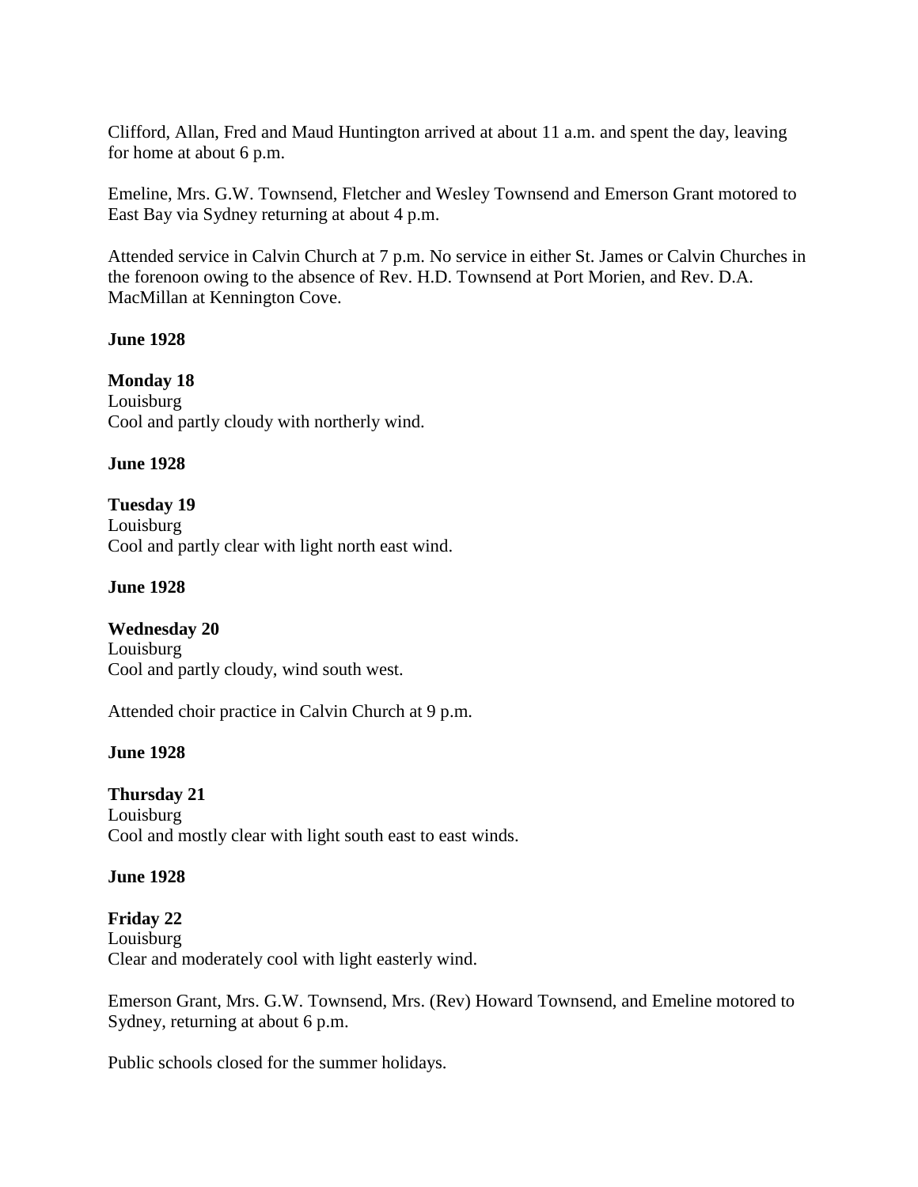Clifford, Allan, Fred and Maud Huntington arrived at about 11 a.m. and spent the day, leaving for home at about 6 p.m.

Emeline, Mrs. G.W. Townsend, Fletcher and Wesley Townsend and Emerson Grant motored to East Bay via Sydney returning at about 4 p.m.

Attended service in Calvin Church at 7 p.m. No service in either St. James or Calvin Churches in the forenoon owing to the absence of Rev. H.D. Townsend at Port Morien, and Rev. D.A. MacMillan at Kennington Cove.

**June 1928**

**Monday 18**
Louisburg
Cool and partly cloudy with northerly wind.

**June 1928**

**Tuesday 19**
Louisburg
Cool and partly clear with light north east wind.

**June 1928**

**Wednesday 20**
Louisburg
Cool and partly cloudy, wind south west.

Attended choir practice in Calvin Church at 9 p.m.

**June 1928**

**Thursday 21**
Louisburg
Cool and mostly clear with light south east to east winds.

**June 1928**

**Friday 22**
Louisburg
Clear and moderately cool with light easterly wind.

Emerson Grant, Mrs. G.W. Townsend, Mrs. (Rev) Howard Townsend, and Emeline motored to Sydney, returning at about 6 p.m.

Public schools closed for the summer holidays.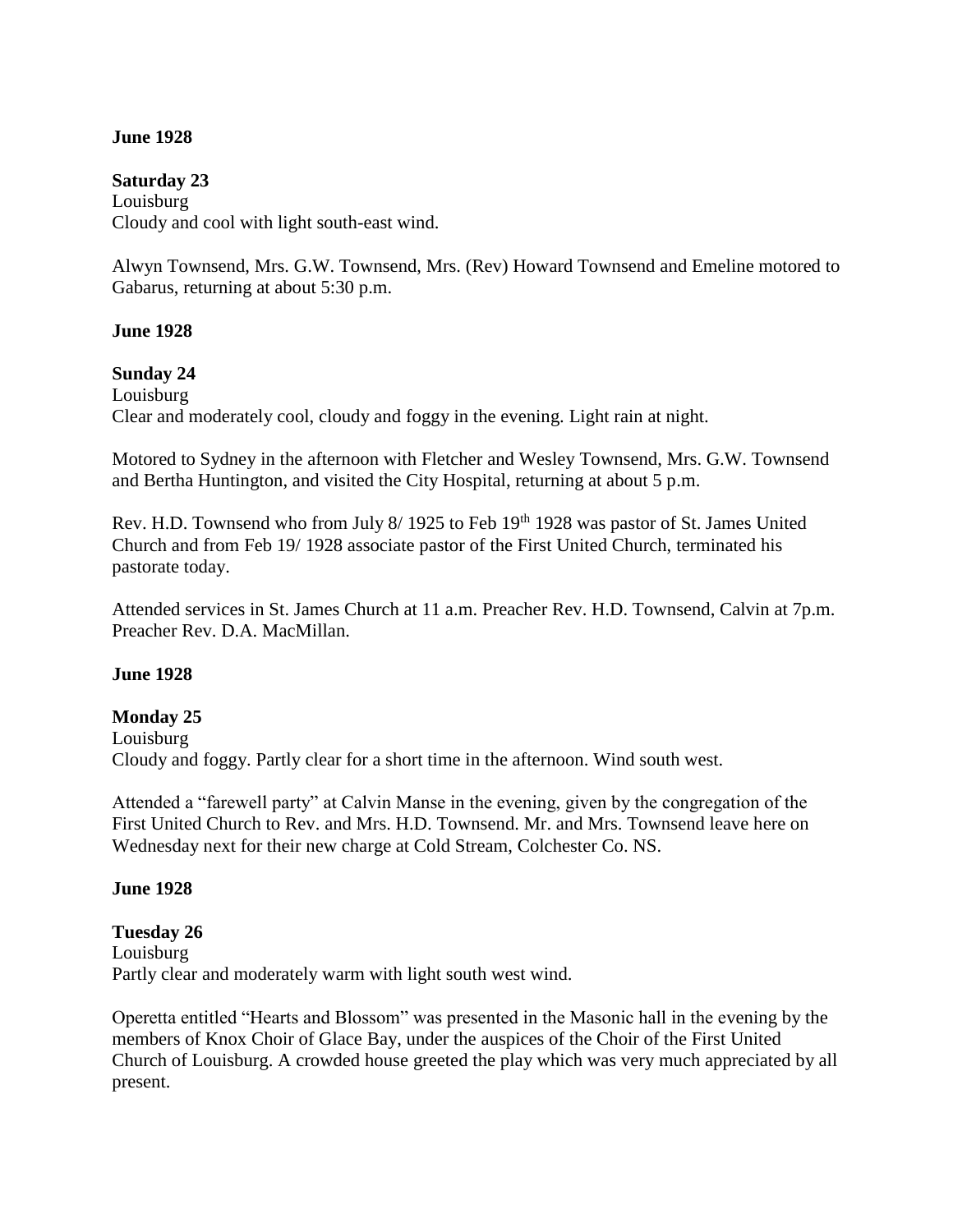**June 1928**

**Saturday 23**
Louisburg
Cloudy and cool with light south-east wind.

Alwyn Townsend, Mrs. G.W. Townsend, Mrs. (Rev) Howard Townsend and Emeline motored to Gabarus, returning at about 5:30 p.m.

**June 1928**

**Sunday 24**
Louisburg
Clear and moderately cool, cloudy and foggy in the evening. Light rain at night.

Motored to Sydney in the afternoon with Fletcher and Wesley Townsend, Mrs. G.W. Townsend and Bertha Huntington, and visited the City Hospital, returning at about 5 p.m.

Rev. H.D. Townsend who from July 8/ 1925 to Feb 19th 1928 was pastor of St. James United Church and from Feb 19/ 1928 associate pastor of the First United Church, terminated his pastorate today.

Attended services in St. James Church at 11 a.m. Preacher Rev. H.D. Townsend, Calvin at 7p.m. Preacher Rev. D.A. MacMillan.

**June 1928**

**Monday 25**
Louisburg
Cloudy and foggy. Partly clear for a short time in the afternoon. Wind south west.

Attended a "farewell party" at Calvin Manse in the evening, given by the congregation of the First United Church to Rev. and Mrs. H.D. Townsend. Mr. and Mrs. Townsend leave here on Wednesday next for their new charge at Cold Stream, Colchester Co. NS.

**June 1928**

**Tuesday 26**
Louisburg
Partly clear and moderately warm with light south west wind.

Operetta entitled "Hearts and Blossom" was presented in the Masonic hall in the evening by the members of Knox Choir of Glace Bay, under the auspices of the Choir of the First United Church of Louisburg. A crowded house greeted the play which was very much appreciated by all present.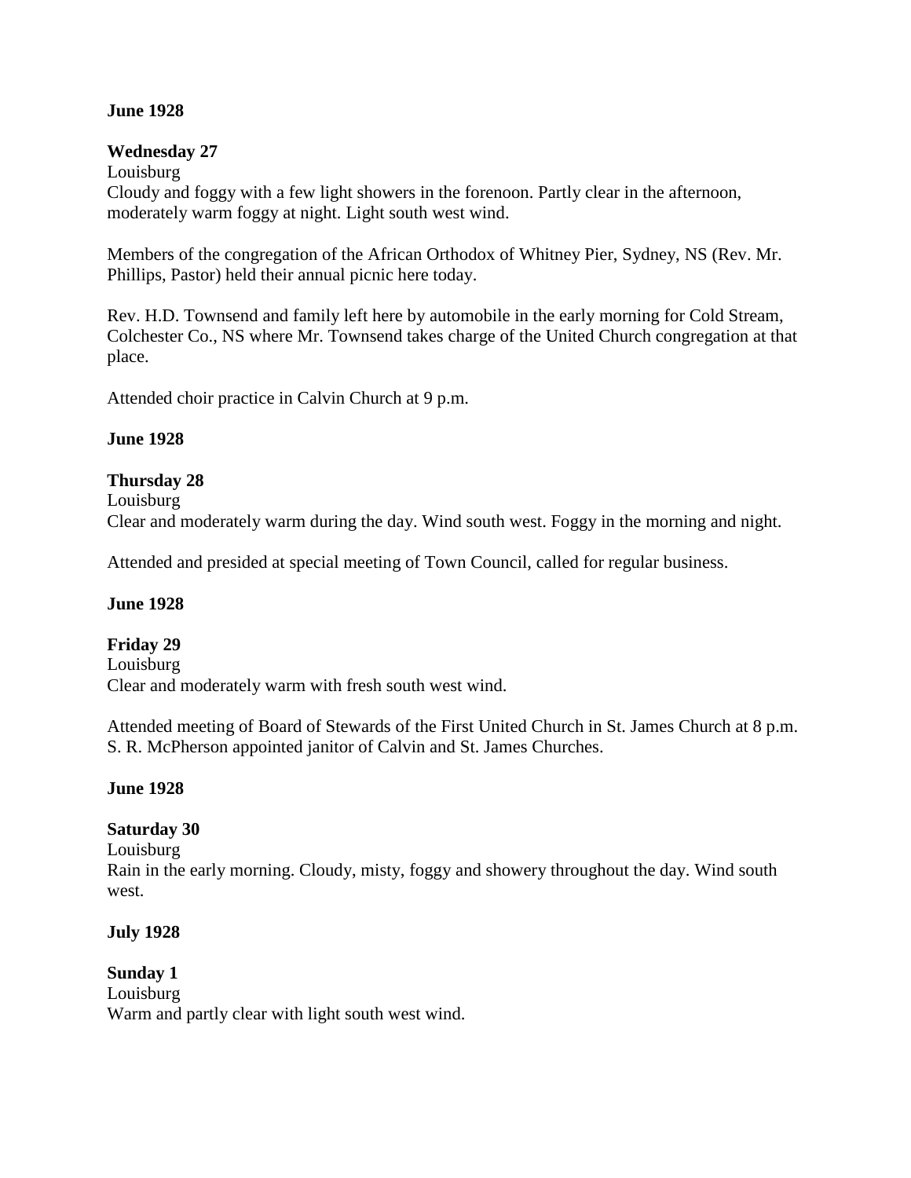**June 1928**

**Wednesday 27**
Louisburg
Cloudy and foggy with a few light showers in the forenoon. Partly clear in the afternoon, moderately warm foggy at night. Light south west wind.

Members of the congregation of the African Orthodox of Whitney Pier, Sydney, NS (Rev. Mr. Phillips, Pastor) held their annual picnic here today.

Rev. H.D. Townsend and family left here by automobile in the early morning for Cold Stream, Colchester Co., NS where Mr. Townsend takes charge of the United Church congregation at that place.

Attended choir practice in Calvin Church at 9 p.m.

**June 1928**

**Thursday 28**
Louisburg
Clear and moderately warm during the day. Wind south west. Foggy in the morning and night.

Attended and presided at special meeting of Town Council, called for regular business.

**June 1928**

**Friday 29**
Louisburg
Clear and moderately warm with fresh south west wind.

Attended meeting of Board of Stewards of the First United Church in St. James Church at 8 p.m. S. R. McPherson appointed janitor of Calvin and St. James Churches.

**June 1928**

**Saturday 30**
Louisburg
Rain in the early morning. Cloudy, misty, foggy and showery throughout the day. Wind south west.

**July 1928**

**Sunday 1**
Louisburg
Warm and partly clear with light south west wind.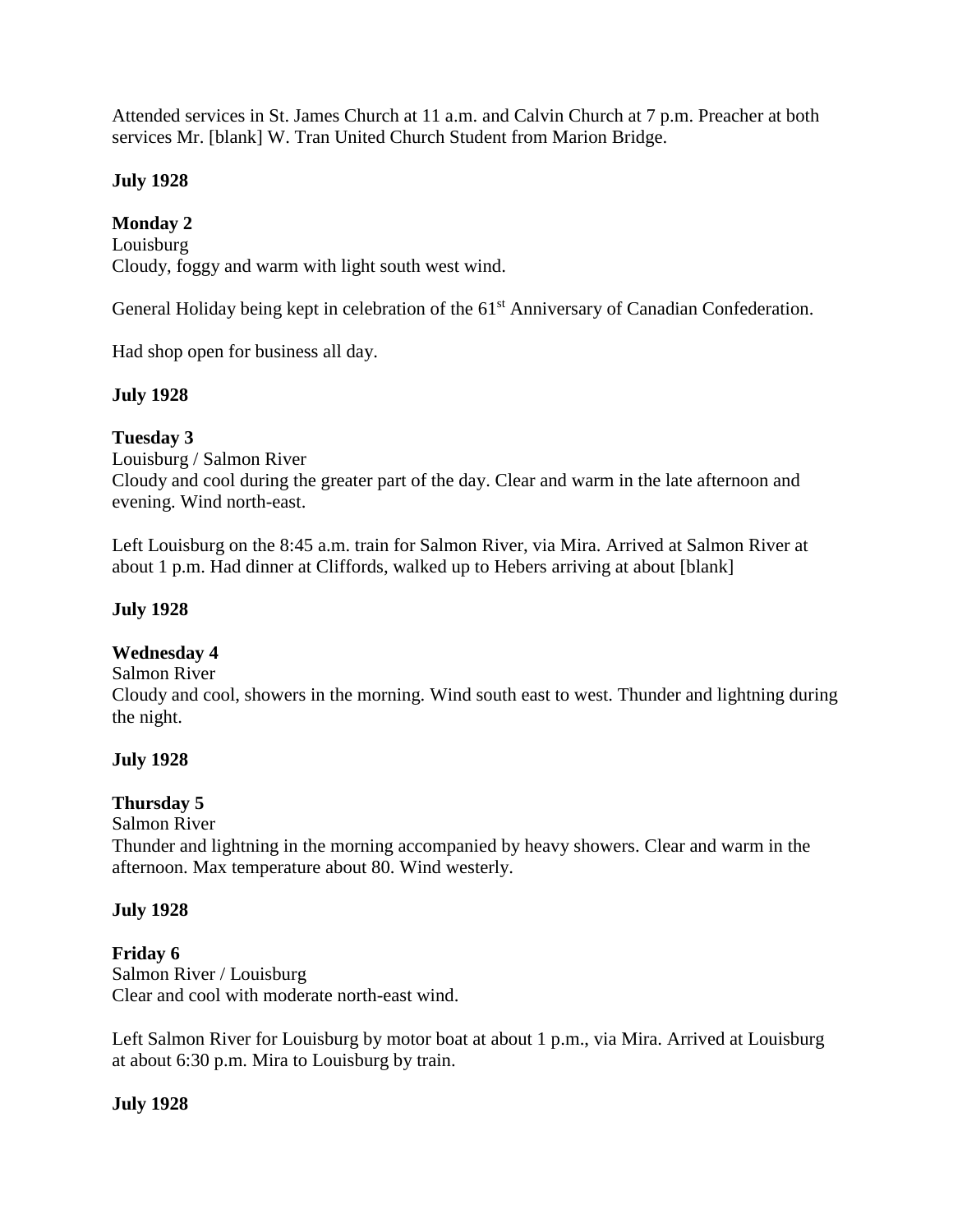Attended services in St. James Church at 11 a.m. and Calvin Church at 7 p.m. Preacher at both services Mr. [blank] W. Tran United Church Student from Marion Bridge.

**July 1928**

**Monday 2**
Louisburg
Cloudy, foggy and warm with light south west wind.

General Holiday being kept in celebration of the 61st Anniversary of Canadian Confederation.

Had shop open for business all day.

**July 1928**

**Tuesday 3**
Louisburg / Salmon River
Cloudy and cool during the greater part of the day. Clear and warm in the late afternoon and evening. Wind north-east.

Left Louisburg on the 8:45 a.m. train for Salmon River, via Mira. Arrived at Salmon River at about 1 p.m. Had dinner at Cliffords, walked up to Hebers arriving at about [blank]

**July 1928**

**Wednesday 4**
Salmon River
Cloudy and cool, showers in the morning. Wind south east to west. Thunder and lightning during the night.

**July 1928**

**Thursday 5**
Salmon River
Thunder and lightning in the morning accompanied by heavy showers. Clear and warm in the afternoon. Max temperature about 80. Wind westerly.

**July 1928**

**Friday 6**
Salmon River / Louisburg
Clear and cool with moderate north-east wind.

Left Salmon River for Louisburg by motor boat at about 1 p.m., via Mira. Arrived at Louisburg at about 6:30 p.m. Mira to Louisburg by train.

**July 1928**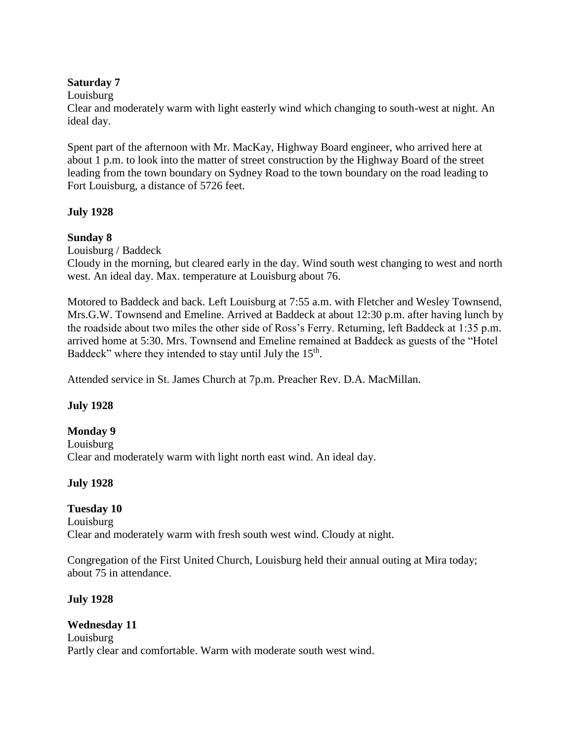**Saturday 7**

Louisburg

Clear and moderately warm with light easterly wind which changing to south-west at night. An ideal day.

Spent part of the afternoon with Mr. MacKay, Highway Board engineer, who arrived here at about 1 p.m. to look into the matter of street construction by the Highway Board of the street leading from the town boundary on Sydney Road to the town boundary on the road leading to Fort Louisburg, a distance of 5726 feet.

**July 1928**

**Sunday 8**

Louisburg / Baddeck

Cloudy in the morning, but cleared early in the day. Wind south west changing to west and north west. An ideal day. Max. temperature at Louisburg about 76.

Motored to Baddeck and back. Left Louisburg at 7:55 a.m. with Fletcher and Wesley Townsend, Mrs.G.W. Townsend and Emeline. Arrived at Baddeck at about 12:30 p.m. after having lunch by the roadside about two miles the other side of Ross's Ferry. Returning, left Baddeck at 1:35 p.m. arrived home at 5:30. Mrs. Townsend and Emeline remained at Baddeck as guests of the "Hotel Baddeck" where they intended to stay until July the 15th.

Attended service in St. James Church at 7p.m. Preacher Rev. D.A. MacMillan.

**July 1928**

**Monday 9**

Louisburg

Clear and moderately warm with light north east wind. An ideal day.

**July 1928**

**Tuesday 10**

Louisburg

Clear and moderately warm with fresh south west wind. Cloudy at night.

Congregation of the First United Church, Louisburg held their annual outing at Mira today; about 75 in attendance.

**July 1928**

**Wednesday 11**

Louisburg

Partly clear and comfortable. Warm with moderate south west wind.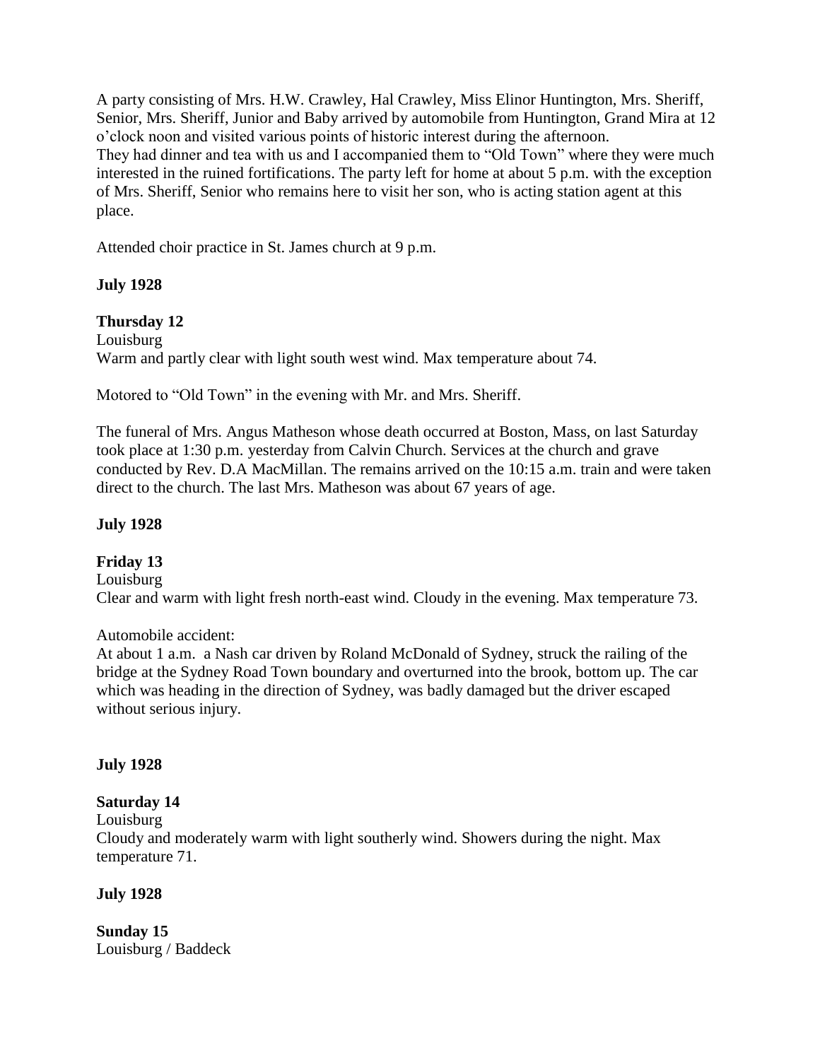A party consisting of Mrs. H.W. Crawley, Hal Crawley, Miss Elinor Huntington, Mrs. Sheriff, Senior, Mrs. Sheriff, Junior and Baby arrived by automobile from Huntington, Grand Mira at 12 o'clock noon and visited various points of historic interest during the afternoon.
They had dinner and tea with us and I accompanied them to "Old Town" where they were much interested in the ruined fortifications. The party left for home at about 5 p.m. with the exception of Mrs. Sheriff, Senior who remains here to visit her son, who is acting station agent at this place.

Attended choir practice in St. James church at 9 p.m.

**July 1928**

**Thursday 12**
Louisburg
Warm and partly clear with light south west wind. Max temperature about 74.

Motored to "Old Town" in the evening with Mr. and Mrs. Sheriff.

The funeral of Mrs. Angus Matheson whose death occurred at Boston, Mass, on last Saturday took place at 1:30 p.m. yesterday from Calvin Church. Services at the church and grave conducted by Rev. D.A MacMillan. The remains arrived on the 10:15 a.m. train and were taken direct to the church. The last Mrs. Matheson was about 67 years of age.

**July 1928**

**Friday 13**
Louisburg
Clear and warm with light fresh north-east wind. Cloudy in the evening. Max temperature 73.

Automobile accident:
At about 1 a.m. a Nash car driven by Roland McDonald of Sydney, struck the railing of the bridge at the Sydney Road Town boundary and overturned into the brook, bottom up. The car which was heading in the direction of Sydney, was badly damaged but the driver escaped without serious injury.

**July 1928**

**Saturday 14**
Louisburg
Cloudy and moderately warm with light southerly wind. Showers during the night. Max temperature 71.

**July 1928**

**Sunday 15**
Louisburg / Baddeck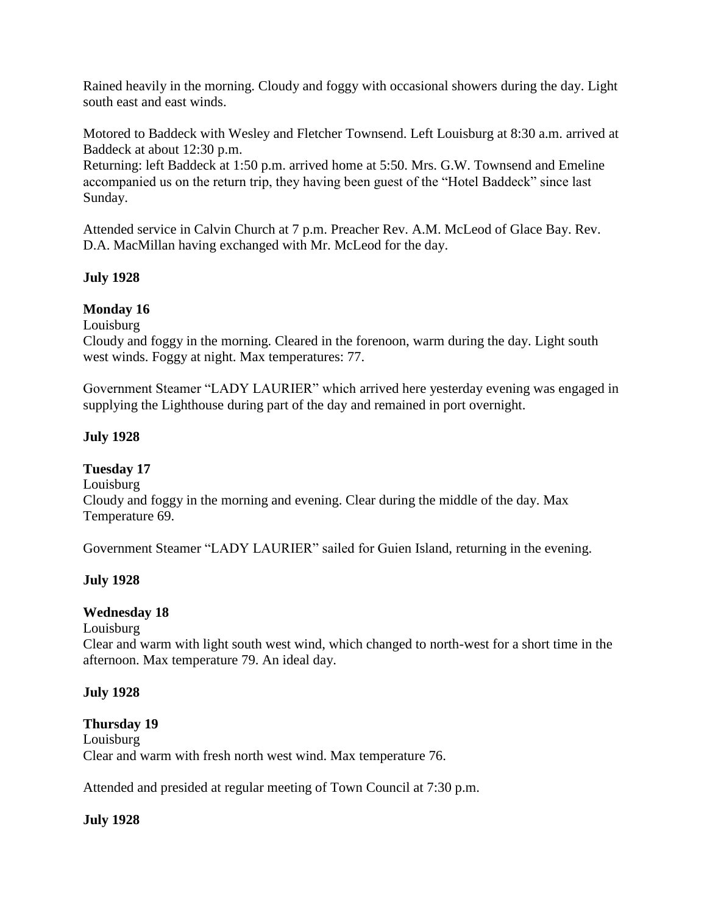Rained heavily in the morning. Cloudy and foggy with occasional showers during the day. Light south east and east winds.

Motored to Baddeck with Wesley and Fletcher Townsend. Left Louisburg at 8:30 a.m. arrived at Baddeck at about 12:30 p.m.
Returning: left Baddeck at 1:50 p.m. arrived home at 5:50. Mrs. G.W. Townsend and Emeline accompanied us on the return trip, they having been guest of the "Hotel Baddeck" since last Sunday.

Attended service in Calvin Church at 7 p.m. Preacher Rev. A.M. McLeod of Glace Bay. Rev. D.A. MacMillan having exchanged with Mr. McLeod for the day.

**July 1928**

**Monday 16**
Louisburg
Cloudy and foggy in the morning. Cleared in the forenoon, warm during the day. Light south west winds. Foggy at night. Max temperatures: 77.

Government Steamer "LADY LAURIER" which arrived here yesterday evening was engaged in supplying the Lighthouse during part of the day and remained in port overnight.

**July 1928**

**Tuesday 17**
Louisburg
Cloudy and foggy in the morning and evening. Clear during the middle of the day. Max Temperature 69.

Government Steamer "LADY LAURIER" sailed for Guien Island, returning in the evening.

**July 1928**

**Wednesday 18**
Louisburg
Clear and warm with light south west wind, which changed to north-west for a short time in the afternoon. Max temperature 79. An ideal day.

**July 1928**

**Thursday 19**
Louisburg
Clear and warm with fresh north west wind. Max temperature 76.

Attended and presided at regular meeting of Town Council at 7:30 p.m.

**July 1928**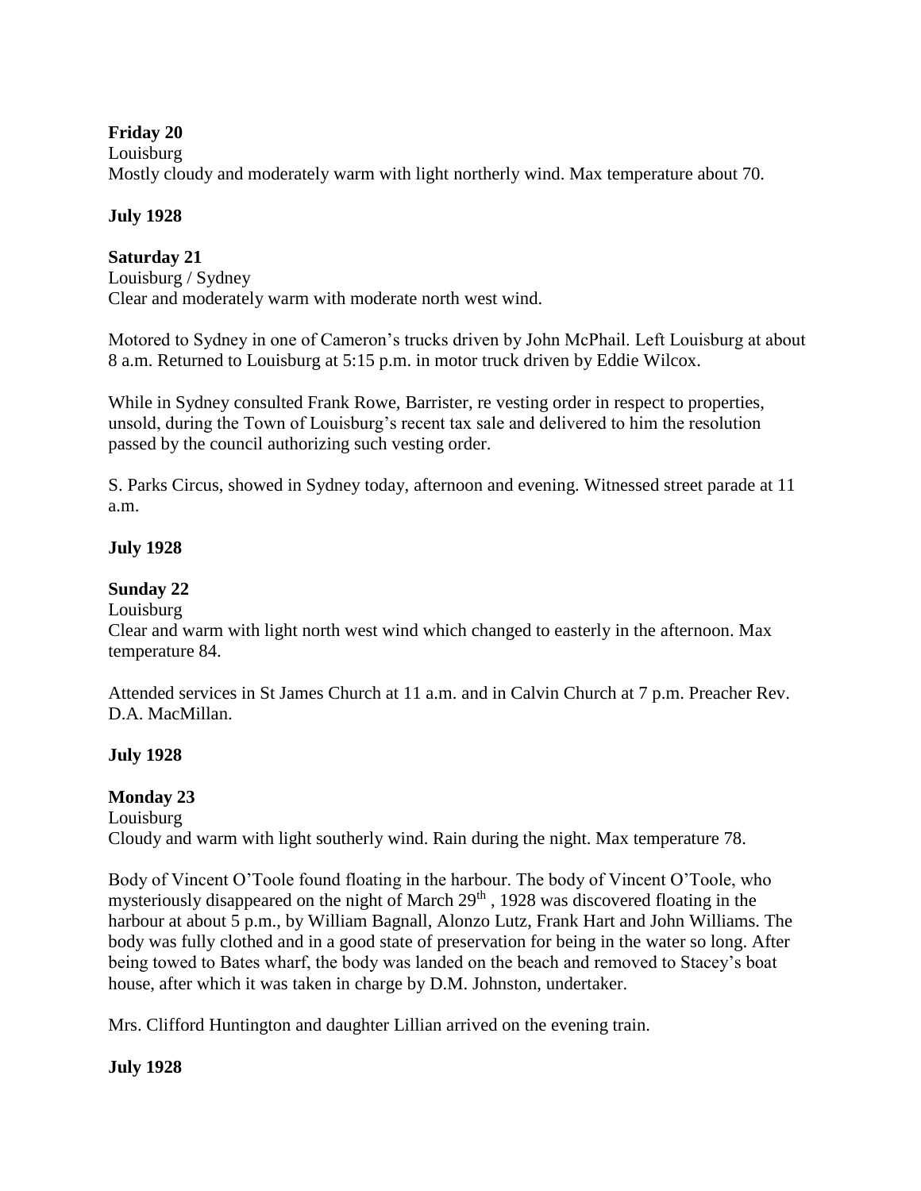**Friday 20**
Louisburg
Mostly cloudy and moderately warm with light northerly wind. Max temperature about 70.

**July 1928**

**Saturday 21**
Louisburg / Sydney
Clear and moderately warm with moderate north west wind.

Motored to Sydney in one of Cameron's trucks driven by John McPhail. Left Louisburg at about 8 a.m. Returned to Louisburg at 5:15 p.m. in motor truck driven by Eddie Wilcox.

While in Sydney consulted Frank Rowe, Barrister, re vesting order in respect to properties, unsold, during the Town of Louisburg's recent tax sale and delivered to him the resolution passed by the council authorizing such vesting order.

S. Parks Circus, showed in Sydney today, afternoon and evening. Witnessed street parade at 11 a.m.

**July 1928**

**Sunday 22**
Louisburg
Clear and warm with light north west wind which changed to easterly in the afternoon. Max temperature 84.

Attended services in St James Church at 11 a.m. and in Calvin Church at 7 p.m. Preacher Rev. D.A. MacMillan.

**July 1928**

**Monday 23**
Louisburg
Cloudy and warm with light southerly wind. Rain during the night. Max temperature 78.

Body of Vincent O'Toole found floating in the harbour. The body of Vincent O'Toole, who mysteriously disappeared on the night of March 29th , 1928 was discovered floating in the harbour at about 5 p.m., by William Bagnall, Alonzo Lutz, Frank Hart and John Williams. The body was fully clothed and in a good state of preservation for being in the water so long. After being towed to Bates wharf, the body was landed on the beach and removed to Stacey's boat house, after which it was taken in charge by D.M. Johnston, undertaker.

Mrs. Clifford Huntington and daughter Lillian arrived on the evening train.

**July 1928**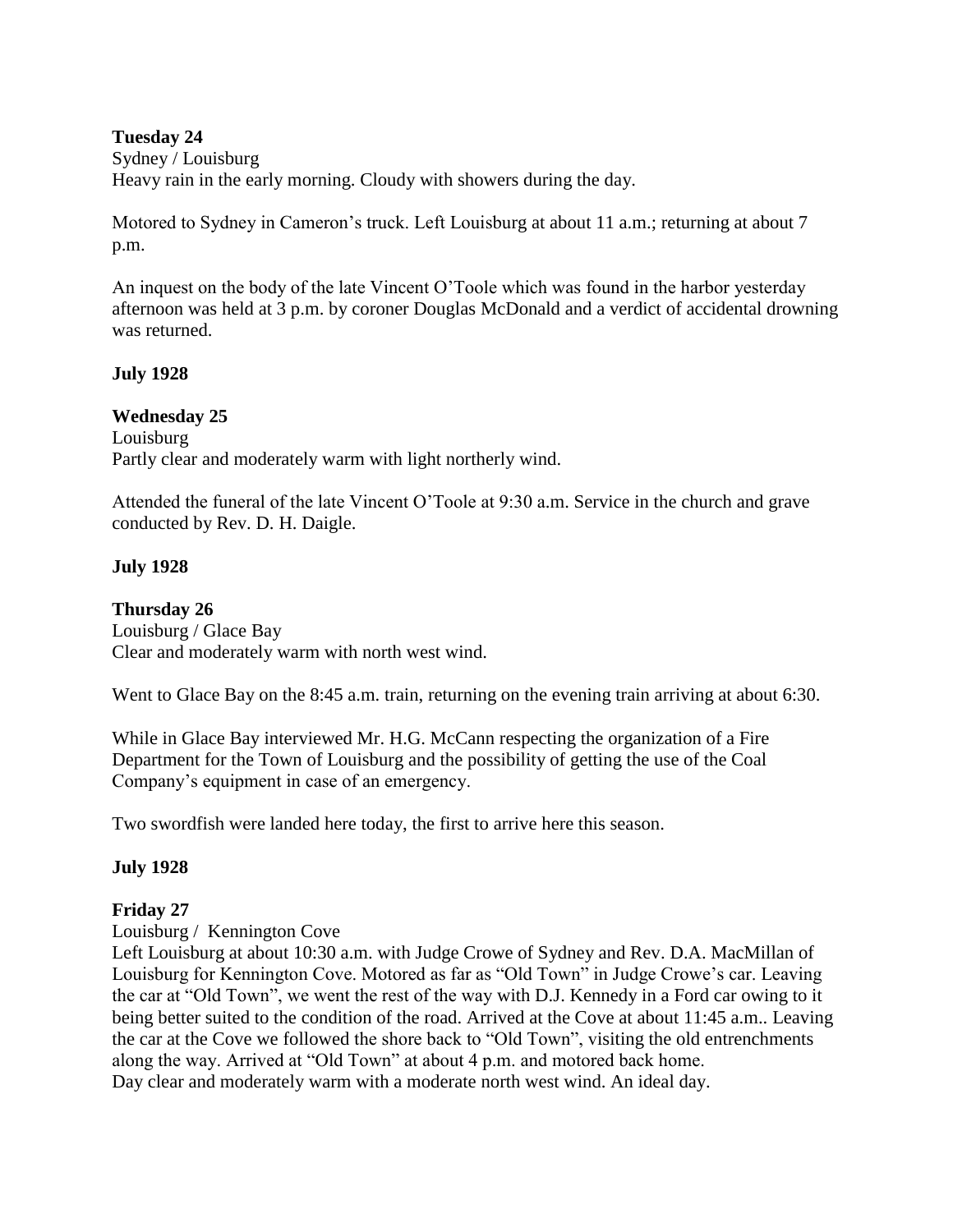**Tuesday 24**

Sydney / Louisburg

Heavy rain in the early morning. Cloudy with showers during the day.

Motored to Sydney in Cameron's truck. Left Louisburg at about 11 a.m.; returning at about 7 p.m.

An inquest on the body of the late Vincent O'Toole which was found in the harbor yesterday afternoon was held at 3 p.m. by coroner Douglas McDonald and a verdict of accidental drowning was returned.

**July 1928**

**Wednesday 25**

Louisburg

Partly clear and moderately warm with light northerly wind.

Attended the funeral of the late Vincent O'Toole at 9:30 a.m. Service in the church and grave conducted by Rev. D. H. Daigle.

**July 1928**

**Thursday 26**

Louisburg / Glace Bay

Clear and moderately warm with north west wind.

Went to Glace Bay on the 8:45 a.m. train, returning on the evening train arriving at about 6:30.

While in Glace Bay interviewed Mr. H.G. McCann respecting the organization of a Fire Department for the Town of Louisburg and the possibility of getting the use of the Coal Company's equipment in case of an emergency.

Two swordfish were landed here today, the first to arrive here this season.

**July 1928**

**Friday 27**

Louisburg / Kennington Cove

Left Louisburg at about 10:30 a.m. with Judge Crowe of Sydney and Rev. D.A. MacMillan of Louisburg for Kennington Cove. Motored as far as "Old Town" in Judge Crowe's car. Leaving the car at "Old Town", we went the rest of the way with D.J. Kennedy in a Ford car owing to it being better suited to the condition of the road. Arrived at the Cove at about 11:45 a.m.. Leaving the car at the Cove we followed the shore back to "Old Town", visiting the old entrenchments along the way. Arrived at "Old Town" at about 4 p.m. and motored back home.

Day clear and moderately warm with a moderate north west wind. An ideal day.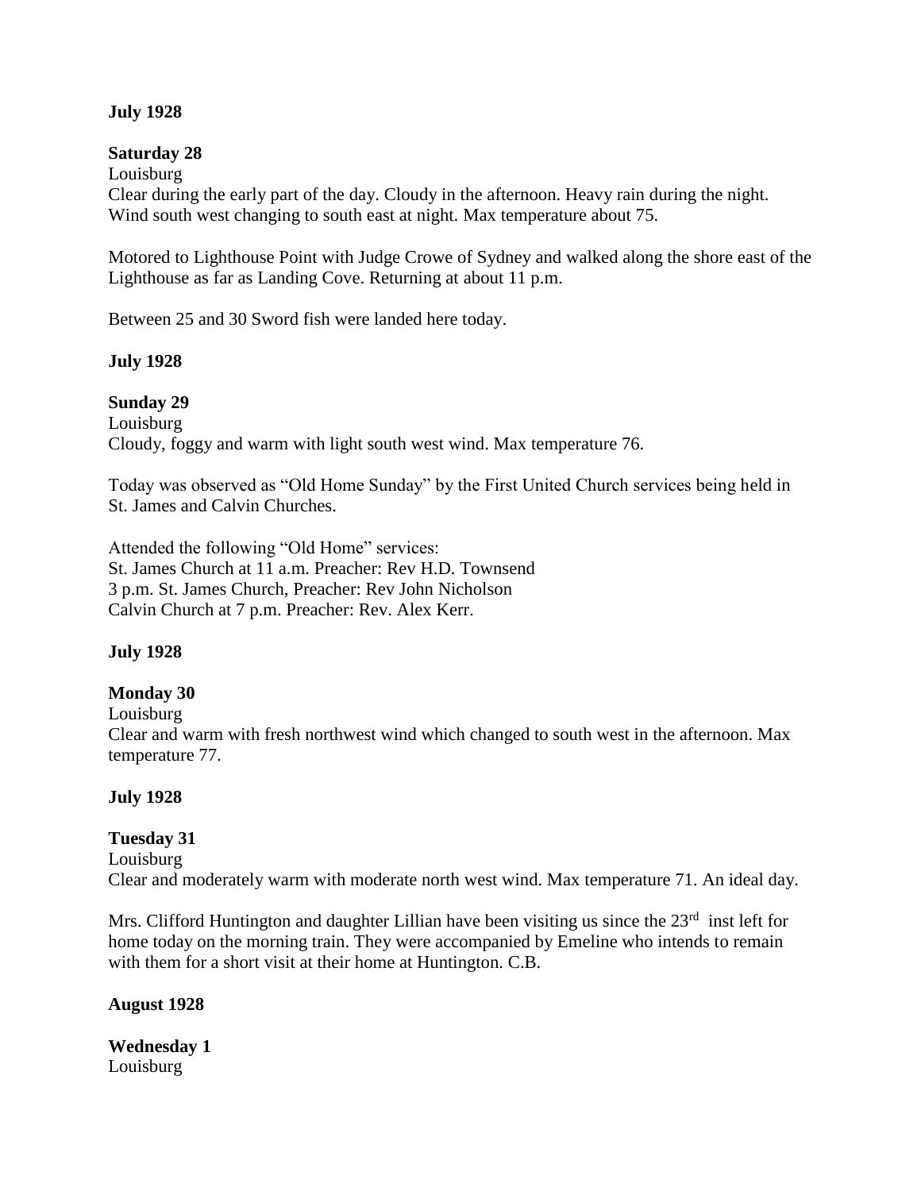**July 1928**

**Saturday 28**

Louisburg

Clear during the early part of the day. Cloudy in the afternoon. Heavy rain during the night. Wind south west changing to south east at night. Max temperature about 75.

Motored to Lighthouse Point with Judge Crowe of Sydney and walked along the shore east of the Lighthouse as far as Landing Cove. Returning at about 11 p.m.

Between 25 and 30 Sword fish were landed here today.

**July 1928**

**Sunday 29**

Louisburg

Cloudy, foggy and warm with light south west wind. Max temperature 76.

Today was observed as "Old Home Sunday" by the First United Church services being held in St. James and Calvin Churches.

Attended the following "Old Home" services:
St. James Church at 11 a.m. Preacher: Rev H.D. Townsend
3 p.m. St. James Church, Preacher: Rev John Nicholson
Calvin Church at 7 p.m. Preacher: Rev. Alex Kerr.

**July 1928**

**Monday 30**

Louisburg

Clear and warm with fresh northwest wind which changed to south west in the afternoon. Max temperature 77.

**July 1928**

**Tuesday 31**

Louisburg

Clear and moderately warm with moderate north west wind. Max temperature 71. An ideal day.

Mrs. Clifford Huntington and daughter Lillian have been visiting us since the 23rd inst left for home today on the morning train. They were accompanied by Emeline who intends to remain with them for a short visit at their home at Huntington. C.B.

**August 1928**

**Wednesday 1**

Louisburg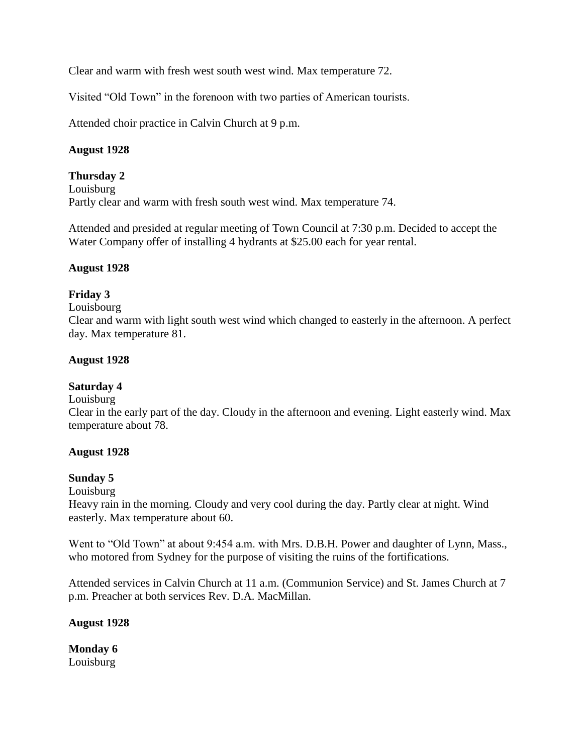Clear and warm with fresh west south west wind. Max temperature 72.

Visited "Old Town" in the forenoon with two parties of American tourists.

Attended choir practice in Calvin Church at 9 p.m.

**August 1928**

**Thursday 2**
Louisburg
Partly clear and warm with fresh south west wind. Max temperature 74.

Attended and presided at regular meeting of Town Council at 7:30 p.m. Decided to accept the Water Company offer of installing 4 hydrants at $25.00 each for year rental.

**August 1928**

**Friday 3**
Louisbourg
Clear and warm with light south west wind which changed to easterly in the afternoon. A perfect day. Max temperature 81.

**August 1928**

**Saturday 4**
Louisburg
Clear in the early part of the day. Cloudy in the afternoon and evening. Light easterly wind. Max temperature about 78.

**August 1928**

**Sunday 5**
Louisburg
Heavy rain in the morning. Cloudy and very cool during the day. Partly clear at night. Wind easterly. Max temperature about 60.

Went to "Old Town" at about 9:454 a.m. with Mrs. D.B.H. Power and daughter of Lynn, Mass., who motored from Sydney for the purpose of visiting the ruins of the fortifications.

Attended services in Calvin Church at 11 a.m. (Communion Service) and St. James Church at 7 p.m. Preacher at both services Rev. D.A. MacMillan.

**August 1928**

**Monday 6**
Louisburg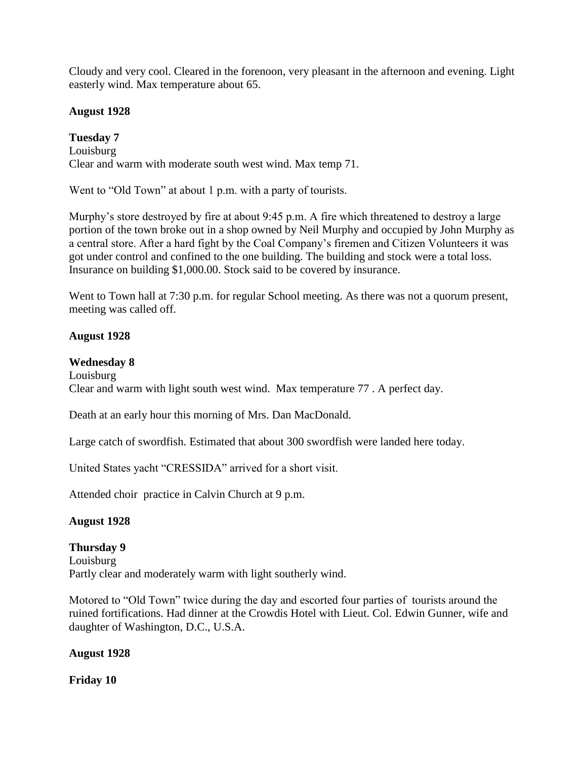Cloudy and very cool. Cleared in the forenoon, very pleasant in the afternoon and evening. Light easterly wind. Max temperature about 65.

**August 1928**

**Tuesday 7**
Louisburg
Clear and warm with moderate south west wind. Max temp 71.

Went to "Old Town" at about 1 p.m. with a party of tourists.

Murphy's store destroyed by fire at about 9:45 p.m. A fire which threatened to destroy a large portion of the town broke out in a shop owned by Neil Murphy and occupied by John Murphy as a central store. After a hard fight by the Coal Company's firemen and Citizen Volunteers it was got under control and confined to the one building. The building and stock were a total loss. Insurance on building $1,000.00. Stock said to be covered by insurance.

Went to Town hall at 7:30 p.m. for regular School meeting. As there was not a quorum present, meeting was called off.

**August 1928**

**Wednesday 8**
Louisburg
Clear and warm with light south west wind. Max temperature 77 . A perfect day.

Death at an early hour this morning of Mrs. Dan MacDonald.

Large catch of swordfish. Estimated that about 300 swordfish were landed here today.

United States yacht "CRESSIDA" arrived for a short visit.

Attended choir practice in Calvin Church at 9 p.m.

**August 1928**

**Thursday 9**
Louisburg
Partly clear and moderately warm with light southerly wind.

Motored to "Old Town" twice during the day and escorted four parties of tourists around the ruined fortifications. Had dinner at the Crowdis Hotel with Lieut. Col. Edwin Gunner, wife and daughter of Washington, D.C., U.S.A.

**August 1928**

**Friday 10**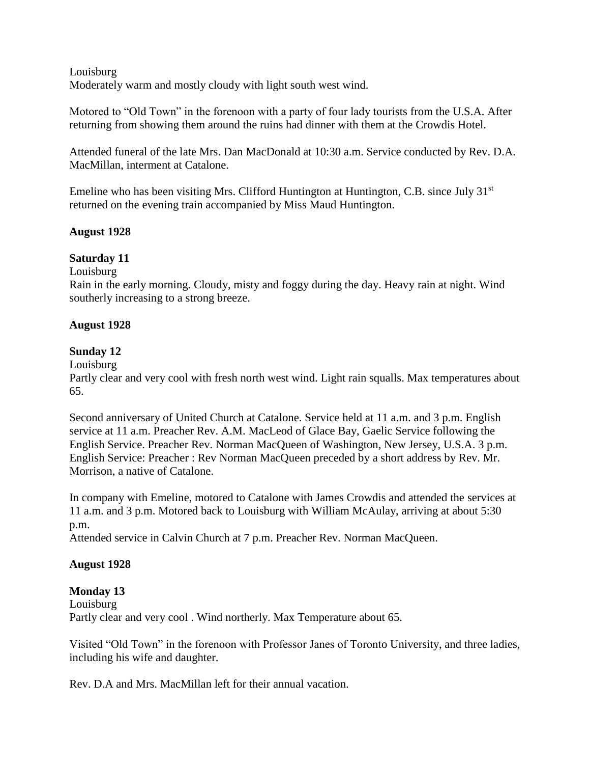Louisburg
Moderately warm and mostly cloudy with light south west wind.

Motored to "Old Town" in the forenoon with a party of four lady tourists from the U.S.A. After returning from showing them around the ruins had dinner with them at the Crowdis Hotel.

Attended funeral of the late Mrs. Dan MacDonald at 10:30 a.m. Service conducted by Rev. D.A. MacMillan, interment at Catalone.

Emeline who has been visiting Mrs. Clifford Huntington at Huntington, C.B. since July 31st returned on the evening train accompanied by Miss Maud Huntington.

**August 1928**

**Saturday 11**

Louisburg
Rain in the early morning. Cloudy, misty and foggy during the day. Heavy rain at night. Wind southerly increasing to a strong breeze.

**August 1928**

**Sunday 12**

Louisburg
Partly clear and very cool with fresh north west wind. Light rain squalls. Max temperatures about 65.

Second anniversary of United Church at Catalone. Service held at 11 a.m. and 3 p.m. English service at 11 a.m. Preacher Rev. A.M. MacLeod of Glace Bay, Gaelic Service following the English Service. Preacher Rev. Norman MacQueen of Washington, New Jersey, U.S.A. 3 p.m. English Service: Preacher : Rev Norman MacQueen preceded by a short address by Rev. Mr. Morrison, a native of Catalone.

In company with Emeline, motored to Catalone with James Crowdis and attended the services at 11 a.m. and 3 p.m. Motored back to Louisburg with William McAulay, arriving at about 5:30 p.m.
Attended service in Calvin Church at 7 p.m. Preacher Rev. Norman MacQueen.

**August 1928**

**Monday 13**

Louisburg
Partly clear and very cool . Wind northerly. Max Temperature about 65.

Visited "Old Town" in the forenoon with Professor Janes of Toronto University, and three ladies, including his wife and daughter.

Rev. D.A and Mrs. MacMillan left for their annual vacation.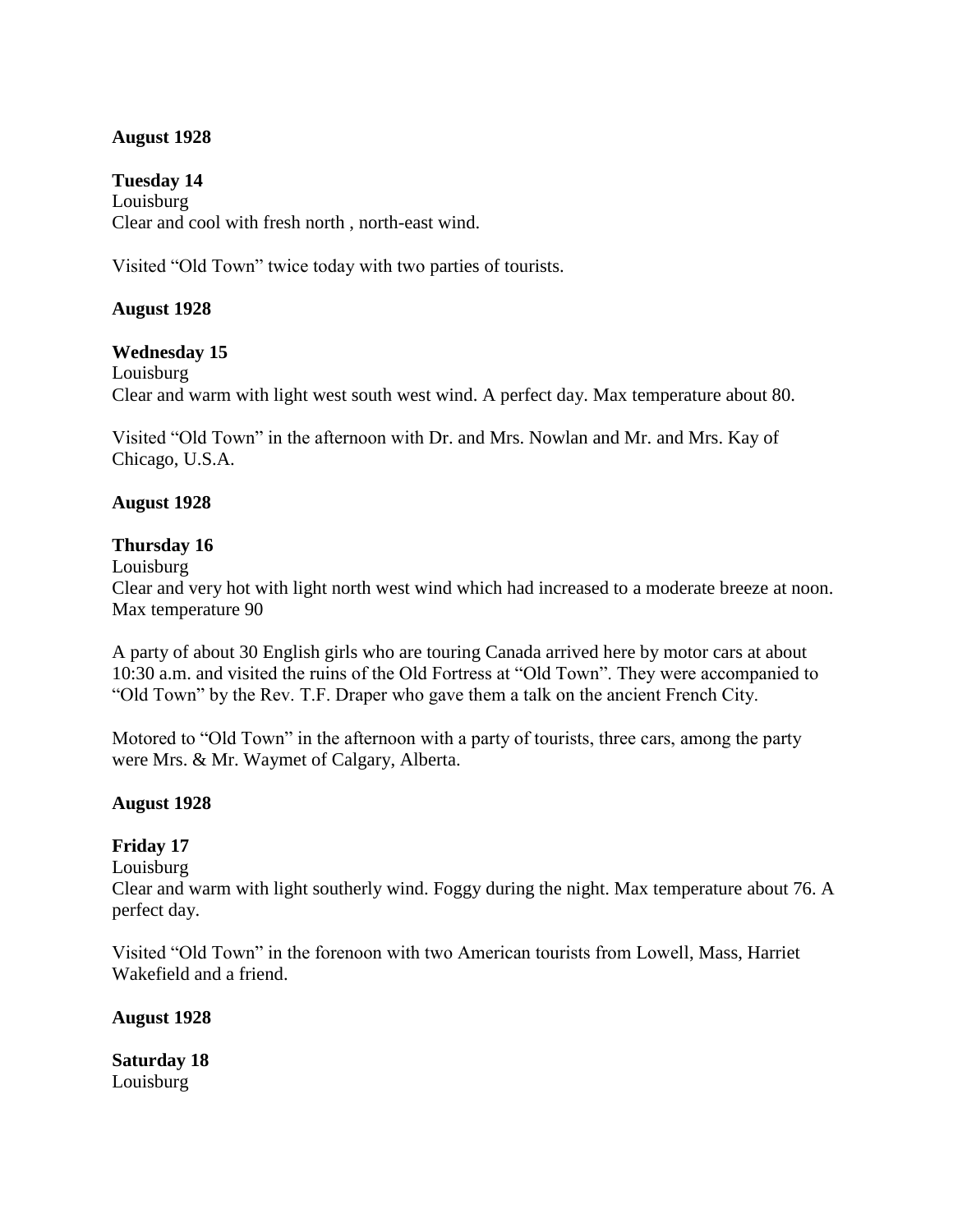**August 1928**

**Tuesday 14**
Louisburg
Clear and cool with fresh north , north-east wind.

Visited "Old Town" twice today with two parties of tourists.

**August 1928**

**Wednesday 15**
Louisburg
Clear and warm with light west south west wind. A perfect day. Max temperature about 80.

Visited "Old Town" in the afternoon with Dr. and Mrs. Nowlan and Mr. and Mrs. Kay of Chicago, U.S.A.

**August 1928**

**Thursday 16**
Louisburg
Clear and very hot with light north west wind which had increased to a moderate breeze at noon. Max temperature 90

A party of about 30 English girls who are touring Canada arrived here by motor cars at about 10:30 a.m. and visited the ruins of the Old Fortress at "Old Town". They were accompanied to "Old Town" by the Rev. T.F. Draper who gave them a talk on the ancient French City.

Motored to "Old Town" in the afternoon with a party of tourists, three cars, among the party were Mrs. & Mr. Waymet of Calgary, Alberta.

**August 1928**

**Friday 17**
Louisburg
Clear and warm with light southerly wind. Foggy during the night. Max temperature about 76. A perfect day.

Visited "Old Town" in the forenoon with two American tourists from Lowell, Mass, Harriet Wakefield and a friend.

**August 1928**

**Saturday 18**
Louisburg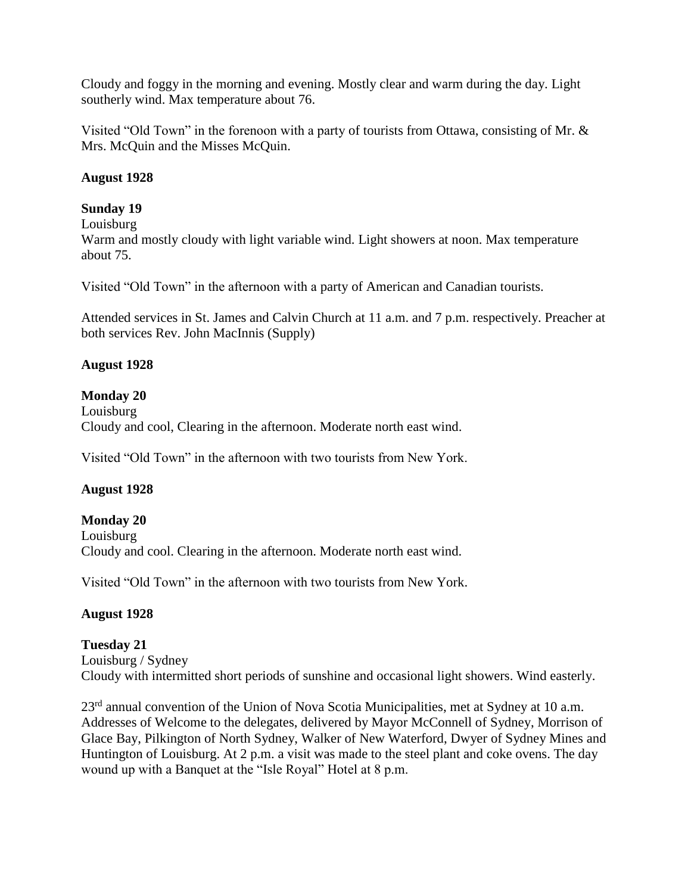Cloudy and foggy in the morning and evening. Mostly clear and warm during the day. Light southerly wind. Max temperature about 76.

Visited "Old Town" in the forenoon with a party of tourists from Ottawa, consisting of Mr. & Mrs. McQuin and the Misses McQuin.

**August 1928**

**Sunday 19**

Louisburg

Warm and mostly cloudy with light variable wind. Light showers at noon. Max temperature about 75.

Visited "Old Town" in the afternoon with a party of American and Canadian tourists.

Attended services in St. James and Calvin Church at 11 a.m. and 7 p.m. respectively. Preacher at both services Rev. John MacInnis (Supply)

**August 1928**

**Monday 20**

Louisburg

Cloudy and cool, Clearing in the afternoon. Moderate north east wind.

Visited "Old Town" in the afternoon with two tourists from New York.

**August 1928**

**Monday 20**

Louisburg

Cloudy and cool. Clearing in the afternoon. Moderate north east wind.

Visited "Old Town" in the afternoon with two tourists from New York.

**August 1928**

**Tuesday 21**

Louisburg / Sydney

Cloudy with intermitted short periods of sunshine and occasional light showers. Wind easterly.

23rd annual convention of the Union of Nova Scotia Municipalities, met at Sydney at 10 a.m. Addresses of Welcome to the delegates, delivered by Mayor McConnell of Sydney, Morrison of Glace Bay, Pilkington of North Sydney, Walker of New Waterford, Dwyer of Sydney Mines and Huntington of Louisburg. At 2 p.m. a visit was made to the steel plant and coke ovens. The day wound up with a Banquet at the "Isle Royal" Hotel at 8 p.m.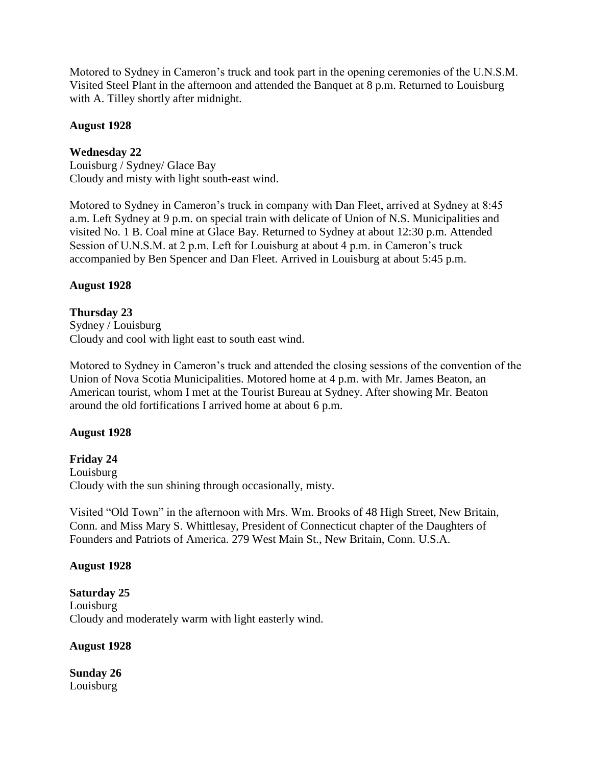Motored to Sydney in Cameron's truck and took part in the opening ceremonies of the U.N.S.M. Visited Steel Plant in the afternoon and attended the Banquet at 8 p.m. Returned to Louisburg with A. Tilley shortly after midnight.

**August 1928**

**Wednesday 22**
Louisburg / Sydney/ Glace Bay
Cloudy and misty with light south-east wind.

Motored to Sydney in Cameron's truck in company with Dan Fleet, arrived at Sydney at 8:45 a.m. Left Sydney at 9 p.m. on special train with delicate of Union of N.S. Municipalities and visited No. 1 B. Coal mine at Glace Bay. Returned to Sydney at about 12:30 p.m. Attended Session of U.N.S.M. at 2 p.m. Left for Louisburg at about 4 p.m. in Cameron's truck accompanied by Ben Spencer and Dan Fleet. Arrived in Louisburg at about 5:45 p.m.

**August 1928**

**Thursday 23**
Sydney / Louisburg
Cloudy and cool with light east to south east wind.

Motored to Sydney in Cameron's truck and attended the closing sessions of the convention of the Union of Nova Scotia Municipalities. Motored home at 4 p.m. with Mr. James Beaton, an American tourist, whom I met at the Tourist Bureau at Sydney. After showing Mr. Beaton around the old fortifications I arrived home at about 6 p.m.

**August 1928**

**Friday 24**
Louisburg
Cloudy with the sun shining through occasionally, misty.

Visited "Old Town" in the afternoon with Mrs. Wm. Brooks of 48 High Street, New Britain, Conn. and Miss Mary S. Whittlesay, President of Connecticut chapter of the Daughters of Founders and Patriots of America. 279 West Main St., New Britain, Conn. U.S.A.

**August 1928**

**Saturday 25**
Louisburg
Cloudy and moderately warm with light easterly wind.

**August 1928**

**Sunday 26**
Louisburg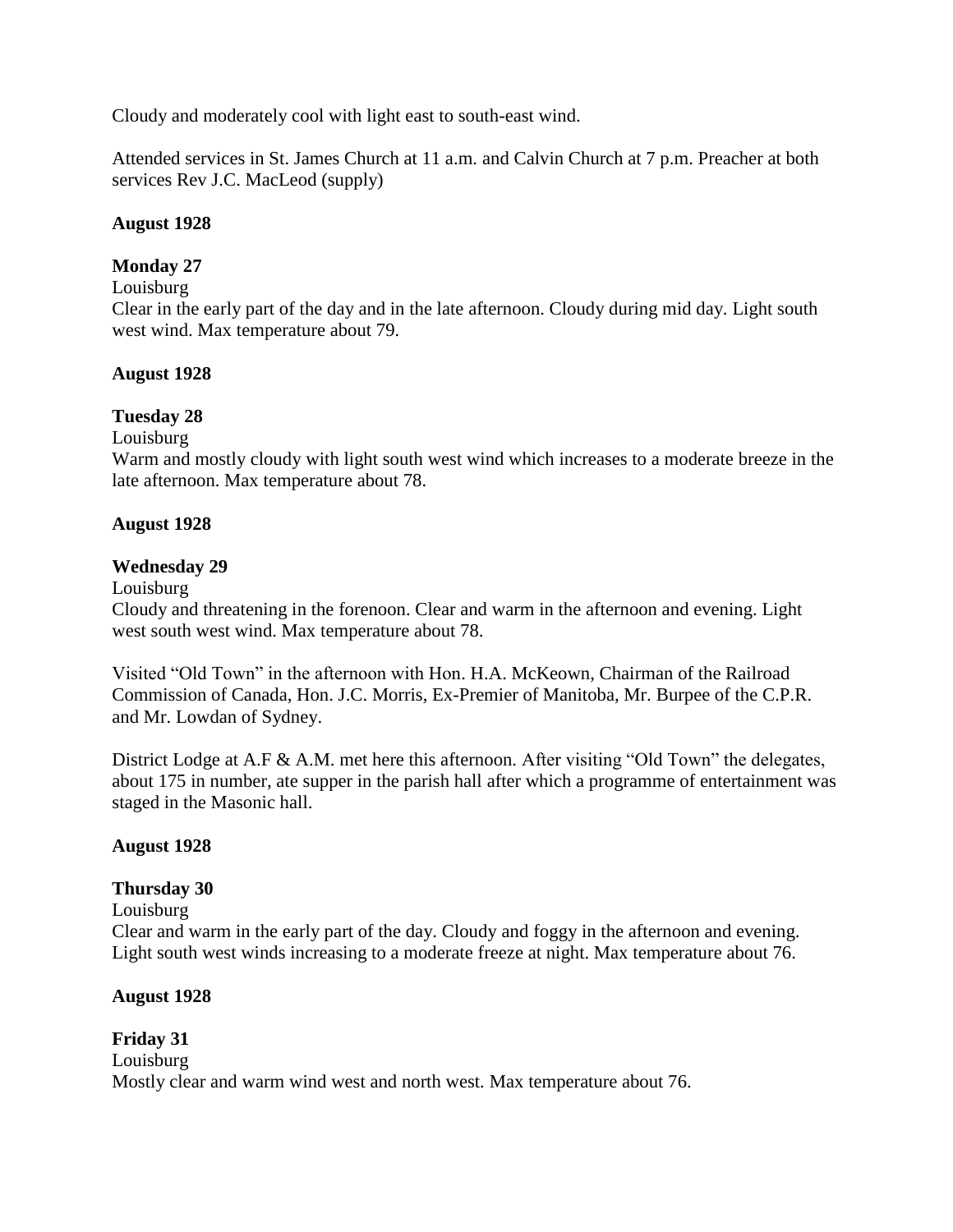Cloudy and moderately cool with light east to south-east wind.

Attended services in St. James Church at 11 a.m. and Calvin Church at 7 p.m. Preacher at both services Rev J.C. MacLeod (supply)

**August 1928**

**Monday 27**

Louisburg

Clear in the early part of the day and in the late afternoon. Cloudy during mid day. Light south west wind. Max temperature about 79.

**August 1928**

**Tuesday 28**

Louisburg

Warm and mostly cloudy with light south west wind which increases to a moderate breeze in the late afternoon. Max temperature about 78.

**August 1928**

**Wednesday 29**

Louisburg

Cloudy and threatening in the forenoon. Clear and warm in the afternoon and evening. Light west south west wind. Max temperature about 78.

Visited "Old Town" in the afternoon with Hon. H.A. McKeown, Chairman of the Railroad Commission of Canada, Hon. J.C. Morris, Ex-Premier of Manitoba, Mr. Burpee of the C.P.R. and Mr. Lowdan of Sydney.

District Lodge at A.F & A.M. met here this afternoon. After visiting "Old Town" the delegates, about 175 in number, ate supper in the parish hall after which a programme of entertainment was staged in the Masonic hall.

**August 1928**

**Thursday 30**

Louisburg

Clear and warm in the early part of the day. Cloudy and foggy in the afternoon and evening. Light south west winds increasing to a moderate freeze at night. Max temperature about 76.

**August 1928**

**Friday 31**

Louisburg

Mostly clear and warm wind west and north west. Max temperature about 76.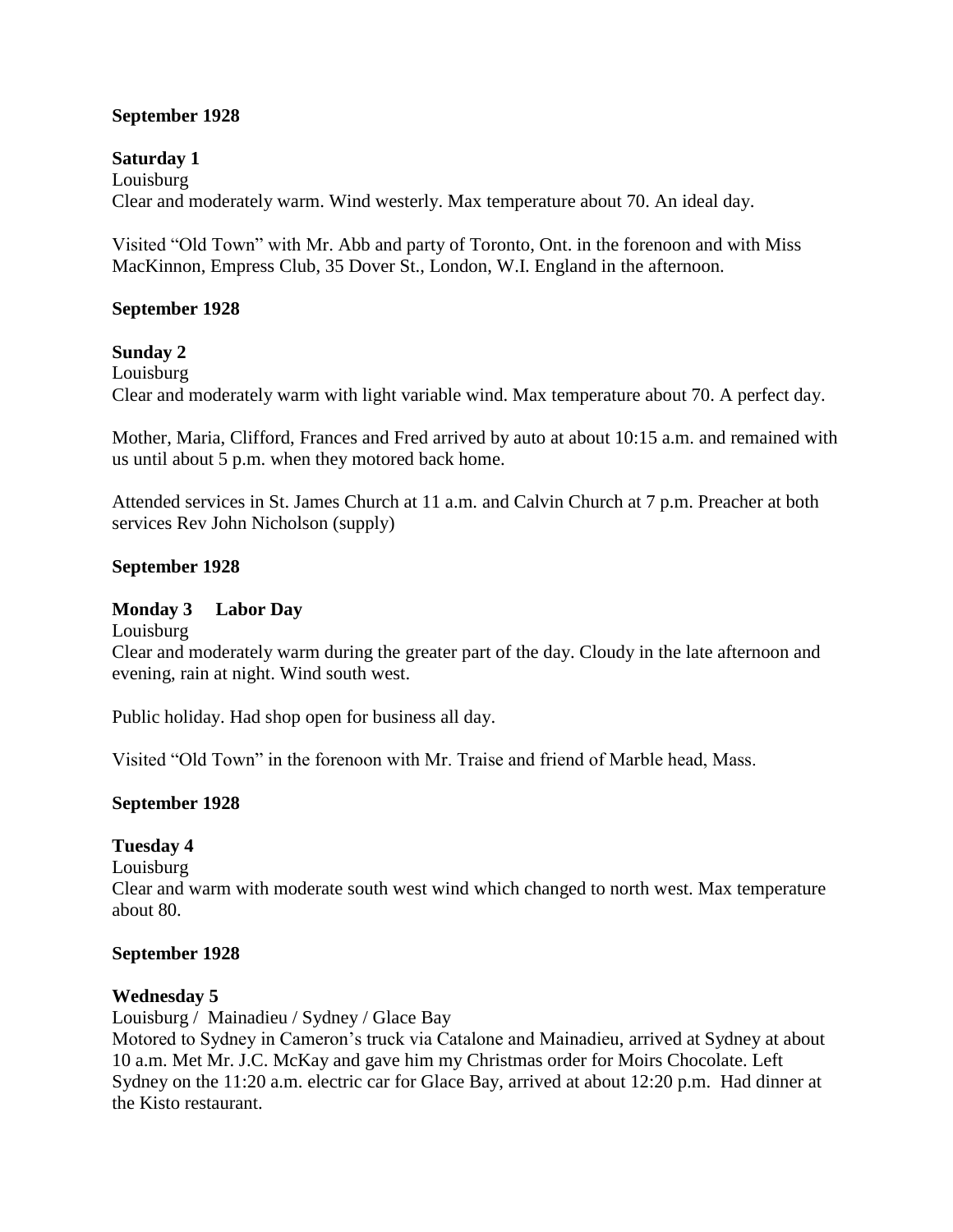**September 1928**

**Saturday 1**

Louisburg

Clear and moderately warm. Wind westerly. Max temperature about 70. An ideal day.

Visited "Old Town" with Mr. Abb and party of Toronto, Ont. in the forenoon and with Miss MacKinnon, Empress Club, 35 Dover St., London, W.I. England in the afternoon.

**September 1928**

**Sunday 2**

Louisburg

Clear and moderately warm with light variable wind. Max temperature about 70. A perfect day.

Mother, Maria, Clifford, Frances and Fred arrived by auto at about 10:15 a.m. and remained with us until about 5 p.m. when they motored back home.

Attended services in St. James Church at 11 a.m. and Calvin Church at 7 p.m. Preacher at both services Rev John Nicholson (supply)

**September 1928**

**Monday 3 Labor Day**

Louisburg

Clear and moderately warm during the greater part of the day. Cloudy in the late afternoon and evening, rain at night. Wind south west.

Public holiday. Had shop open for business all day.

Visited "Old Town" in the forenoon with Mr. Traise and friend of Marble head, Mass.

**September 1928**

**Tuesday 4**

Louisburg

Clear and warm with moderate south west wind which changed to north west. Max temperature about 80.

**September 1928**

**Wednesday 5**

Louisburg / Mainadieu / Sydney / Glace Bay

Motored to Sydney in Cameron's truck via Catalone and Mainadieu, arrived at Sydney at about 10 a.m. Met Mr. J.C. McKay and gave him my Christmas order for Moirs Chocolate. Left Sydney on the 11:20 a.m. electric car for Glace Bay, arrived at about 12:20 p.m. Had dinner at the Kisto restaurant.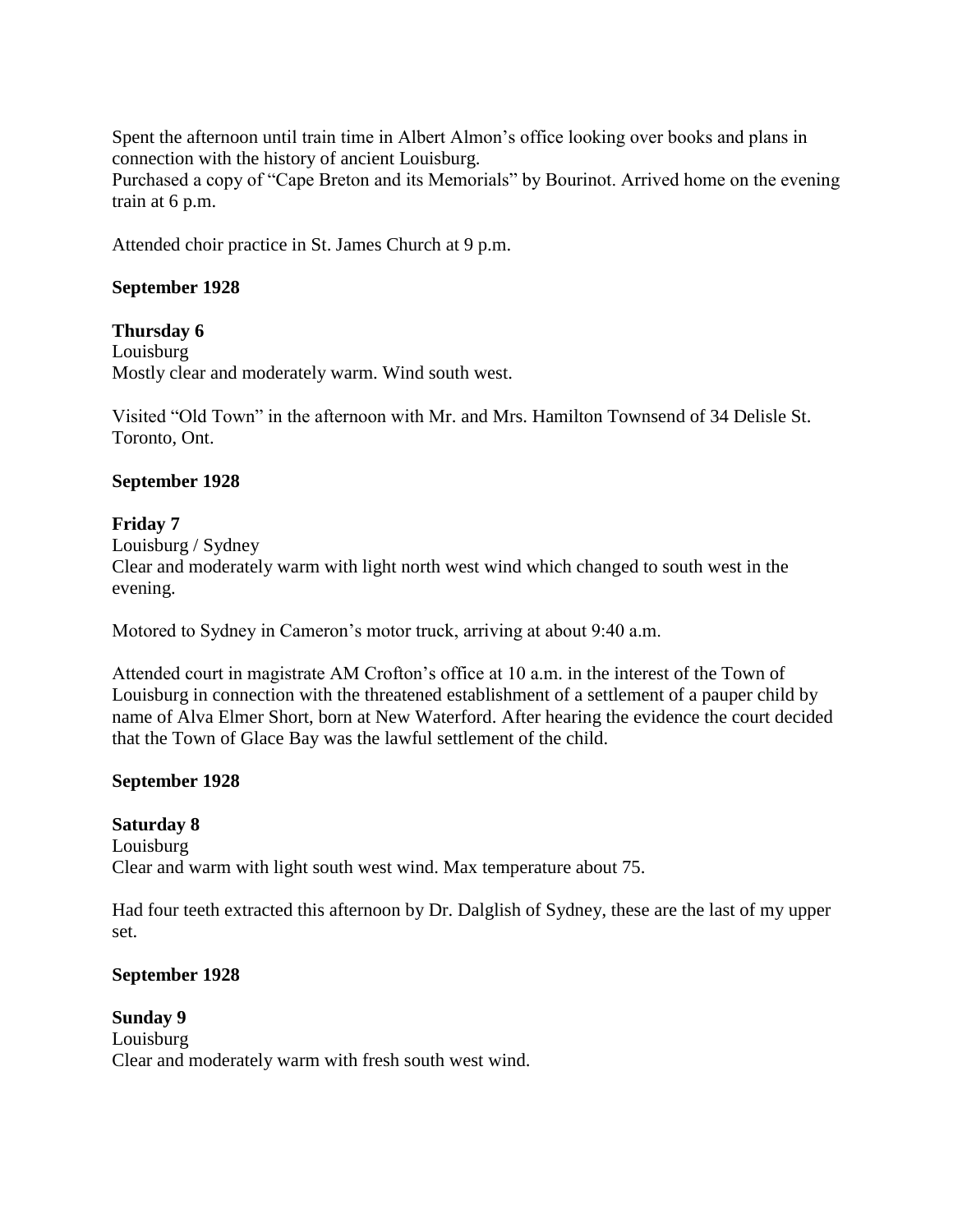Spent the afternoon until train time in Albert Almon's office looking over books and plans in connection with the history of ancient Louisburg.
Purchased a copy of "Cape Breton and its Memorials" by Bourinot. Arrived home on the evening train at 6 p.m.

Attended choir practice in St. James Church at 9 p.m.

**September 1928**

**Thursday 6**
Louisburg
Mostly clear and moderately warm. Wind south west.

Visited "Old Town" in the afternoon with Mr. and Mrs. Hamilton Townsend of 34 Delisle St. Toronto, Ont.

**September 1928**

**Friday 7**
Louisburg / Sydney
Clear and moderately warm with light north west wind which changed to south west in the evening.

Motored to Sydney in Cameron's motor truck, arriving at about 9:40 a.m.

Attended court in magistrate AM Crofton's office at 10 a.m. in the interest of the Town of Louisburg in connection with the threatened establishment of a settlement of a pauper child by name of Alva Elmer Short, born at New Waterford. After hearing the evidence the court decided that the Town of Glace Bay was the lawful settlement of the child.

**September 1928**

**Saturday 8**
Louisburg
Clear and warm with light south west wind. Max temperature about 75.

Had four teeth extracted this afternoon by Dr. Dalglish of Sydney, these are the last of my upper set.

**September 1928**

**Sunday 9**
Louisburg
Clear and moderately warm with fresh south west wind.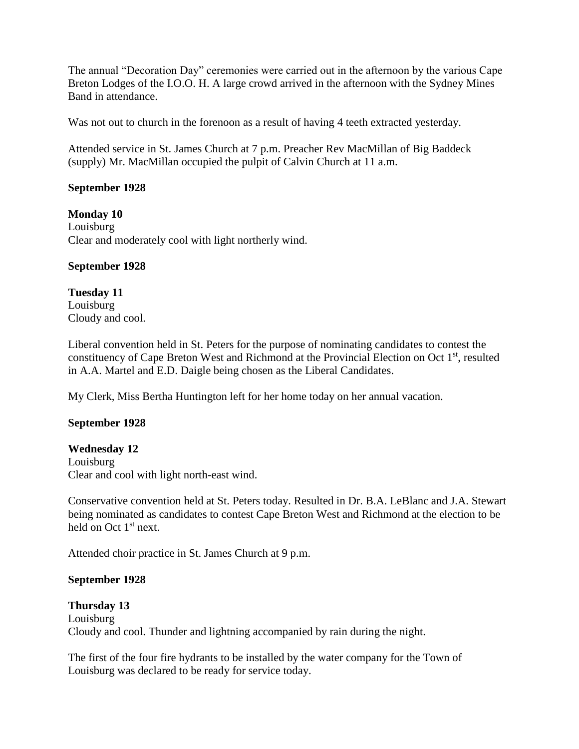The annual "Decoration Day" ceremonies were carried out in the afternoon by the various Cape Breton Lodges of the I.O.O. H. A large crowd arrived in the afternoon with the Sydney Mines Band in attendance.

Was not out to church in the forenoon as a result of having 4 teeth extracted yesterday.

Attended service in St. James Church at 7 p.m. Preacher Rev MacMillan of Big Baddeck (supply) Mr. MacMillan occupied the pulpit of Calvin Church at 11 a.m.

**September 1928**

**Monday 10**
Louisburg
Clear and moderately cool with light northerly wind.

**September 1928**

**Tuesday 11**
Louisburg
Cloudy and cool.

Liberal convention held in St. Peters for the purpose of nominating candidates to contest the constituency of Cape Breton West and Richmond at the Provincial Election on Oct 1st, resulted in A.A. Martel and E.D. Daigle being chosen as the Liberal Candidates.

My Clerk, Miss Bertha Huntington left for her home today on her annual vacation.

**September 1928**

**Wednesday 12**
Louisburg
Clear and cool with light north-east wind.

Conservative convention held at St. Peters today. Resulted in Dr. B.A. LeBlanc and J.A. Stewart being nominated as candidates to contest Cape Breton West and Richmond at the election to be held on Oct 1st next.

Attended choir practice in St. James Church at 9 p.m.

**September 1928**

**Thursday 13**
Louisburg
Cloudy and cool. Thunder and lightning accompanied by rain during the night.

The first of the four fire hydrants to be installed by the water company for the Town of Louisburg was declared to be ready for service today.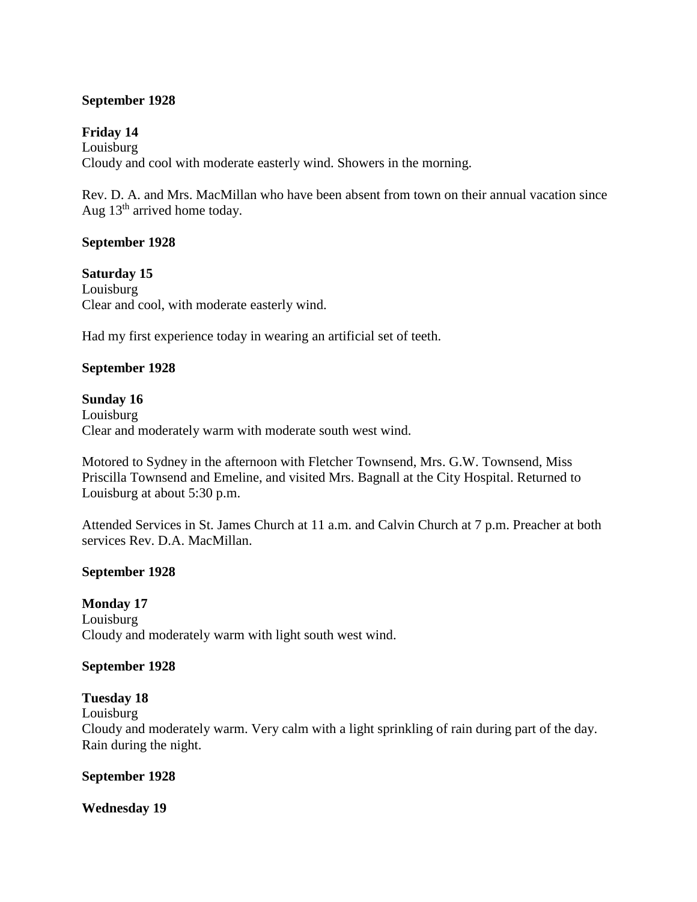**September 1928**

**Friday 14**
Louisburg
Cloudy and cool with moderate easterly wind. Showers in the morning.

Rev. D. A. and Mrs. MacMillan who have been absent from town on their annual vacation since Aug 13th arrived home today.

**September 1928**

**Saturday 15**
Louisburg
Clear and cool, with moderate easterly wind.

Had my first experience today in wearing an artificial set of teeth.

**September 1928**

**Sunday 16**
Louisburg
Clear and moderately warm with moderate south west wind.

Motored to Sydney in the afternoon with Fletcher Townsend, Mrs. G.W. Townsend, Miss Priscilla Townsend and Emeline, and visited Mrs. Bagnall at the City Hospital. Returned to Louisburg at about 5:30 p.m.

Attended Services in St. James Church at 11 a.m. and Calvin Church at 7 p.m. Preacher at both services Rev. D.A. MacMillan.

**September 1928**

**Monday 17**
Louisburg
Cloudy and moderately warm with light south west wind.

**September 1928**

**Tuesday 18**
Louisburg
Cloudy and moderately warm. Very calm with a light sprinkling of rain during part of the day. Rain during the night.

**September 1928**

**Wednesday 19**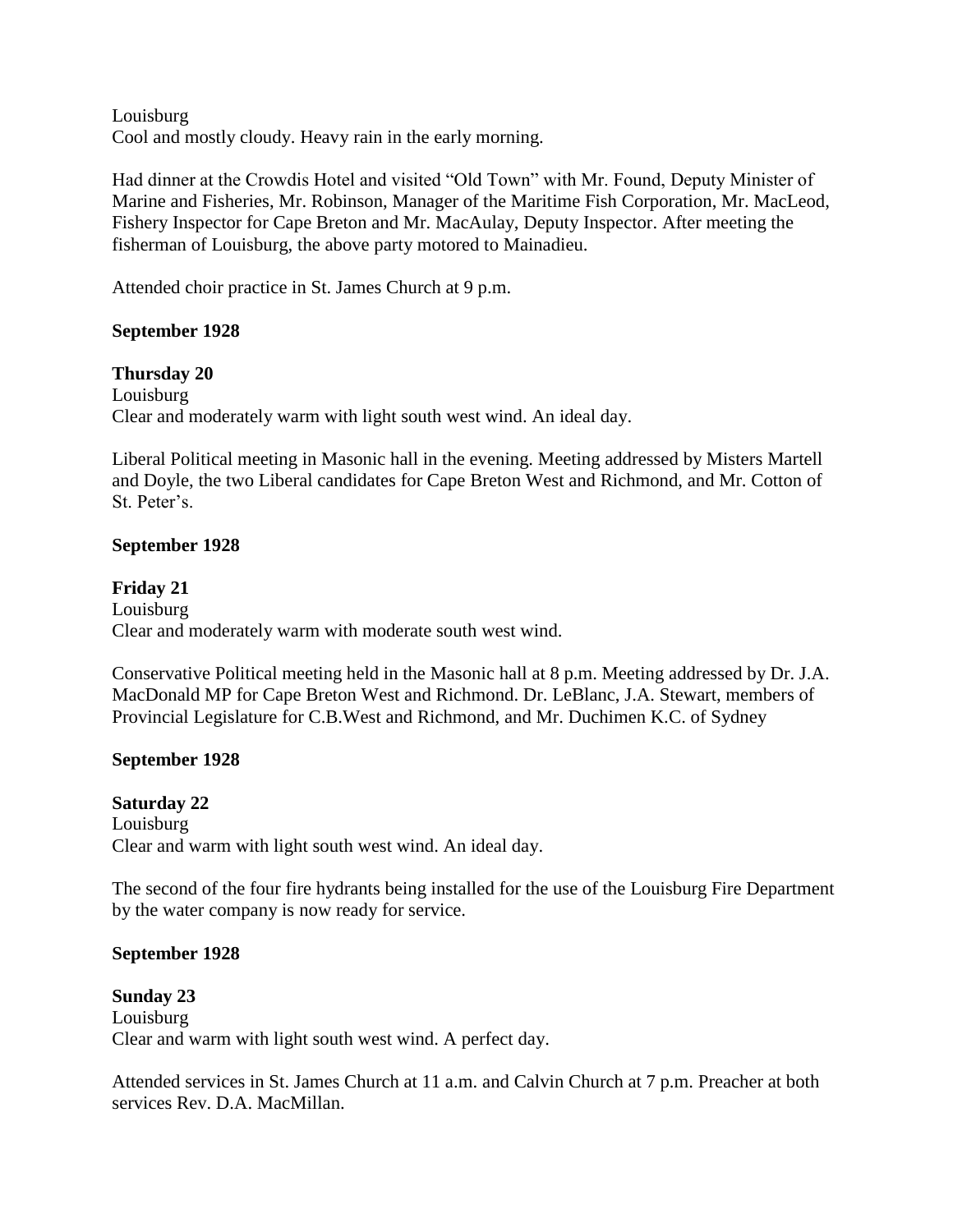Louisburg
Cool and mostly cloudy. Heavy rain in the early morning.

Had dinner at the Crowdis Hotel and visited “Old Town” with Mr. Found, Deputy Minister of Marine and Fisheries, Mr. Robinson, Manager of the Maritime Fish Corporation, Mr. MacLeod, Fishery Inspector for Cape Breton and Mr. MacAulay, Deputy Inspector. After meeting the fisherman of Louisburg, the above party motored to Mainadieu.

Attended choir practice in St. James Church at 9 p.m.

**September 1928**

**Thursday 20**
Louisburg
Clear and moderately warm with light south west wind. An ideal day.

Liberal Political meeting in Masonic hall in the evening. Meeting addressed by Misters Martell and Doyle, the two Liberal candidates for Cape Breton West and Richmond, and Mr. Cotton of St. Peter’s.

**September 1928**

**Friday 21**
Louisburg
Clear and moderately warm with moderate south west wind.

Conservative Political meeting held in the Masonic hall at 8 p.m. Meeting addressed by Dr. J.A. MacDonald MP for Cape Breton West and Richmond. Dr. LeBlanc, J.A. Stewart, members of Provincial Legislature for C.B.West and Richmond, and Mr. Duchimen K.C. of Sydney

**September 1928**

**Saturday 22**
Louisburg
Clear and warm with light south west wind. An ideal day.

The second of the four fire hydrants being installed for the use of the Louisburg Fire Department by the water company is now ready for service.

**September 1928**

**Sunday 23**
Louisburg
Clear and warm with light south west wind. A perfect day.

Attended services in St. James Church at 11 a.m. and Calvin Church at 7 p.m. Preacher at both services Rev. D.A. MacMillan.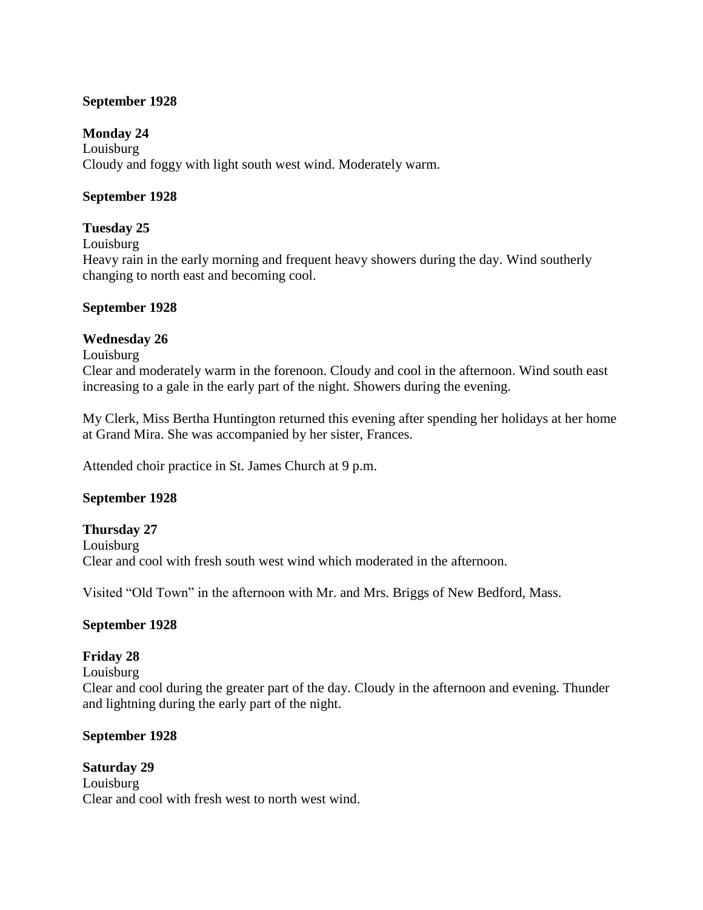**September 1928**

**Monday 24**
Louisburg
Cloudy and foggy with light south west wind. Moderately warm.

**September 1928**

**Tuesday 25**
Louisburg
Heavy rain in the early morning and frequent heavy showers during the day. Wind southerly changing to north east and becoming cool.

**September 1928**

**Wednesday 26**
Louisburg
Clear and moderately warm in the forenoon. Cloudy and cool in the afternoon. Wind south east increasing to a gale in the early part of the night. Showers during the evening.

My Clerk, Miss Bertha Huntington returned this evening after spending her holidays at her home at Grand Mira. She was accompanied by her sister, Frances.

Attended choir practice in St. James Church at 9 p.m.

**September 1928**

**Thursday 27**
Louisburg
Clear and cool with fresh south west wind which moderated in the afternoon.

Visited "Old Town" in the afternoon with Mr. and Mrs. Briggs of New Bedford, Mass.

**September 1928**

**Friday 28**
Louisburg
Clear and cool during the greater part of the day. Cloudy in the afternoon and evening. Thunder and lightning during the early part of the night.

**September 1928**

**Saturday 29**
Louisburg
Clear and cool with fresh west to north west wind.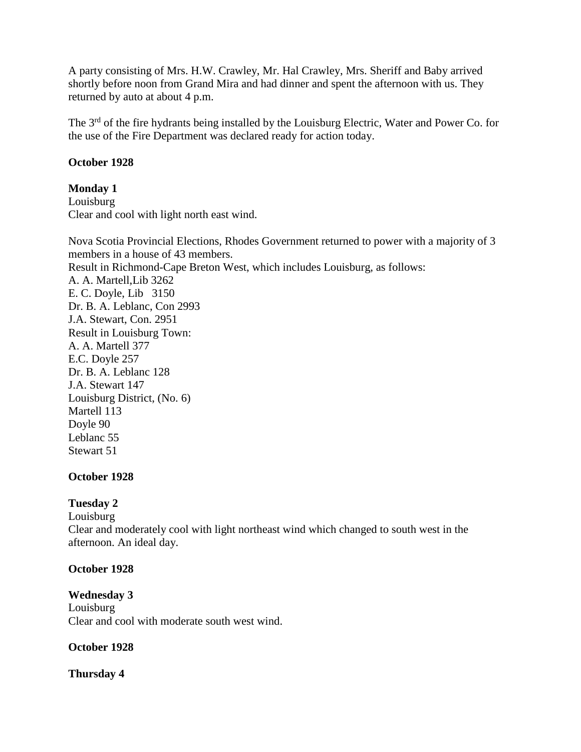A party consisting of Mrs. H.W. Crawley, Mr. Hal Crawley, Mrs. Sheriff and Baby arrived shortly before noon from Grand Mira and had dinner and spent the afternoon with us. They returned by auto at about 4 p.m.

The 3rd of the fire hydrants being installed by the Louisburg Electric, Water and Power Co. for the use of the Fire Department was declared ready for action today.

**October 1928**

**Monday 1**
Louisburg
Clear and cool with light north east wind.

Nova Scotia Provincial Elections, Rhodes Government returned to power with a majority of 3 members in a house of 43 members.
Result in Richmond-Cape Breton West, which includes Louisburg, as follows:
A. A. Martell,Lib 3262
E. C. Doyle, Lib 3150
Dr. B. A. Leblanc, Con 2993
J.A. Stewart, Con. 2951
Result in Louisburg Town:
A. A. Martell 377
E.C. Doyle 257
Dr. B. A. Leblanc 128
J.A. Stewart 147
Louisburg District, (No. 6)
Martell 113
Doyle 90
Leblanc 55
Stewart 51

**October 1928**

**Tuesday 2**
Louisburg
Clear and moderately cool with light northeast wind which changed to south west in the afternoon. An ideal day.

**October 1928**

**Wednesday 3**
Louisburg
Clear and cool with moderate south west wind.

**October 1928**

**Thursday 4**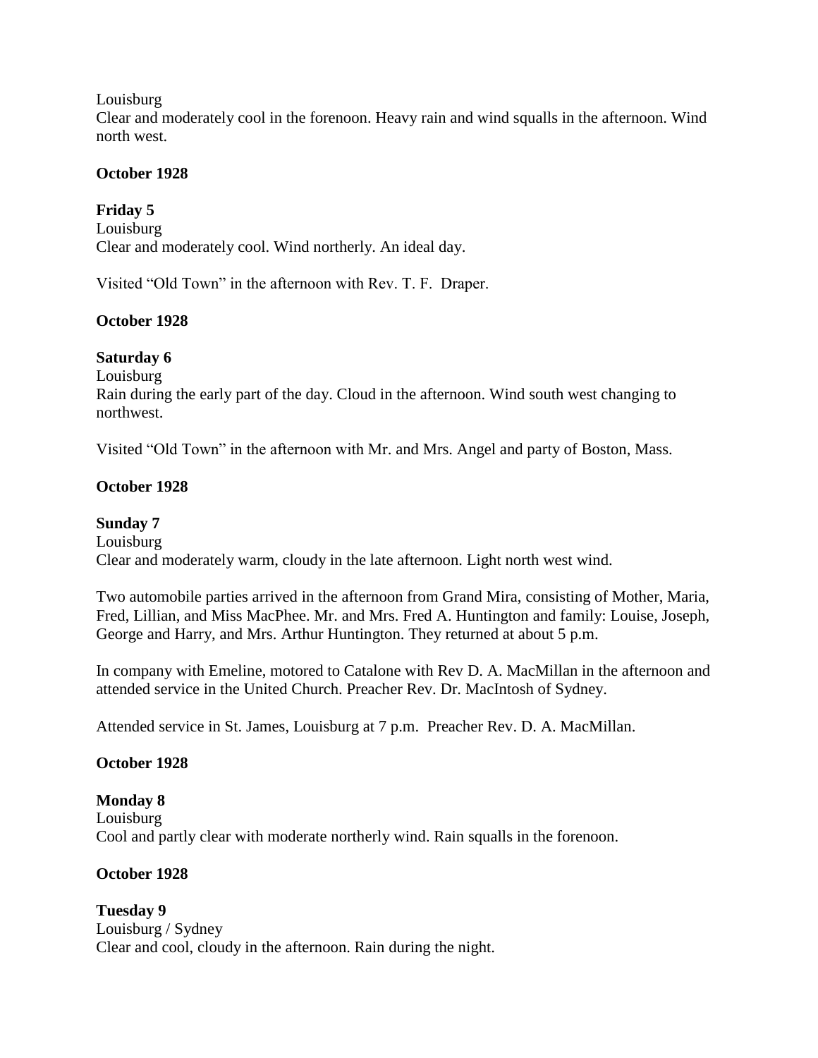Louisburg
Clear and moderately cool in the forenoon. Heavy rain and wind squalls in the afternoon. Wind north west.

**October 1928**

**Friday 5**
Louisburg
Clear and moderately cool. Wind northerly. An ideal day.

Visited "Old Town" in the afternoon with Rev. T. F. Draper.

**October 1928**

**Saturday 6**
Louisburg
Rain during the early part of the day. Cloud in the afternoon. Wind south west changing to northwest.

Visited "Old Town" in the afternoon with Mr. and Mrs. Angel and party of Boston, Mass.

**October 1928**

**Sunday 7**
Louisburg
Clear and moderately warm, cloudy in the late afternoon. Light north west wind.

Two automobile parties arrived in the afternoon from Grand Mira, consisting of Mother, Maria, Fred, Lillian, and Miss MacPhee. Mr. and Mrs. Fred A. Huntington and family: Louise, Joseph, George and Harry, and Mrs. Arthur Huntington. They returned at about 5 p.m.

In company with Emeline, motored to Catalone with Rev D. A. MacMillan in the afternoon and attended service in the United Church. Preacher Rev. Dr. MacIntosh of Sydney.

Attended service in St. James, Louisburg at 7 p.m. Preacher Rev. D. A. MacMillan.

**October 1928**

**Monday 8**
Louisburg
Cool and partly clear with moderate northerly wind. Rain squalls in the forenoon.

**October 1928**

**Tuesday 9**
Louisburg / Sydney
Clear and cool, cloudy in the afternoon. Rain during the night.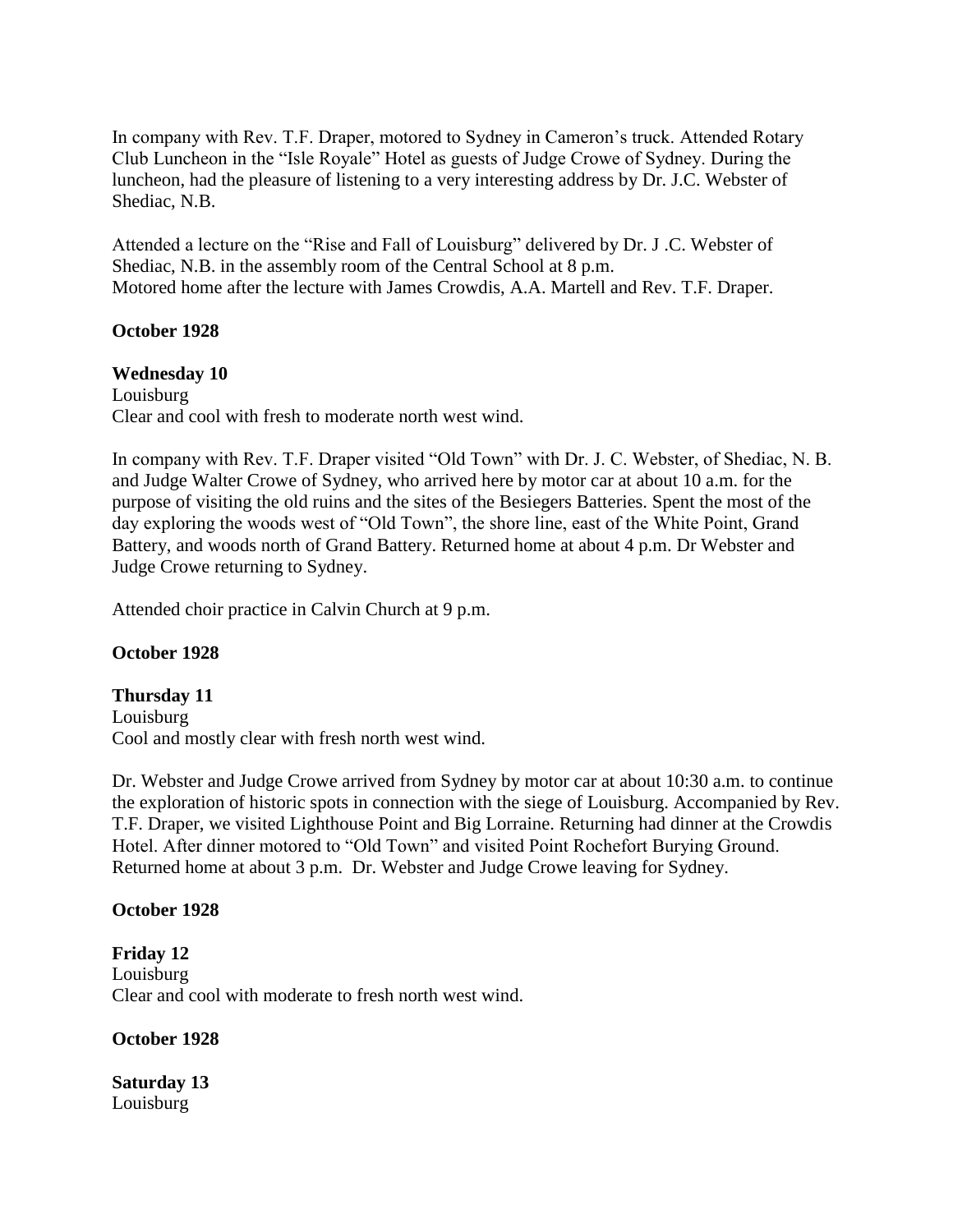In company with Rev. T.F. Draper, motored to Sydney in Cameron's truck. Attended Rotary Club Luncheon in the "Isle Royale" Hotel as guests of Judge Crowe of Sydney. During the luncheon, had the pleasure of listening to a very interesting address by Dr. J.C. Webster of Shediac, N.B.

Attended a lecture on the "Rise and Fall of Louisburg" delivered by Dr. J .C. Webster of Shediac, N.B. in the assembly room of the Central School at 8 p.m.
Motored home after the lecture with James Crowdis, A.A. Martell and Rev. T.F. Draper.

**October 1928**

**Wednesday 10**
Louisburg
Clear and cool with fresh to moderate north west wind.

In company with Rev. T.F. Draper visited "Old Town" with Dr. J. C. Webster, of Shediac, N. B. and Judge Walter Crowe of Sydney, who arrived here by motor car at about 10 a.m. for the purpose of visiting the old ruins and the sites of the Besiegers Batteries. Spent the most of the day exploring the woods west of "Old Town", the shore line, east of the White Point, Grand Battery, and woods north of Grand Battery. Returned home at about 4 p.m. Dr Webster and Judge Crowe returning to Sydney.

Attended choir practice in Calvin Church at 9 p.m.

**October 1928**

**Thursday 11**
Louisburg
Cool and mostly clear with fresh north west wind.

Dr. Webster and Judge Crowe arrived from Sydney by motor car at about 10:30 a.m. to continue the exploration of historic spots in connection with the siege of Louisburg. Accompanied by Rev. T.F. Draper, we visited Lighthouse Point and Big Lorraine. Returning had dinner at the Crowdis Hotel. After dinner motored to "Old Town" and visited Point Rochefort Burying Ground. Returned home at about 3 p.m. Dr. Webster and Judge Crowe leaving for Sydney.

**October 1928**

**Friday 12**
Louisburg
Clear and cool with moderate to fresh north west wind.

**October 1928**

**Saturday 13**
Louisburg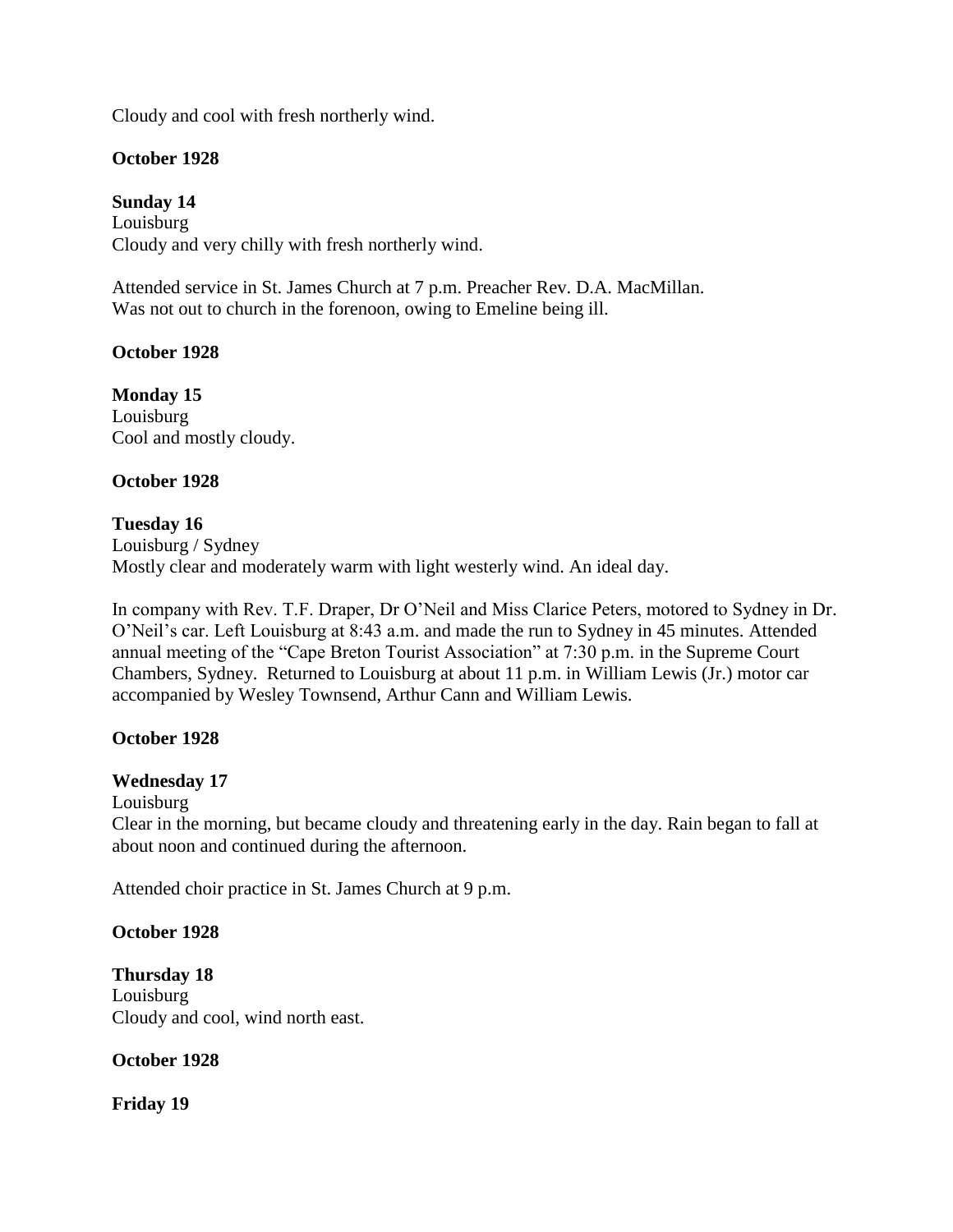Cloudy and cool with fresh northerly wind.

**October 1928**

**Sunday 14**
Louisburg
Cloudy and very chilly with fresh northerly wind.

Attended service in St. James Church at 7 p.m. Preacher Rev. D.A. MacMillan.
Was not out to church in the forenoon, owing to Emeline being ill.

**October 1928**

**Monday 15**
Louisburg
Cool and mostly cloudy.

**October 1928**

**Tuesday 16**
Louisburg / Sydney
Mostly clear and moderately warm with light westerly wind. An ideal day.

In company with Rev. T.F. Draper, Dr O'Neil and Miss Clarice Peters, motored to Sydney in Dr. O'Neil's car. Left Louisburg at 8:43 a.m. and made the run to Sydney in 45 minutes. Attended annual meeting of the "Cape Breton Tourist Association" at 7:30 p.m. in the Supreme Court Chambers, Sydney. Returned to Louisburg at about 11 p.m. in William Lewis (Jr.) motor car accompanied by Wesley Townsend, Arthur Cann and William Lewis.

**October 1928**

**Wednesday 17**
Louisburg
Clear in the morning, but became cloudy and threatening early in the day. Rain began to fall at about noon and continued during the afternoon.

Attended choir practice in St. James Church at 9 p.m.

**October 1928**

**Thursday 18**
Louisburg
Cloudy and cool, wind north east.

**October 1928**

**Friday 19**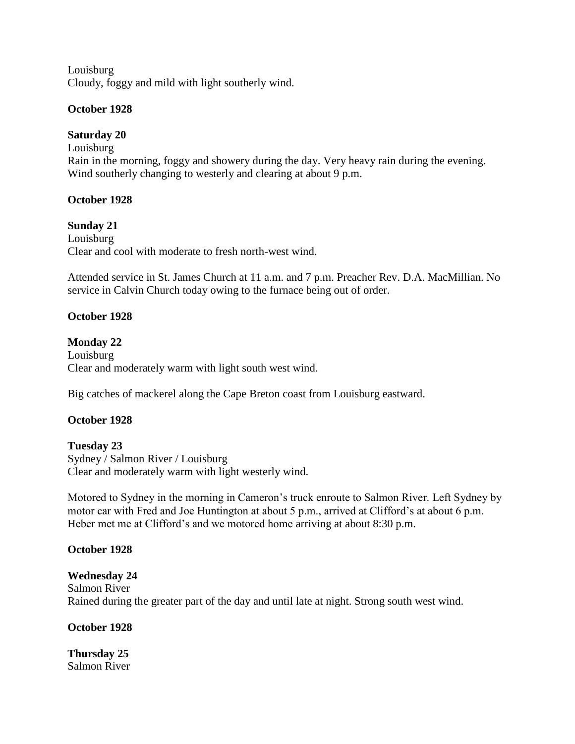Louisburg
Cloudy, foggy and mild with light southerly wind.

**October 1928**

**Saturday 20**
Louisburg
Rain in the morning, foggy and showery during the day. Very heavy rain during the evening. Wind southerly changing to westerly and clearing at about 9 p.m.

**October 1928**

**Sunday 21**
Louisburg
Clear and cool with moderate to fresh north-west wind.

Attended service in St. James Church at 11 a.m. and 7 p.m. Preacher Rev. D.A. MacMillian. No service in Calvin Church today owing to the furnace being out of order.

**October 1928**

**Monday 22**
Louisburg
Clear and moderately warm with light south west wind.

Big catches of mackerel along the Cape Breton coast from Louisburg eastward.

**October 1928**

**Tuesday 23**
Sydney / Salmon River / Louisburg
Clear and moderately warm with light westerly wind.

Motored to Sydney in the morning in Cameron's truck enroute to Salmon River. Left Sydney by motor car with Fred and Joe Huntington at about 5 p.m., arrived at Clifford's at about 6 p.m. Heber met me at Clifford's and we motored home arriving at about 8:30 p.m.

**October 1928**

**Wednesday 24**
Salmon River
Rained during the greater part of the day and until late at night. Strong south west wind.

**October 1928**

**Thursday 25**
Salmon River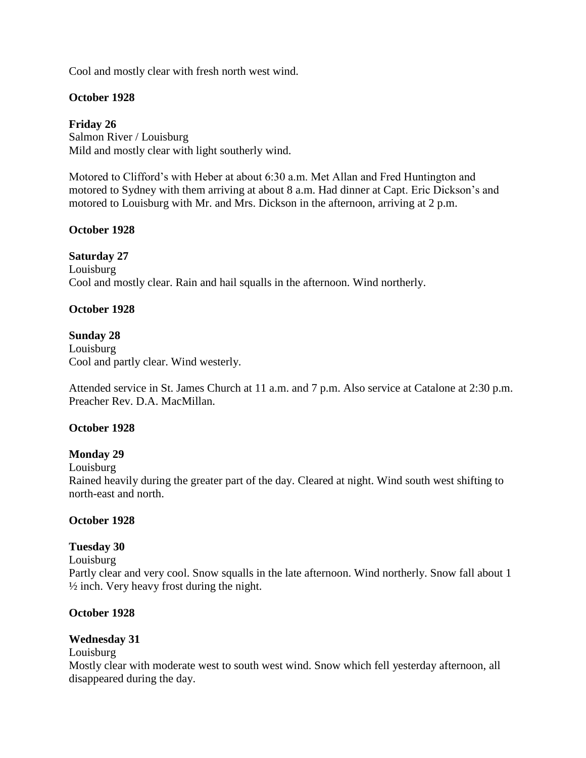Cool and mostly clear with fresh north west wind.

**October 1928**

**Friday 26**
Salmon River / Louisburg
Mild and mostly clear with light southerly wind.

Motored to Clifford's with Heber at about 6:30 a.m. Met Allan and Fred Huntington and motored to Sydney with them arriving at about 8 a.m. Had dinner at Capt. Eric Dickson's and motored to Louisburg with Mr. and Mrs. Dickson in the afternoon, arriving at 2 p.m.

**October 1928**

**Saturday 27**
Louisburg
Cool and mostly clear. Rain and hail squalls in the afternoon. Wind northerly.

**October 1928**

**Sunday 28**
Louisburg
Cool and partly clear. Wind westerly.

Attended service in St. James Church at 11 a.m. and 7 p.m. Also service at Catalone at 2:30 p.m. Preacher Rev. D.A. MacMillan.

**October 1928**

**Monday 29**
Louisburg
Rained heavily during the greater part of the day. Cleared at night. Wind south west shifting to north-east and north.

**October 1928**

**Tuesday 30**
Louisburg
Partly clear and very cool. Snow squalls in the late afternoon. Wind northerly. Snow fall about 1 ½ inch. Very heavy frost during the night.

**October 1928**

**Wednesday 31**
Louisburg
Mostly clear with moderate west to south west wind. Snow which fell yesterday afternoon, all disappeared during the day.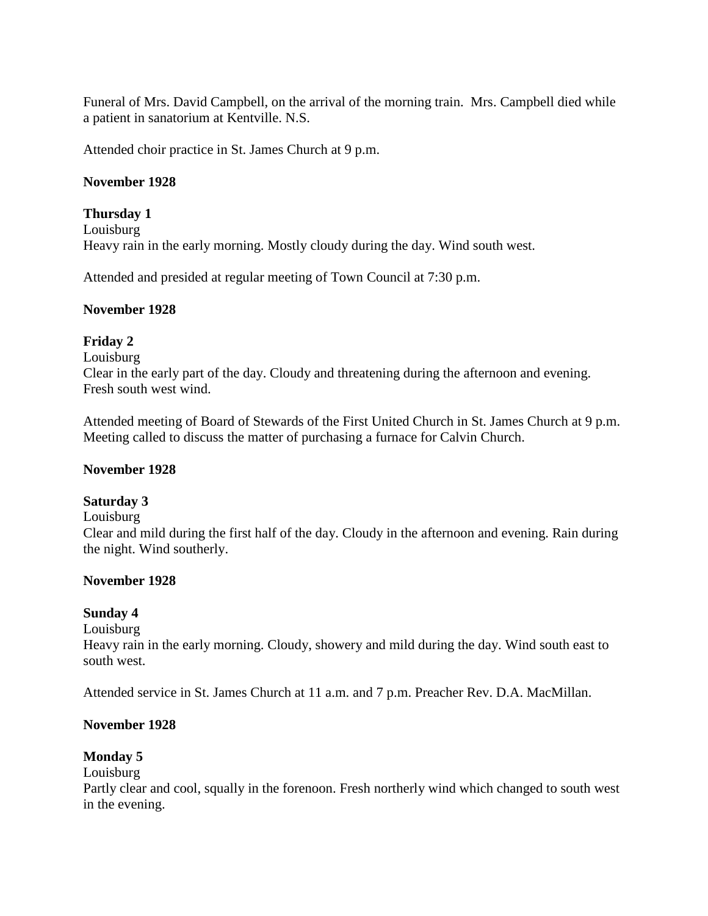Funeral of Mrs. David Campbell, on the arrival of the morning train. Mrs. Campbell died while a patient in sanatorium at Kentville. N.S.

Attended choir practice in St. James Church at 9 p.m.

**November 1928**

**Thursday 1**
Louisburg
Heavy rain in the early morning. Mostly cloudy during the day. Wind south west.

Attended and presided at regular meeting of Town Council at 7:30 p.m.

**November 1928**

**Friday 2**
Louisburg
Clear in the early part of the day. Cloudy and threatening during the afternoon and evening. Fresh south west wind.

Attended meeting of Board of Stewards of the First United Church in St. James Church at 9 p.m. Meeting called to discuss the matter of purchasing a furnace for Calvin Church.

**November 1928**

**Saturday 3**
Louisburg
Clear and mild during the first half of the day. Cloudy in the afternoon and evening. Rain during the night. Wind southerly.

**November 1928**

**Sunday 4**
Louisburg
Heavy rain in the early morning. Cloudy, showery and mild during the day. Wind south east to south west.

Attended service in St. James Church at 11 a.m. and 7 p.m. Preacher Rev. D.A. MacMillan.

**November 1928**

**Monday 5**
Louisburg
Partly clear and cool, squally in the forenoon. Fresh northerly wind which changed to south west in the evening.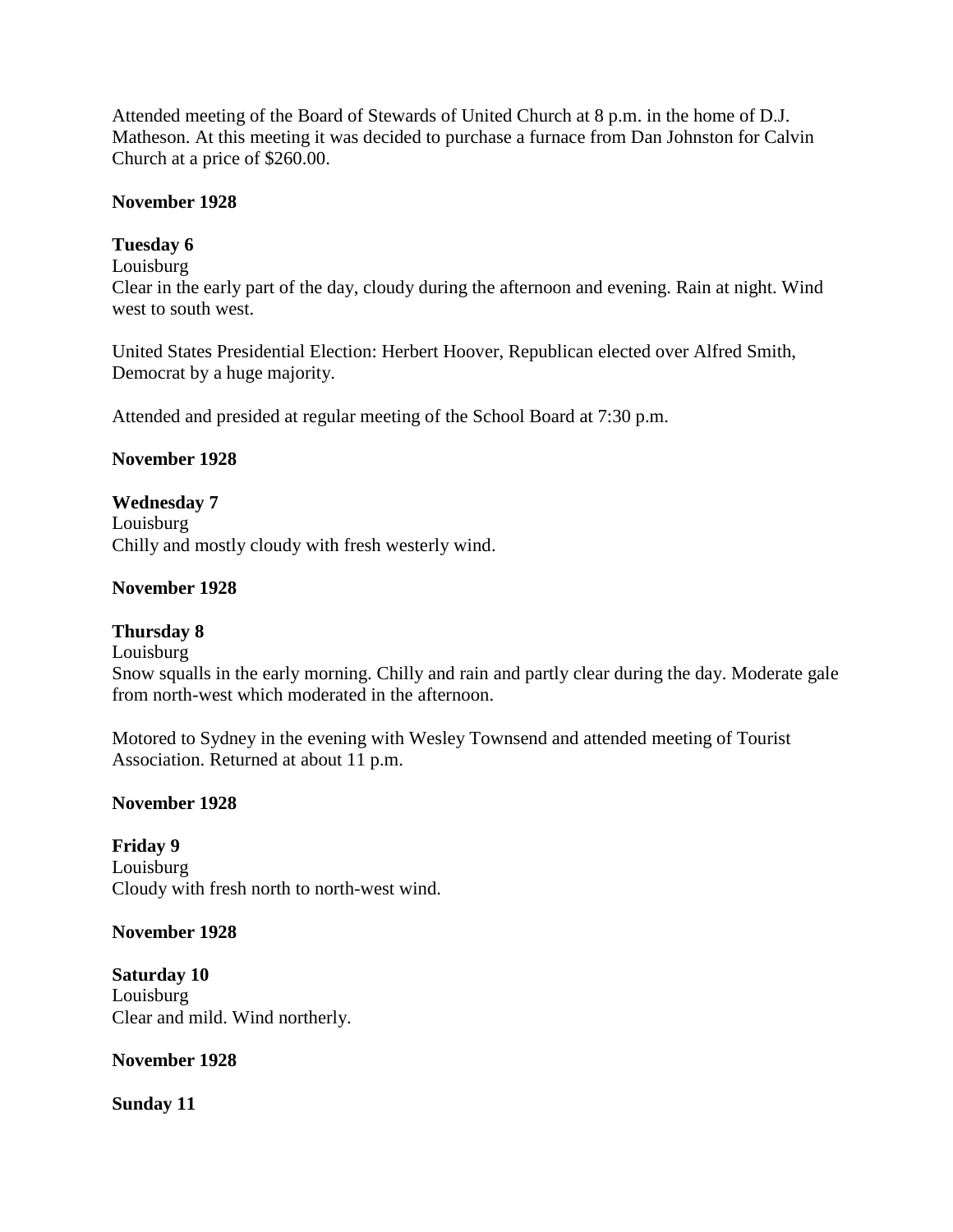Attended meeting of the Board of Stewards of United Church at 8 p.m. in the home of D.J. Matheson. At this meeting it was decided to purchase a furnace from Dan Johnston for Calvin Church at a price of $260.00.

**November 1928**

**Tuesday 6**
Louisburg
Clear in the early part of the day, cloudy during the afternoon and evening. Rain at night. Wind west to south west.

United States Presidential Election: Herbert Hoover, Republican elected over Alfred Smith, Democrat by a huge majority.

Attended and presided at regular meeting of the School Board at 7:30 p.m.

**November 1928**

**Wednesday 7**
Louisburg
Chilly and mostly cloudy with fresh westerly wind.

**November 1928**

**Thursday 8**
Louisburg
Snow squalls in the early morning. Chilly and rain and partly clear during the day. Moderate gale from north-west which moderated in the afternoon.

Motored to Sydney in the evening with Wesley Townsend and attended meeting of Tourist Association. Returned at about 11 p.m.

**November 1928**

**Friday 9**
Louisburg
Cloudy with fresh north to north-west wind.

**November 1928**

**Saturday 10**
Louisburg
Clear and mild. Wind northerly.

**November 1928**

**Sunday 11**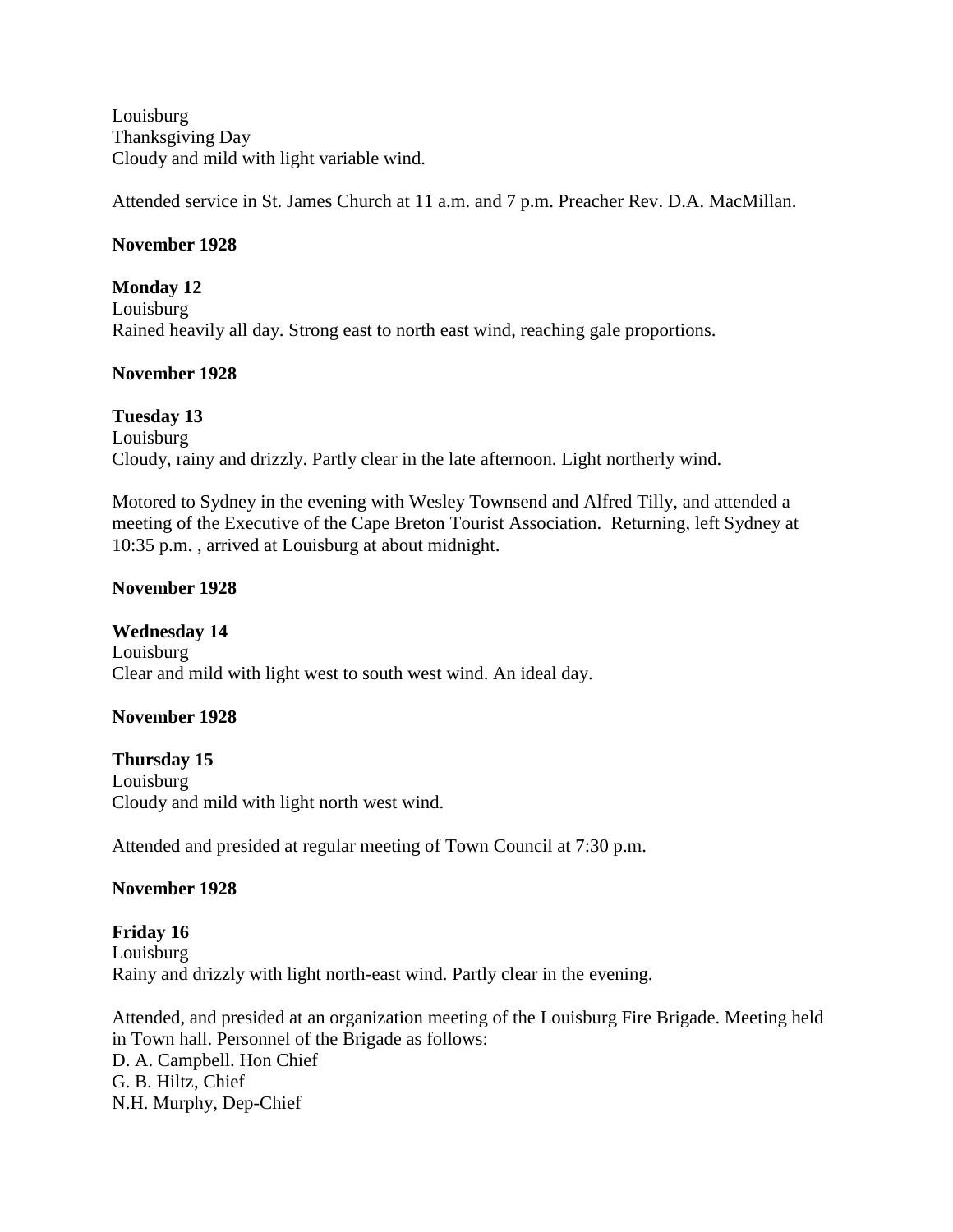Louisburg
Thanksgiving Day
Cloudy and mild with light variable wind.

Attended service in St. James Church at 11 a.m. and 7 p.m. Preacher Rev. D.A. MacMillan.

**November 1928**

**Monday 12**
Louisburg
Rained heavily all day. Strong east to north east wind, reaching gale proportions.

**November 1928**

**Tuesday 13**
Louisburg
Cloudy, rainy and drizzly. Partly clear in the late afternoon. Light northerly wind.

Motored to Sydney in the evening with Wesley Townsend and Alfred Tilly, and attended a meeting of the Executive of the Cape Breton Tourist Association. Returning, left Sydney at 10:35 p.m. , arrived at Louisburg at about midnight.

**November 1928**

**Wednesday 14**
Louisburg
Clear and mild with light west to south west wind. An ideal day.

**November 1928**

**Thursday 15**
Louisburg
Cloudy and mild with light north west wind.

Attended and presided at regular meeting of Town Council at 7:30 p.m.

**November 1928**

**Friday 16**
Louisburg
Rainy and drizzly with light north-east wind. Partly clear in the evening.

Attended, and presided at an organization meeting of the Louisburg Fire Brigade. Meeting held in Town hall. Personnel of the Brigade as follows:
D. A. Campbell. Hon Chief
G. B. Hiltz, Chief
N.H. Murphy, Dep-Chief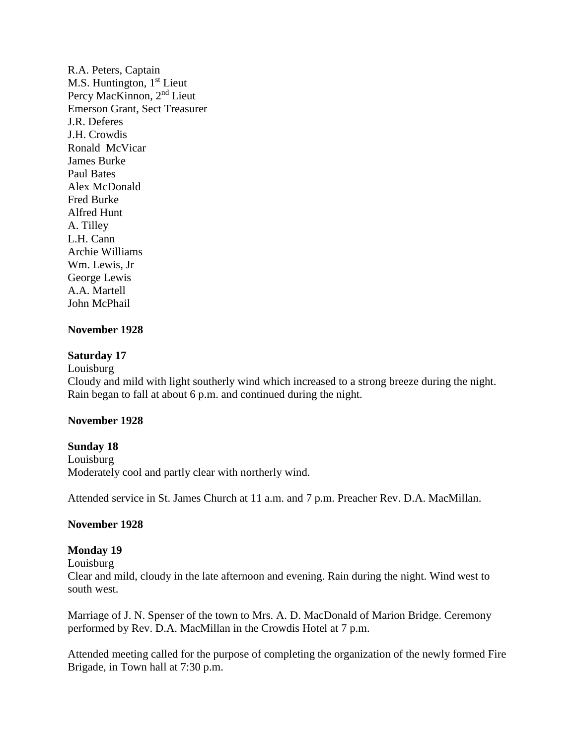R.A. Peters, Captain
M.S. Huntington, 1st Lieut
Percy MacKinnon, 2nd Lieut
Emerson Grant, Sect Treasurer
J.R. Deferes
J.H. Crowdis
Ronald McVicar
James Burke
Paul Bates
Alex McDonald
Fred Burke
Alfred Hunt
A. Tilley
L.H. Cann
Archie Williams
Wm. Lewis, Jr
George Lewis
A.A. Martell
John McPhail

**November 1928**

**Saturday 17**
Louisburg
Cloudy and mild with light southerly wind which increased to a strong breeze during the night. Rain began to fall at about 6 p.m. and continued during the night.

**November 1928**

**Sunday 18**
Louisburg
Moderately cool and partly clear with northerly wind.

Attended service in St. James Church at 11 a.m. and 7 p.m. Preacher Rev. D.A. MacMillan.

**November 1928**

**Monday 19**
Louisburg
Clear and mild, cloudy in the late afternoon and evening. Rain during the night. Wind west to south west.

Marriage of J. N. Spenser of the town to Mrs. A. D. MacDonald of Marion Bridge. Ceremony performed by Rev. D.A. MacMillan in the Crowdis Hotel at 7 p.m.

Attended meeting called for the purpose of completing the organization of the newly formed Fire Brigade, in Town hall at 7:30 p.m.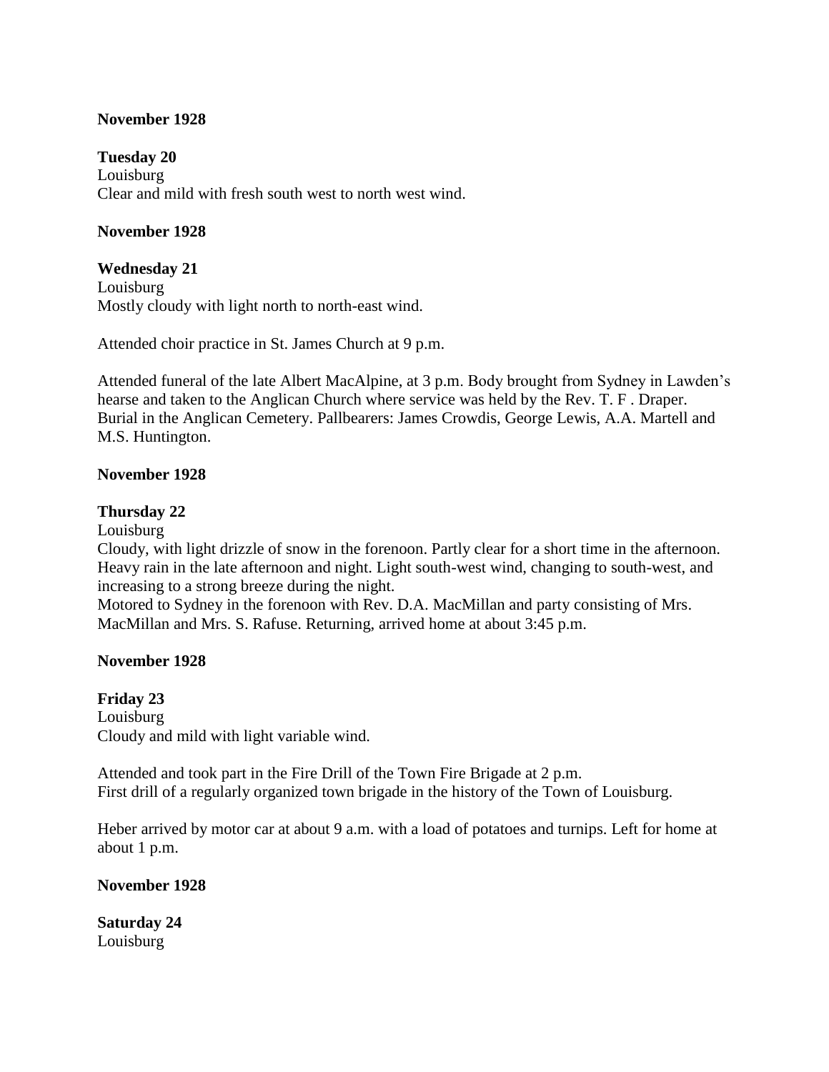**November 1928**

**Tuesday 20**
Louisburg
Clear and mild with fresh south west to north west wind.

**November 1928**

**Wednesday 21**
Louisburg
Mostly cloudy with light north to north-east wind.

Attended choir practice in St. James Church at 9 p.m.

Attended funeral of the late Albert MacAlpine, at 3 p.m. Body brought from Sydney in Lawden's hearse and taken to the Anglican Church where service was held by the Rev. T. F . Draper. Burial in the Anglican Cemetery. Pallbearers: James Crowdis, George Lewis, A.A. Martell and M.S. Huntington.

**November 1928**

**Thursday 22**
Louisburg
Cloudy, with light drizzle of snow in the forenoon. Partly clear for a short time in the afternoon. Heavy rain in the late afternoon and night. Light south-west wind, changing to south-west, and increasing to a strong breeze during the night.
Motored to Sydney in the forenoon with Rev. D.A. MacMillan and party consisting of Mrs. MacMillan and Mrs. S. Rafuse. Returning, arrived home at about 3:45 p.m.

**November 1928**

**Friday 23**
Louisburg
Cloudy and mild with light variable wind.

Attended and took part in the Fire Drill of the Town Fire Brigade at 2 p.m.
First drill of a regularly organized town brigade in the history of the Town of Louisburg.

Heber arrived by motor car at about 9 a.m. with a load of potatoes and turnips. Left for home at about 1 p.m.

**November 1928**

**Saturday 24**
Louisburg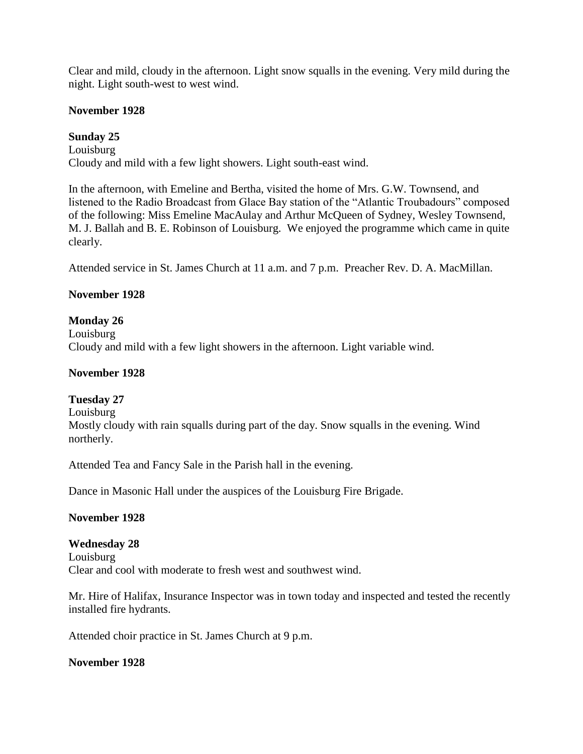Clear and mild, cloudy in the afternoon. Light snow squalls in the evening. Very mild during the night. Light south-west to west wind.

**November 1928**

**Sunday 25**

Louisburg

Cloudy and mild with a few light showers. Light south-east wind.

In the afternoon, with Emeline and Bertha, visited the home of Mrs. G.W. Townsend, and listened to the Radio Broadcast from Glace Bay station of the "Atlantic Troubadours" composed of the following: Miss Emeline MacAulay and Arthur McQueen of Sydney, Wesley Townsend, M. J. Ballah and B. E. Robinson of Louisburg. We enjoyed the programme which came in quite clearly.

Attended service in St. James Church at 11 a.m. and 7 p.m. Preacher Rev. D. A. MacMillan.

**November 1928**

**Monday 26**

Louisburg

Cloudy and mild with a few light showers in the afternoon. Light variable wind.

**November 1928**

**Tuesday 27**

Louisburg

Mostly cloudy with rain squalls during part of the day. Snow squalls in the evening. Wind northerly.

Attended Tea and Fancy Sale in the Parish hall in the evening.

Dance in Masonic Hall under the auspices of the Louisburg Fire Brigade.

**November 1928**

**Wednesday 28**

Louisburg

Clear and cool with moderate to fresh west and southwest wind.

Mr. Hire of Halifax, Insurance Inspector was in town today and inspected and tested the recently installed fire hydrants.

Attended choir practice in St. James Church at 9 p.m.

**November 1928**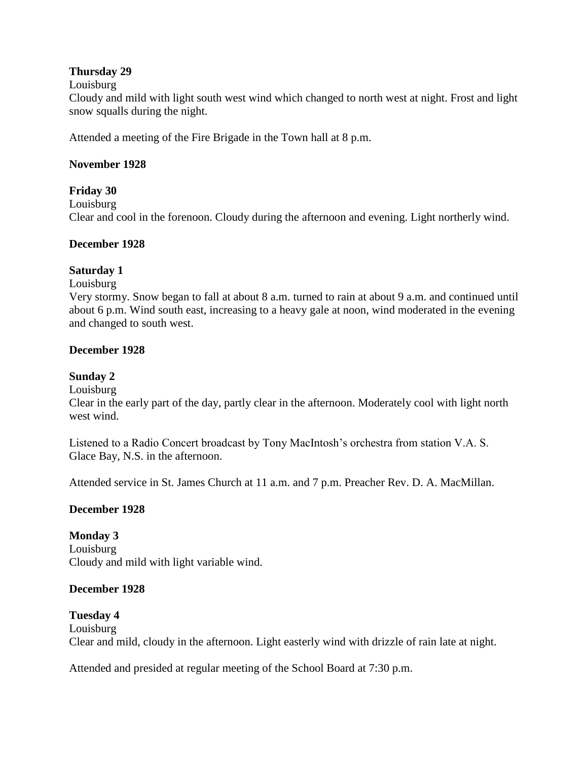**Thursday 29**

Louisburg

Cloudy and mild with light south west wind which changed to north west at night. Frost and light snow squalls during the night.

Attended a meeting of the Fire Brigade in the Town hall at 8 p.m.

**November 1928**

**Friday 30**

Louisburg

Clear and cool in the forenoon. Cloudy during the afternoon and evening. Light northerly wind.

**December 1928**

**Saturday 1**

Louisburg

Very stormy. Snow began to fall at about 8 a.m. turned to rain at about 9 a.m. and continued until about 6 p.m. Wind south east, increasing to a heavy gale at noon, wind moderated in the evening and changed to south west.

**December 1928**

**Sunday 2**

Louisburg

Clear in the early part of the day, partly clear in the afternoon. Moderately cool with light north west wind.

Listened to a Radio Concert broadcast by Tony MacIntosh's orchestra from station V.A. S. Glace Bay, N.S. in the afternoon.

Attended service in St. James Church at 11 a.m. and 7 p.m. Preacher Rev. D. A. MacMillan.

**December 1928**

**Monday 3**

Louisburg

Cloudy and mild with light variable wind.

**December 1928**

**Tuesday 4**

Louisburg

Clear and mild, cloudy in the afternoon. Light easterly wind with drizzle of rain late at night.

Attended and presided at regular meeting of the School Board at 7:30 p.m.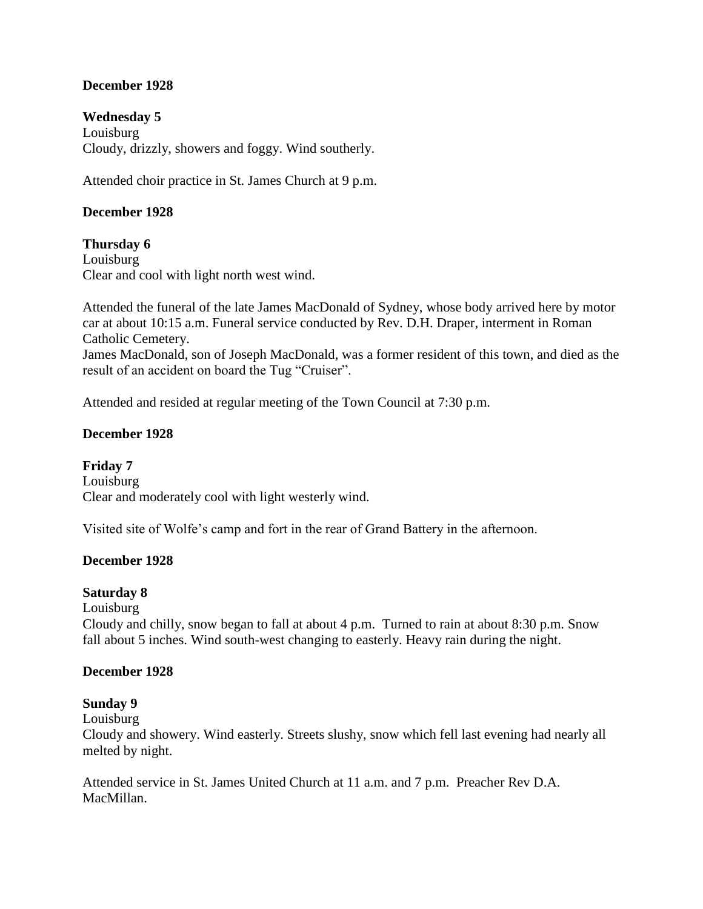**December 1928**

**Wednesday 5**
Louisburg
Cloudy, drizzly, showers and foggy. Wind southerly.

Attended choir practice in St. James Church at 9 p.m.

**December 1928**

**Thursday 6**
Louisburg
Clear and cool with light north west wind.

Attended the funeral of the late James MacDonald of Sydney, whose body arrived here by motor car at about 10:15 a.m. Funeral service conducted by Rev. D.H. Draper, interment in Roman Catholic Cemetery.
James MacDonald, son of Joseph MacDonald, was a former resident of this town, and died as the result of an accident on board the Tug "Cruiser".

Attended and resided at regular meeting of the Town Council at 7:30 p.m.

**December 1928**

**Friday 7**
Louisburg
Clear and moderately cool with light westerly wind.

Visited site of Wolfe's camp and fort in the rear of Grand Battery in the afternoon.

**December 1928**

**Saturday 8**
Louisburg
Cloudy and chilly, snow began to fall at about 4 p.m. Turned to rain at about 8:30 p.m. Snow fall about 5 inches. Wind south-west changing to easterly. Heavy rain during the night.

**December 1928**

**Sunday 9**
Louisburg
Cloudy and showery. Wind easterly. Streets slushy, snow which fell last evening had nearly all melted by night.

Attended service in St. James United Church at 11 a.m. and 7 p.m. Preacher Rev D.A. MacMillan.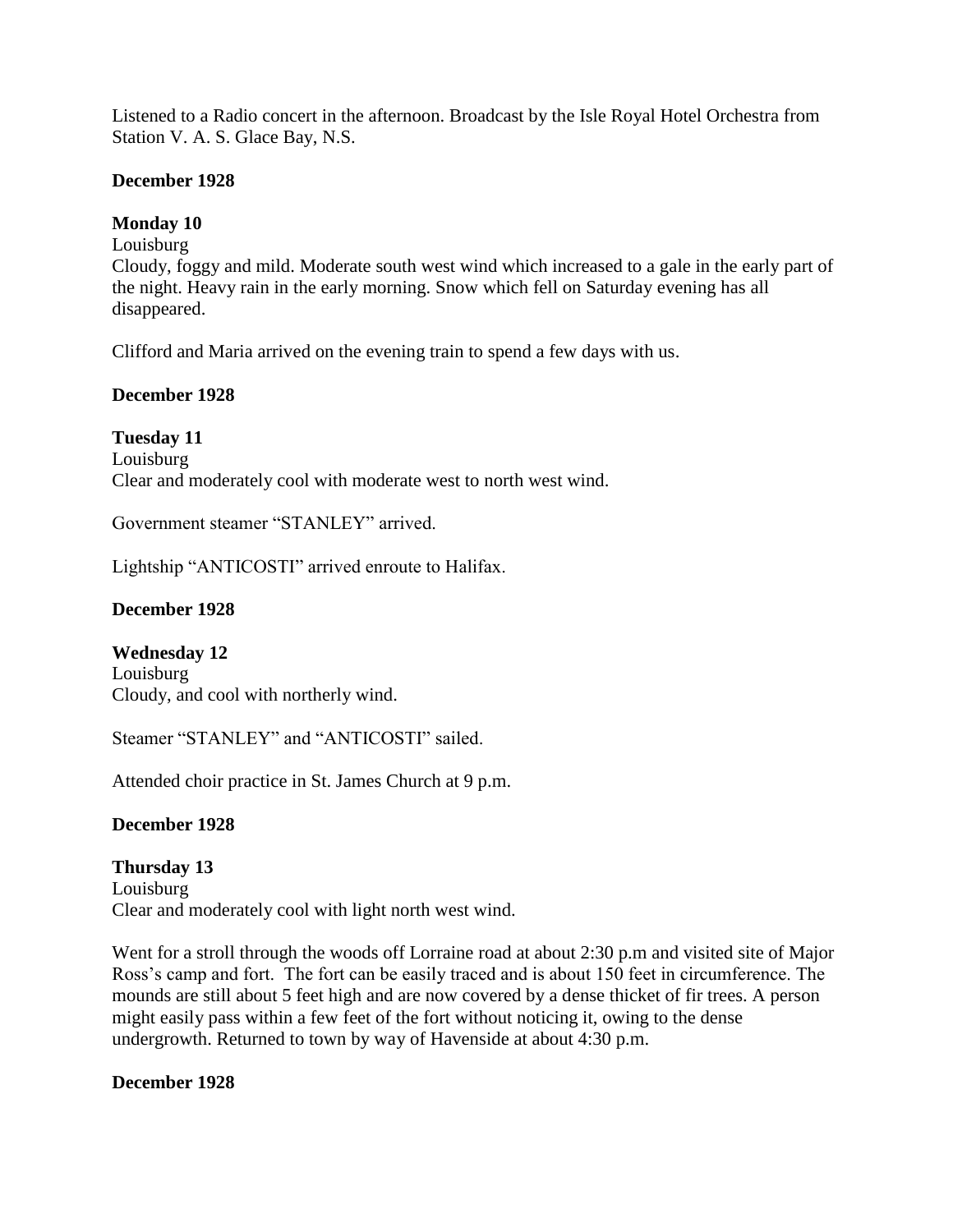Listened to a Radio concert in the afternoon. Broadcast by the Isle Royal Hotel Orchestra from Station V. A. S. Glace Bay, N.S.

**December 1928**

**Monday 10**

Louisburg

Cloudy, foggy and mild. Moderate south west wind which increased to a gale in the early part of the night. Heavy rain in the early morning. Snow which fell on Saturday evening has all disappeared.

Clifford and Maria arrived on the evening train to spend a few days with us.

**December 1928**

**Tuesday 11**

Louisburg

Clear and moderately cool with moderate west to north west wind.

Government steamer "STANLEY" arrived.

Lightship "ANTICOSTI" arrived enroute to Halifax.

**December 1928**

**Wednesday 12**

Louisburg

Cloudy, and cool with northerly wind.

Steamer "STANLEY" and "ANTICOSTI" sailed.

Attended choir practice in St. James Church at 9 p.m.

**December 1928**

**Thursday 13**

Louisburg

Clear and moderately cool with light north west wind.

Went for a stroll through the woods off Lorraine road at about 2:30 p.m and visited site of Major Ross's camp and fort. The fort can be easily traced and is about 150 feet in circumference. The mounds are still about 5 feet high and are now covered by a dense thicket of fir trees. A person might easily pass within a few feet of the fort without noticing it, owing to the dense undergrowth. Returned to town by way of Havenside at about 4:30 p.m.

**December 1928**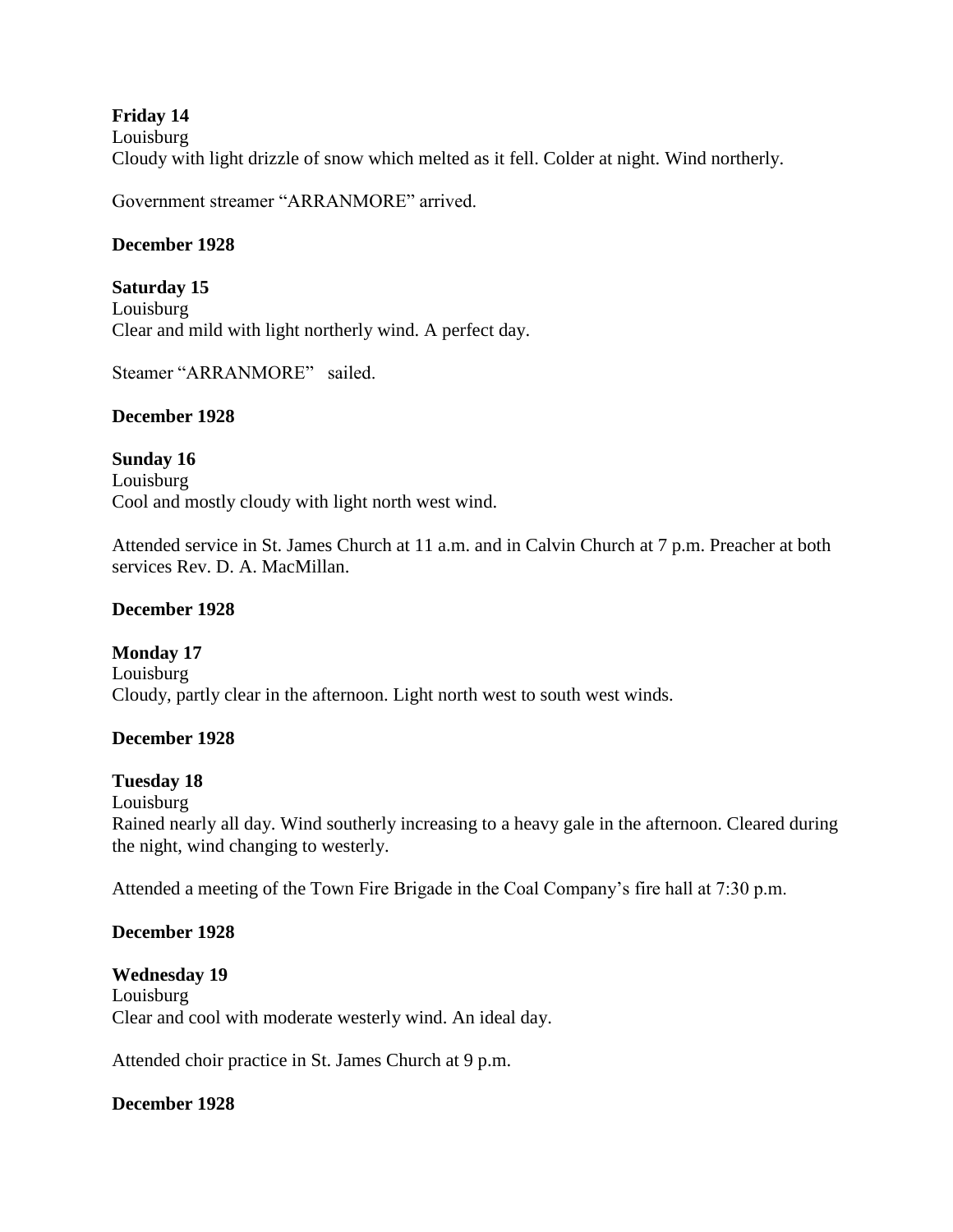**Friday 14**
Louisburg
Cloudy with light drizzle of snow which melted as it fell. Colder at night. Wind northerly.

Government streamer "ARRANMORE" arrived.

**December 1928**

**Saturday 15**
Louisburg
Clear and mild with light northerly wind. A perfect day.

Steamer "ARRANMORE" sailed.

**December 1928**

**Sunday 16**
Louisburg
Cool and mostly cloudy with light north west wind.

Attended service in St. James Church at 11 a.m. and in Calvin Church at 7 p.m. Preacher at both services Rev. D. A. MacMillan.

**December 1928**

**Monday 17**
Louisburg
Cloudy, partly clear in the afternoon. Light north west to south west winds.

**December 1928**

**Tuesday 18**
Louisburg
Rained nearly all day. Wind southerly increasing to a heavy gale in the afternoon. Cleared during the night, wind changing to westerly.

Attended a meeting of the Town Fire Brigade in the Coal Company's fire hall at 7:30 p.m.

**December 1928**

**Wednesday 19**
Louisburg
Clear and cool with moderate westerly wind. An ideal day.

Attended choir practice in St. James Church at 9 p.m.

**December 1928**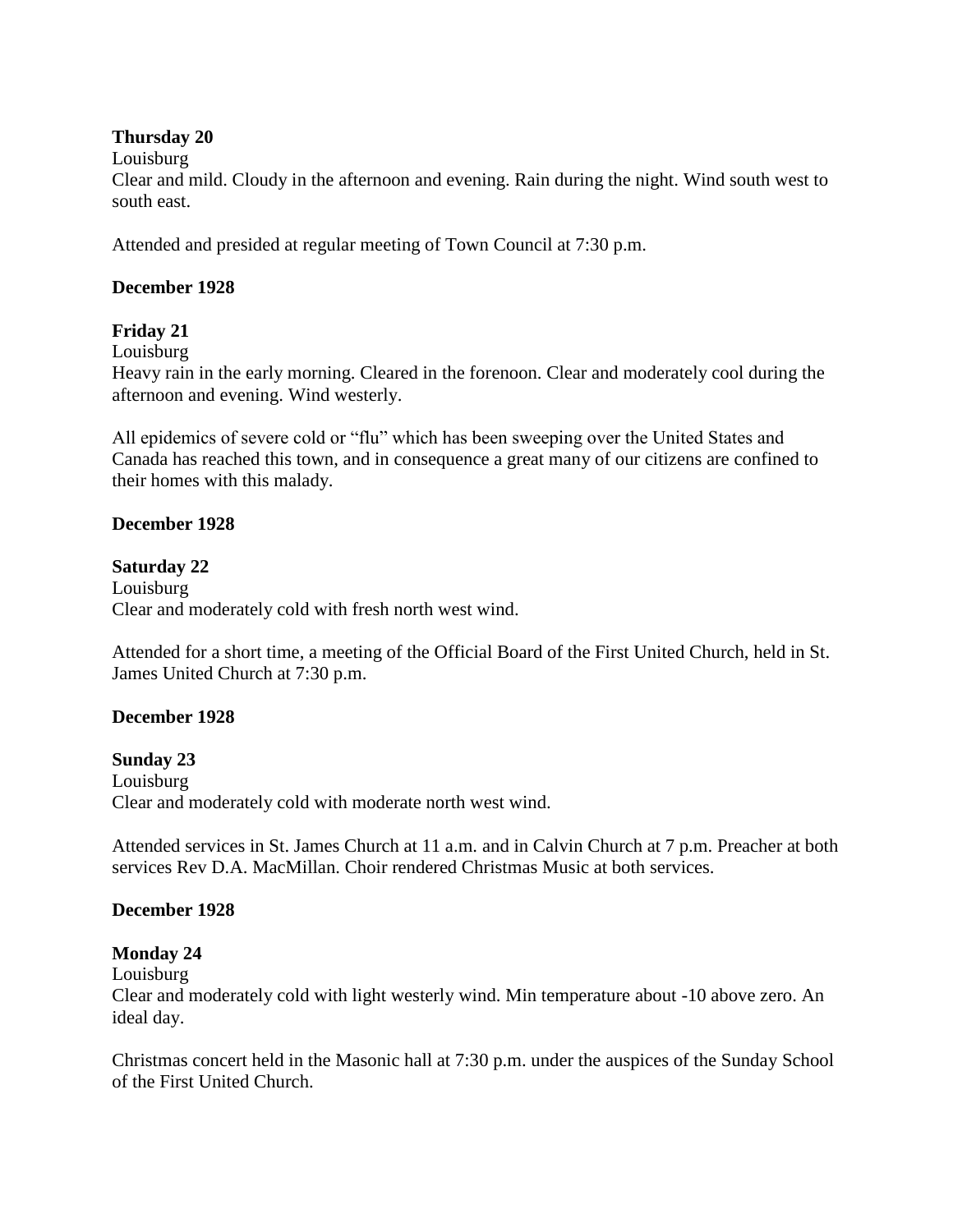**Thursday 20**

Louisburg

Clear and mild. Cloudy in the afternoon and evening. Rain during the night. Wind south west to south east.

Attended and presided at regular meeting of Town Council at 7:30 p.m.

**December 1928**

**Friday 21**

Louisburg

Heavy rain in the early morning. Cleared in the forenoon. Clear and moderately cool during the afternoon and evening. Wind westerly.

All epidemics of severe cold or "flu" which has been sweeping over the United States and Canada has reached this town, and in consequence a great many of our citizens are confined to their homes with this malady.

**December 1928**

**Saturday 22**

Louisburg

Clear and moderately cold with fresh north west wind.

Attended for a short time, a meeting of the Official Board of the First United Church, held in St. James United Church at 7:30 p.m.

**December 1928**

**Sunday 23**

Louisburg

Clear and moderately cold with moderate north west wind.

Attended services in St. James Church at 11 a.m. and in Calvin Church at 7 p.m. Preacher at both services Rev D.A. MacMillan. Choir rendered Christmas Music at both services.

**December 1928**

**Monday 24**

Louisburg

Clear and moderately cold with light westerly wind. Min temperature about -10 above zero. An ideal day.

Christmas concert held in the Masonic hall at 7:30 p.m. under the auspices of the Sunday School of the First United Church.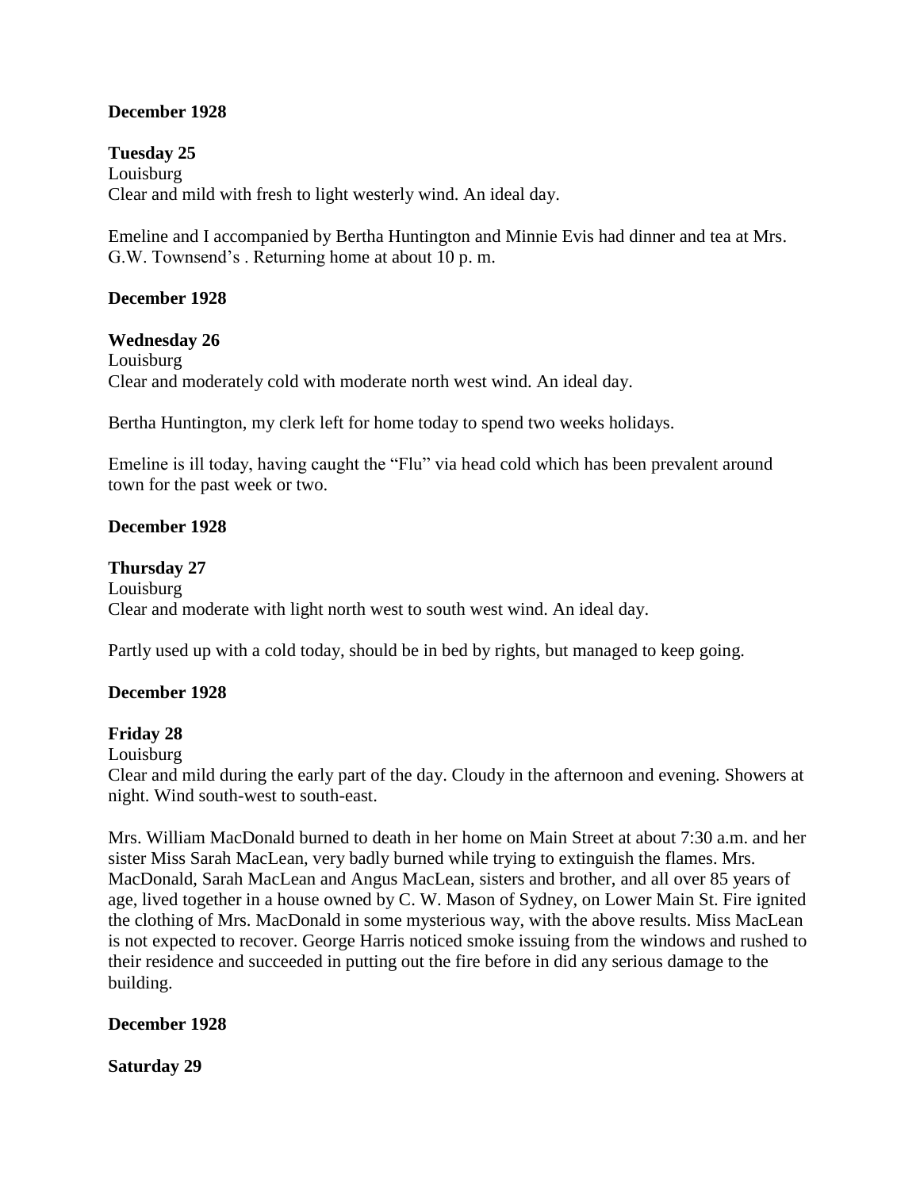**December 1928**

**Tuesday 25**

Louisburg

Clear and mild with fresh to light westerly wind. An ideal day.

Emeline and I accompanied by Bertha Huntington and Minnie Evis had dinner and tea at Mrs. G.W. Townsend's . Returning home at about 10 p. m.

**December 1928**

**Wednesday 26**

Louisburg

Clear and moderately cold with moderate north west wind. An ideal day.

Bertha Huntington, my clerk left for home today to spend two weeks holidays.

Emeline is ill today, having caught the "Flu" via head cold which has been prevalent around town for the past week or two.

**December 1928**

**Thursday 27**

Louisburg

Clear and moderate with light north west to south west wind. An ideal day.

Partly used up with a cold today, should be in bed by rights, but managed to keep going.

**December 1928**

**Friday 28**

Louisburg

Clear and mild during the early part of the day. Cloudy in the afternoon and evening. Showers at night. Wind south-west to south-east.

Mrs. William MacDonald burned to death in her home on Main Street at about 7:30 a.m. and her sister Miss Sarah MacLean, very badly burned while trying to extinguish the flames. Mrs. MacDonald, Sarah MacLean and Angus MacLean, sisters and brother, and all over 85 years of age, lived together in a house owned by C. W. Mason of Sydney, on Lower Main St. Fire ignited the clothing of Mrs. MacDonald in some mysterious way, with the above results. Miss MacLean is not expected to recover. George Harris noticed smoke issuing from the windows and rushed to their residence and succeeded in putting out the fire before in did any serious damage to the building.

**December 1928**

**Saturday 29**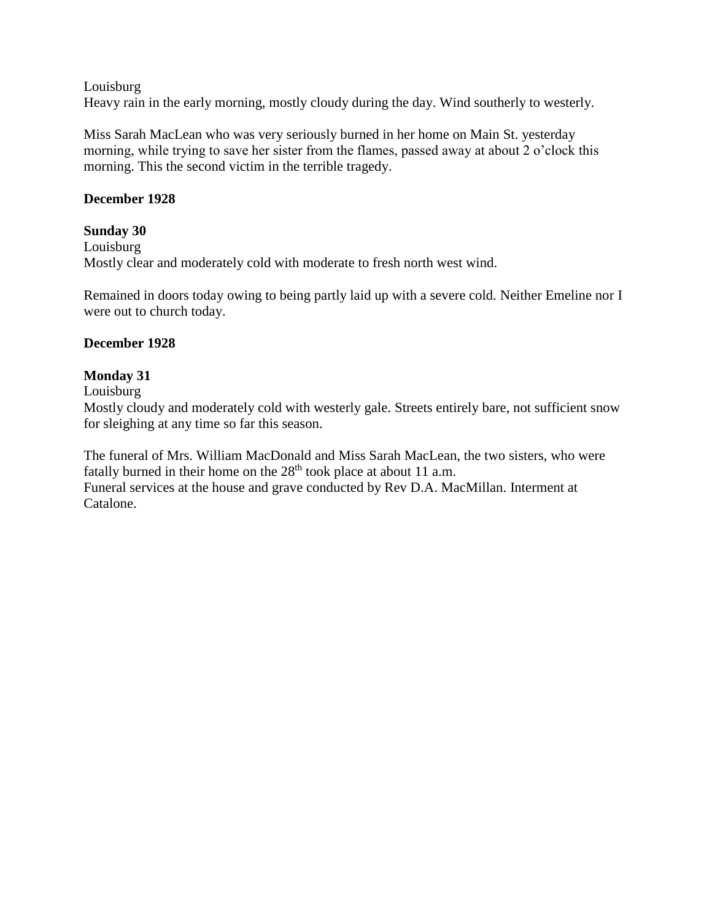Louisburg
Heavy rain in the early morning, mostly cloudy during the day. Wind southerly to westerly.

Miss Sarah MacLean who was very seriously burned in her home on Main St. yesterday morning, while trying to save her sister from the flames, passed away at about 2 o'clock this morning. This the second victim in the terrible tragedy.

**December 1928**

**Sunday 30**
Louisburg
Mostly clear and moderately cold with moderate to fresh north west wind.

Remained in doors today owing to being partly laid up with a severe cold. Neither Emeline nor I were out to church today.

**December 1928**

**Monday 31**
Louisburg
Mostly cloudy and moderately cold with westerly gale. Streets entirely bare, not sufficient snow for sleighing at any time so far this season.

The funeral of Mrs. William MacDonald and Miss Sarah MacLean, the two sisters, who were fatally burned in their home on the 28th took place at about 11 a.m.
Funeral services at the house and grave conducted by Rev D.A. MacMillan. Interment at Catalone.